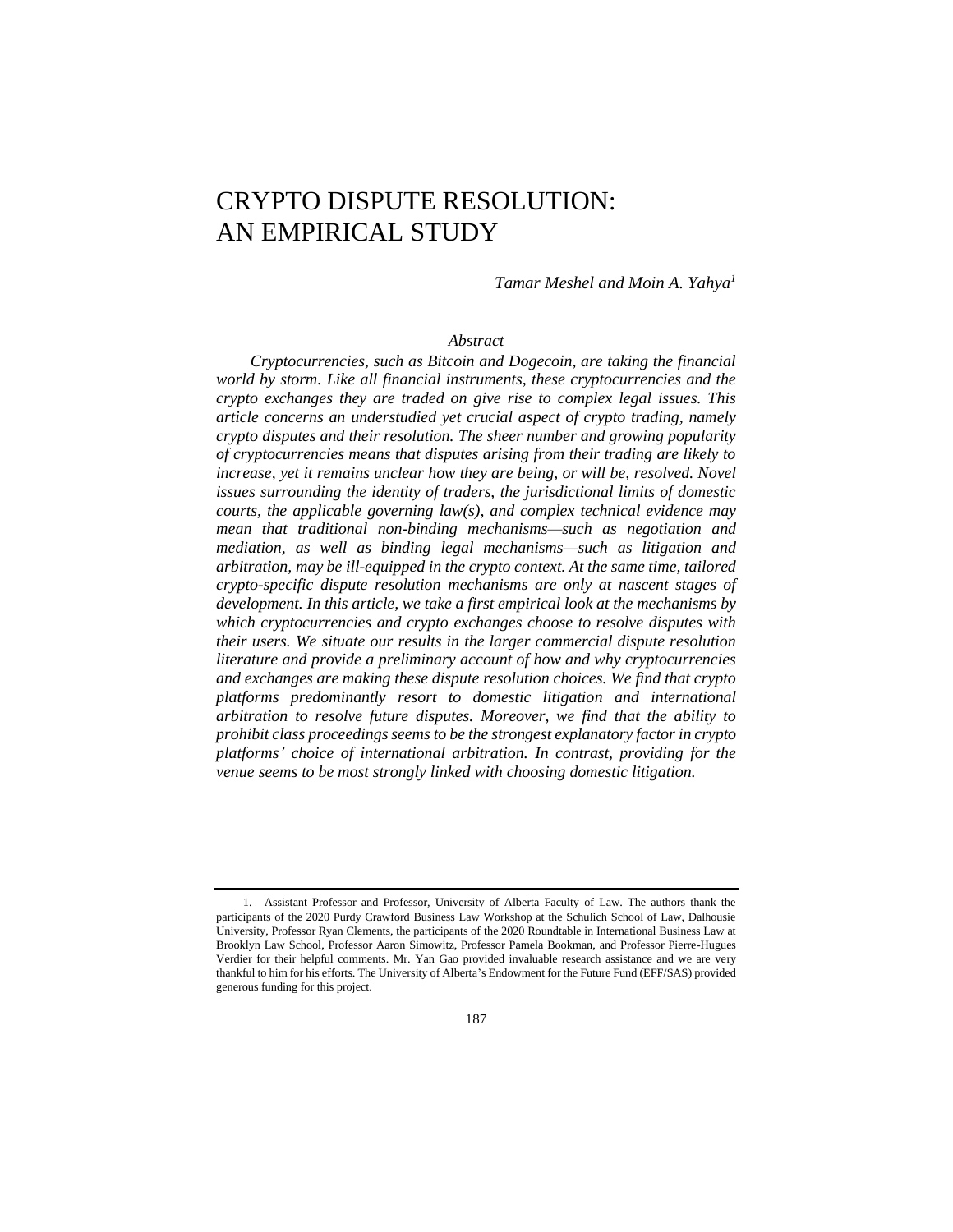# CRYPTO DISPUTE RESOLUTION: AN EMPIRICAL STUDY

*Tamar Meshel and Moin A. Yahya*[1]

*Abstract*

*Cryptocurrencies, such as Bitcoin and Dogecoin, are taking the financial world by storm. Like all financial instruments, these cryptocurrencies and the crypto exchanges they are traded on give rise to complex legal issues. This article concerns an understudied yet crucial aspect of crypto trading, namely crypto disputes and their resolution. The sheer number and growing popularity of cryptocurrencies means that disputes arising from their trading are likely to increase, yet it remains unclear how they are being, or will be, resolved. Novel issues surrounding the identity of traders, the jurisdictional limits of domestic courts, the applicable governing law(s), and complex technical evidence may mean that traditional non-binding mechanisms—such as negotiation and mediation, as well as binding legal mechanisms—such as litigation and arbitration, may be ill-equipped in the crypto context. At the same time, tailored crypto-specific dispute resolution mechanisms are only at nascent stages of development. In this article, we take a first empirical look at the mechanisms by which cryptocurrencies and crypto exchanges choose to resolve disputes with their users. We situate our results in the larger commercial dispute resolution literature and provide a preliminary account of how and why cryptocurrencies and exchanges are making these dispute resolution choices. We find that crypto platforms predominantly resort to domestic litigation and international arbitration to resolve future disputes. Moreover, we find that the ability to prohibit class proceedings seems to be the strongest explanatory factor in crypto platforms' choice of international arbitration. In contrast, providing for the venue seems to be most strongly linked with choosing domestic litigation.*

---

1. Assistant Professor and Professor, University of Alberta Faculty of Law. The authors thank the participants of the 2020 Purdy Crawford Business Law Workshop at the Schulich School of Law, Dalhousie University, Professor Ryan Clements, the participants of the 2020 Roundtable in International Business Law at Brooklyn Law School, Professor Aaron Simowitz, Professor Pamela Bookman, and Professor Pierre-Hugues Verdier for their helpful comments. Mr. Yan Gao provided invaluable research assistance and we are very thankful to him for his efforts. The University of Alberta's Endowment for the Future Fund (EFF/SAS) provided generous funding for this project.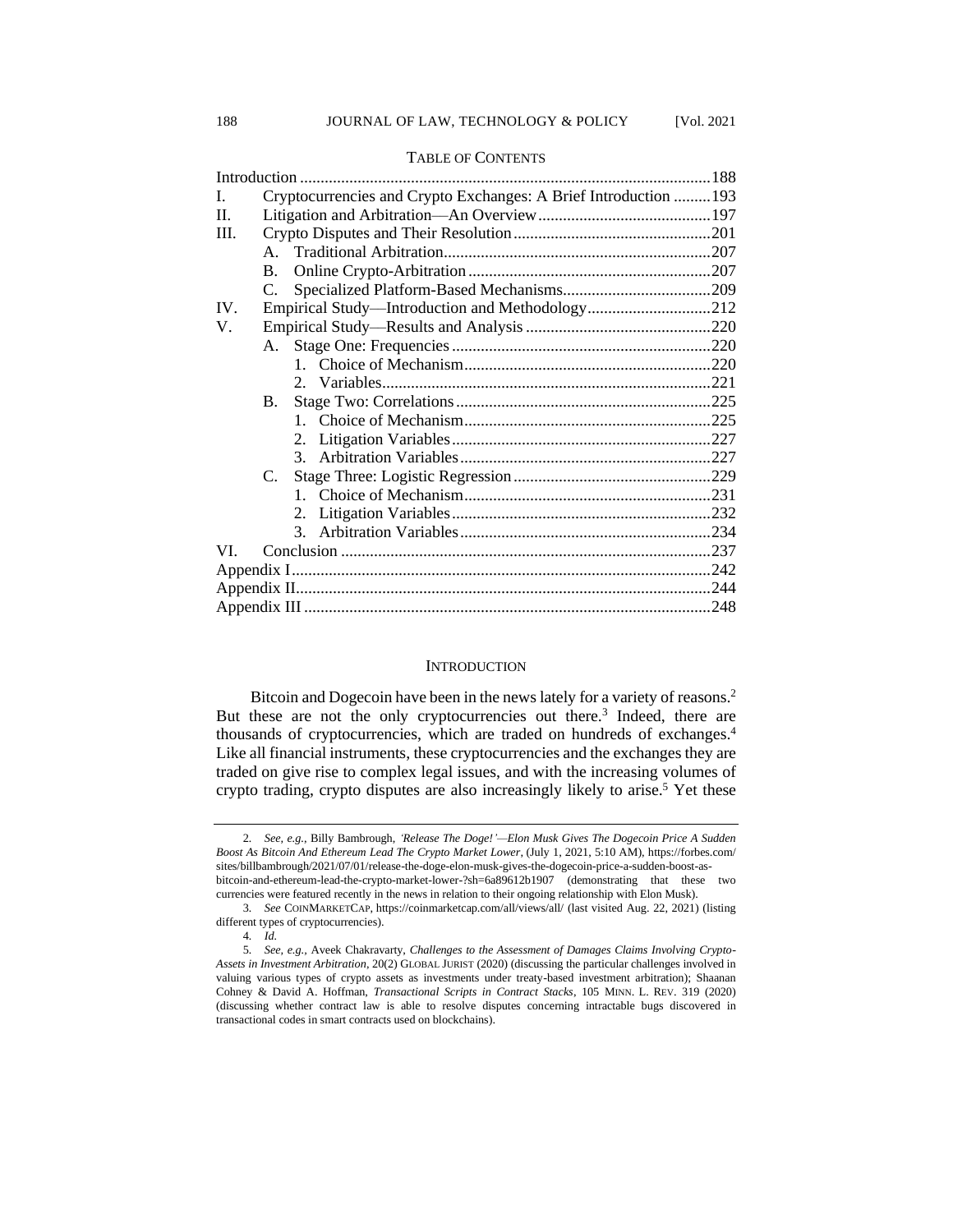TABLE OF CONTENTS

| | | |
|---|---|---|
| Introduction | | 188 |
| I. | Cryptocurrencies and Crypto Exchanges: A Brief Introduction | 193 |
| II. | Litigation and Arbitration—An Overview | 197 |
| III. | Crypto Disputes and Their Resolution | 201 |
| | A. Traditional Arbitration | 207 |
| | B. Online Crypto-Arbitration | 207 |
| | C. Specialized Platform-Based Mechanisms | 209 |
| IV. | Empirical Study—Introduction and Methodology | 212 |
| V. | Empirical Study—Results and Analysis | 220 |
| | A. Stage One: Frequencies | 220 |
| | 1. Choice of Mechanism | 220 |
| | 2. Variables | 221 |
| | B. Stage Two: Correlations | 225 |
| | 1. Choice of Mechanism | 225 |
| | 2. Litigation Variables | 227 |
| | 3. Arbitration Variables | 227 |
| | C. Stage Three: Logistic Regression | 229 |
| | 1. Choice of Mechanism | 231 |
| | 2. Litigation Variables | 232 |
| | 3. Arbitration Variables | 234 |
| VI. | Conclusion | 237 |
| Appendix I | | 242 |
| Appendix II | | 244 |
| Appendix III | | 248 |

## INTRODUCTION

Bitcoin and Dogecoin have been in the news lately for a variety of reasons.[2] But these are not the only cryptocurrencies out there.[3] Indeed, there are thousands of cryptocurrencies, which are traded on hundreds of exchanges.[4] Like all financial instruments, these cryptocurrencies and the exchanges they are traded on give rise to complex legal issues, and with the increasing volumes of crypto trading, crypto disputes are also increasingly likely to arise.[5] Yet these

---

2. *See, e.g.*, Billy Bambrough, *'Release The Doge!'—Elon Musk Gives The Dogecoin Price A Sudden Boost As Bitcoin And Ethereum Lead The Crypto Market Lower*, (July 1, 2021, 5:10 AM), https://forbes.com/sites/billbambrough/2021/07/01/release-the-doge-elon-musk-gives-the-dogecoin-price-a-sudden-boost-as-bitcoin-and-ethereum-lead-the-crypto-market-lower-?sh=6a89612b1907 (demonstrating that these two currencies were featured recently in the news in relation to their ongoing relationship with Elon Musk).

3. *See* COINMARKETCAP, https://coinmarketcap.com/all/views/all/ (last visited Aug. 22, 2021) (listing different types of cryptocurrencies).

4. *Id.*

5. *See, e.g.*, Aveek Chakravarty, *Challenges to the Assessment of Damages Claims Involving Crypto-Assets in Investment Arbitration*, 20(2) GLOBAL JURIST (2020) (discussing the particular challenges involved in valuing various types of crypto assets as investments under treaty-based investment arbitration); Shaanan Cohney & David A. Hoffman, *Transactional Scripts in Contract Stacks*, 105 MINN. L. REV. 319 (2020) (discussing whether contract law is able to resolve disputes concerning intractable bugs discovered in transactional codes in smart contracts used on blockchains).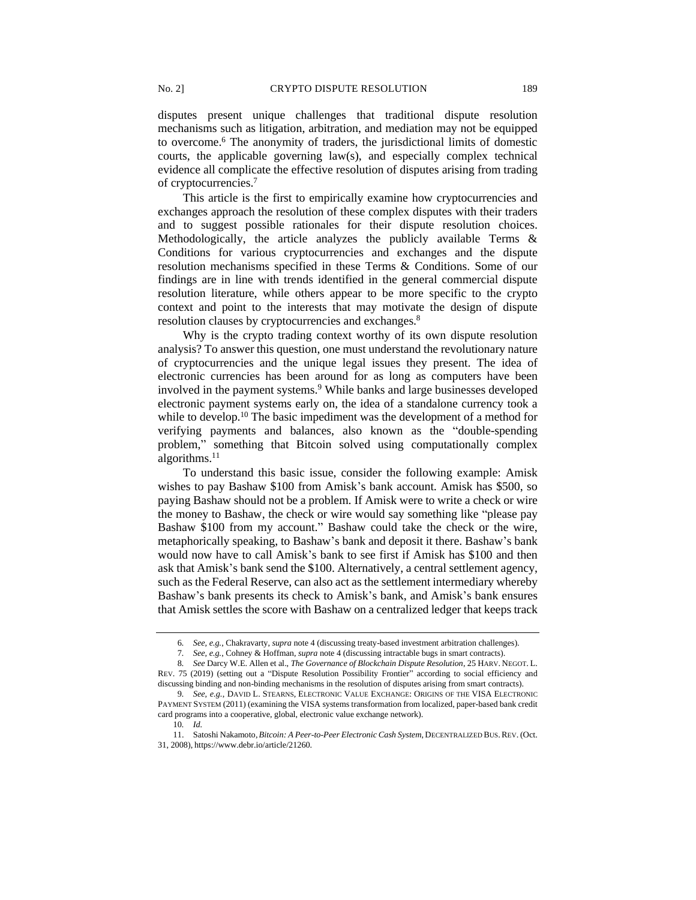disputes present unique challenges that traditional dispute resolution mechanisms such as litigation, arbitration, and mediation may not be equipped to overcome.[6] The anonymity of traders, the jurisdictional limits of domestic courts, the applicable governing law(s), and especially complex technical evidence all complicate the effective resolution of disputes arising from trading of cryptocurrencies.[7]

This article is the first to empirically examine how cryptocurrencies and exchanges approach the resolution of these complex disputes with their traders and to suggest possible rationales for their dispute resolution choices. Methodologically, the article analyzes the publicly available Terms & Conditions for various cryptocurrencies and exchanges and the dispute resolution mechanisms specified in these Terms & Conditions. Some of our findings are in line with trends identified in the general commercial dispute resolution literature, while others appear to be more specific to the crypto context and point to the interests that may motivate the design of dispute resolution clauses by cryptocurrencies and exchanges.[8]

Why is the crypto trading context worthy of its own dispute resolution analysis? To answer this question, one must understand the revolutionary nature of cryptocurrencies and the unique legal issues they present. The idea of electronic currencies has been around for as long as computers have been involved in the payment systems.[9] While banks and large businesses developed electronic payment systems early on, the idea of a standalone currency took a while to develop.[10] The basic impediment was the development of a method for verifying payments and balances, also known as the "double-spending problem," something that Bitcoin solved using computationally complex algorithms.[11]

To understand this basic issue, consider the following example: Amisk wishes to pay Bashaw $100 from Amisk's bank account. Amisk has $500, so paying Bashaw should not be a problem. If Amisk were to write a check or wire the money to Bashaw, the check or wire would say something like "please pay Bashaw $100 from my account." Bashaw could take the check or the wire, metaphorically speaking, to Bashaw's bank and deposit it there. Bashaw's bank would now have to call Amisk's bank to see first if Amisk has $100 and then ask that Amisk's bank send the $100. Alternatively, a central settlement agency, such as the Federal Reserve, can also act as the settlement intermediary whereby Bashaw's bank presents its check to Amisk's bank, and Amisk's bank ensures that Amisk settles the score with Bashaw on a centralized ledger that keeps track

---

6. *See, e.g.*, Chakravarty, *supra* note 4 (discussing treaty-based investment arbitration challenges).

7. *See, e.g.*, Cohney & Hoffman, *supra* note 4 (discussing intractable bugs in smart contracts).

8. *See* Darcy W.E. Allen et al., *The Governance of Blockchain Dispute Resolution*, 25 HARV. NEGOT. L. REV. 75 (2019) (setting out a "Dispute Resolution Possibility Frontier" according to social efficiency and discussing binding and non-binding mechanisms in the resolution of disputes arising from smart contracts).

9. *See, e.g.*, DAVID L. STEARNS, ELECTRONIC VALUE EXCHANGE: ORIGINS OF THE VISA ELECTRONIC PAYMENT SYSTEM (2011) (examining the VISA systems transformation from localized, paper-based bank credit card programs into a cooperative, global, electronic value exchange network).

10. *Id.*

11. Satoshi Nakamoto, *Bitcoin: A Peer-to-Peer Electronic Cash System*, DECENTRALIZED BUS. REV. (Oct. 31, 2008), https://www.debr.io/article/21260.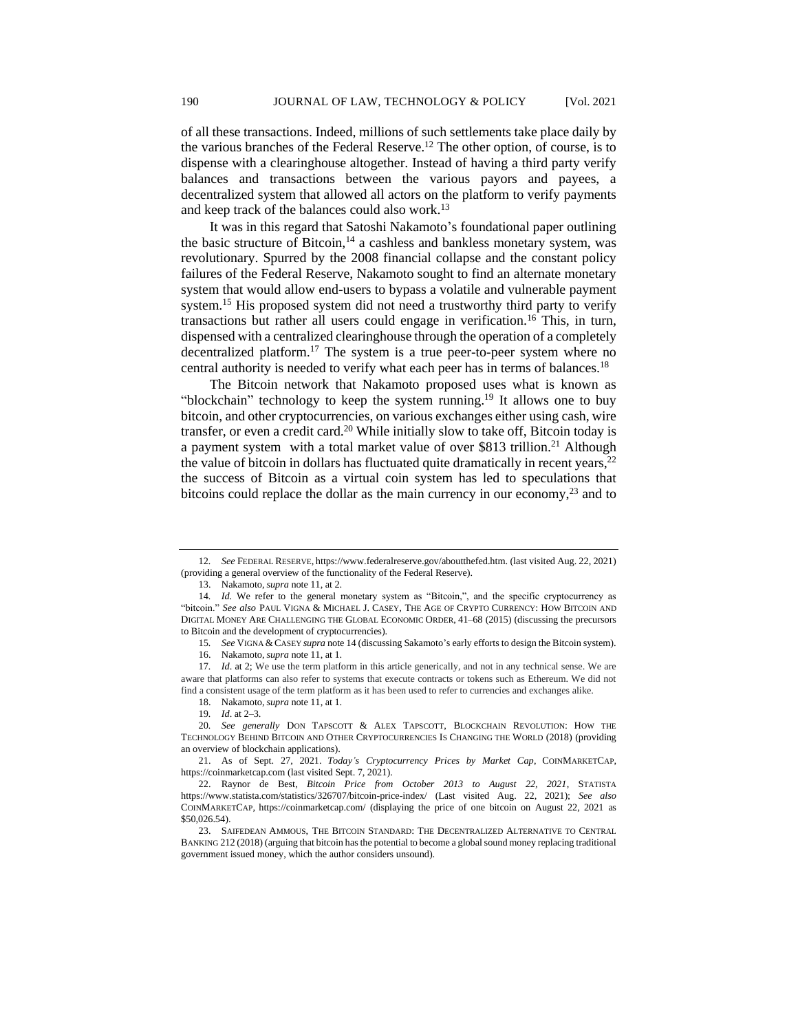of all these transactions. Indeed, millions of such settlements take place daily by the various branches of the Federal Reserve.[12] The other option, of course, is to dispense with a clearinghouse altogether. Instead of having a third party verify balances and transactions between the various payors and payees, a decentralized system that allowed all actors on the platform to verify payments and keep track of the balances could also work.[13]

It was in this regard that Satoshi Nakamoto's foundational paper outlining the basic structure of Bitcoin,[14] a cashless and bankless monetary system, was revolutionary. Spurred by the 2008 financial collapse and the constant policy failures of the Federal Reserve, Nakamoto sought to find an alternate monetary system that would allow end-users to bypass a volatile and vulnerable payment system.[15] His proposed system did not need a trustworthy third party to verify transactions but rather all users could engage in verification.[16] This, in turn, dispensed with a centralized clearinghouse through the operation of a completely decentralized platform.[17] The system is a true peer-to-peer system where no central authority is needed to verify what each peer has in terms of balances.[18]

The Bitcoin network that Nakamoto proposed uses what is known as "blockchain" technology to keep the system running.[19] It allows one to buy bitcoin, and other cryptocurrencies, on various exchanges either using cash, wire transfer, or even a credit card.[20] While initially slow to take off, Bitcoin today is a payment system with a total market value of over $813 trillion.[21] Although the value of bitcoin in dollars has fluctuated quite dramatically in recent years,[22] the success of Bitcoin as a virtual coin system has led to speculations that bitcoins could replace the dollar as the main currency in our economy,[23] and to

---

12. *See* FEDERAL RESERVE, https://www.federalreserve.gov/aboutthefed.htm. (last visited Aug. 22, 2021) (providing a general overview of the functionality of the Federal Reserve).

13. Nakamoto, *supra* note 11, at 2.

14. *Id.* We refer to the general monetary system as "Bitcoin,", and the specific cryptocurrency as "bitcoin." *See also* PAUL VIGNA & MICHAEL J. CASEY, THE AGE OF CRYPTO CURRENCY: HOW BITCOIN AND DIGITAL MONEY ARE CHALLENGING THE GLOBAL ECONOMIC ORDER, 41–68 (2015) (discussing the precursors to Bitcoin and the development of cryptocurrencies).

15. *See* VIGNA & CASEY *supra* note 14 (discussing Sakamoto's early efforts to design the Bitcoin system).

16. Nakamoto, *supra* note 11, at 1.

17. *Id.* at 2; We use the term platform in this article generically, and not in any technical sense. We are aware that platforms can also refer to systems that execute contracts or tokens such as Ethereum. We did not find a consistent usage of the term platform as it has been used to refer to currencies and exchanges alike.

18. Nakamoto, *supra* note 11, at 1.

19. *Id.* at 2–3.

20. *See generally* DON TAPSCOTT & ALEX TAPSCOTT, BLOCKCHAIN REVOLUTION: HOW THE TECHNOLOGY BEHIND BITCOIN AND OTHER CRYPTOCURRENCIES IS CHANGING THE WORLD (2018) (providing an overview of blockchain applications).

21. As of Sept. 27, 2021. *Today's Cryptocurrency Prices by Market Cap*, COINMARKETCAP, https://coinmarketcap.com (last visited Sept. 7, 2021).

22. Raynor de Best, *Bitcoin Price from October 2013 to August 22, 2021*, STATISTA https://www.statista.com/statistics/326707/bitcoin-price-index/ (Last visited Aug. 22, 2021); *See also* COINMARKETCAP, https://coinmarketcap.com/ (displaying the price of one bitcoin on August 22, 2021 as $50,026.54).

23. SAIFEDEAN AMMOUS, THE BITCOIN STANDARD: THE DECENTRALIZED ALTERNATIVE TO CENTRAL BANKING 212 (2018) (arguing that bitcoin has the potential to become a global sound money replacing traditional government issued money, which the author considers unsound).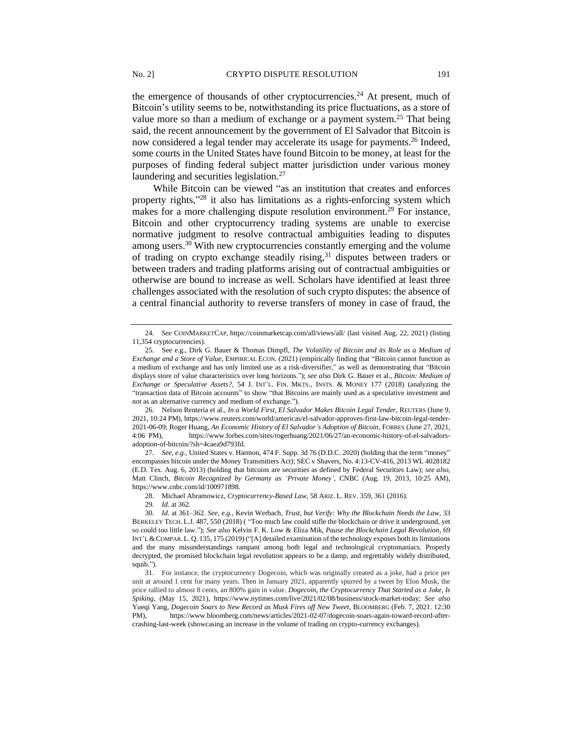the emergence of thousands of other cryptocurrencies.[24] At present, much of Bitcoin's utility seems to be, notwithstanding its price fluctuations, as a store of value more so than a medium of exchange or a payment system.[25] That being said, the recent announcement by the government of El Salvador that Bitcoin is now considered a legal tender may accelerate its usage for payments.[26] Indeed, some courts in the United States have found Bitcoin to be money, at least for the purposes of finding federal subject matter jurisdiction under various money laundering and securities legislation.[27]

While Bitcoin can be viewed "as an institution that creates and enforces property rights,"[28] it also has limitations as a rights-enforcing system which makes for a more challenging dispute resolution environment.[29] For instance, Bitcoin and other cryptocurrency trading systems are unable to exercise normative judgment to resolve contractual ambiguities leading to disputes among users.[30] With new cryptocurrencies constantly emerging and the volume of trading on crypto exchange steadily rising,[31] disputes between traders or between traders and trading platforms arising out of contractual ambiguities or otherwise are bound to increase as well. Scholars have identified at least three challenges associated with the resolution of such crypto disputes: the absence of a central financial authority to reverse transfers of money in case of fraud, the

---

24. *See* COINMARKETCAP, https://coinmarketcap.com/all/views/all/ (last visited Aug. 22, 2021) (listing 11,354 cryptocurrencies).

25. See e.g., Dirk G. Bauer & Thomas Dimpfl, *The Volatility of Bitcoin and its Role as a Medium of Exchange and a Store of Value*, EMPIRICAL ECON. (2021) (empirically finding that "Bitcoin cannot function as a medium of exchange and has only limited use as a risk-diversifier," as well as demonstrating that "Bitcoin displays store of value characteristics over long horizons."); *see also* Dirk G. Bauer et al., *Bitcoin: Medium of Exchange or Speculative Assets?*, 54 J. INT'L. FIN. MKTS., INSTS. & MONEY 177 (2018) (analyzing the "transaction data of Bitcoin accounts" to show "that Bitcoins are mainly used as a speculative investment and not as an alternative currency and medium of exchange.").

26. Nelson Renteria et al., *In a World First, El Salvador Makes Bitcoin Legal Tender*, REUTERS (June 9, 2021, 10:24 PM), https://www.reuters.com/world/americas/el-salvador-approves-first-law-bitcoin-legal-tender-2021-06-09; Roger Huang, *An Economic History of El Salvador's Adoption of Bitcoin*, FORBES (June 27, 2021, 4:06 PM), https://www.forbes.com/sites/rogerhuang/2021/06/27/an-economic-history-of-el-salvadors-adoption-of-bitcoin/?sh=4caea9d793fd.

27. *See, e.g.*, United States v. Harmon, 474 F. Supp. 3d 76 (D.D.C. 2020) (holding that the term "money" encompasses bitcoin under the Money Transmitters Act); SEC v Shavers, No. 4:13-CV-416, 2013 WL 4028182 (E.D. Tex. Aug. 6, 2013) (holding that bitcoins are securities as defined by Federal Securities Law); *see also*, Matt Clinch, *Bitcoin Recognized by Germany as 'Private Money'*, CNBC (Aug. 19, 2013, 10:25 AM), https://www.cnbc.com/id/100971898.

28. Michael Abramowicz, *Cryptocurrency-Based Law*, 58 ARIZ. L. REV. 359, 361 (2016).

29. *Id*. at 362.

30. *Id.* at 361–362. *See, e.g.*, Kevin Werbach, *Trust, but Verify: Why the Blockchain Needs the Law*, 33 BERKELEY TECH. L.J. 487, 550 (2018) ( "Too much law could stifle the blockchain or drive it underground, yet so could too little law."); *See also* Kelvin F. K. Low & Eliza Mik, *Pause the Blockchain Legal Revolution*, 69 INT'L & COMPAR. L. Q. 135, 175 (2019) ("[A] detailed examination of the technology exposes both its limitations and the many misunderstandings rampant among both legal and technological cryptomaniacs. Properly decrypted, the promised blockchain legal revolution appears to be a damp, and regrettably widely distributed, squib.").

31. For instance, the cryptocurrency Dogecoin, which was originally created as a joke, had a price per unit at around 1 cent for many years. Then in January 2021, apparently spurred by a tweet by Elon Musk, the price rallied to almost 8 cents, an 800% gain in value. *Dogecoin, the Cryptocurrency That Started as a Joke, Is Spiking*, (May 15, 2021), https://www.nytimes.com/live/2021/02/08/business/stock-market-today; *See also* Yueqi Yang, *Dogecoin Soars to New Record as Musk Fires off New Tweet*, BLOOMBERG (Feb. 7, 2021. 12:30 PM), https://www.bloomberg.com/news/articles/2021-02-07/dogecoin-soars-again-toward-record-after-crashing-last-week (showcasing an increase in the volume of trading on crypto-currency exchanges).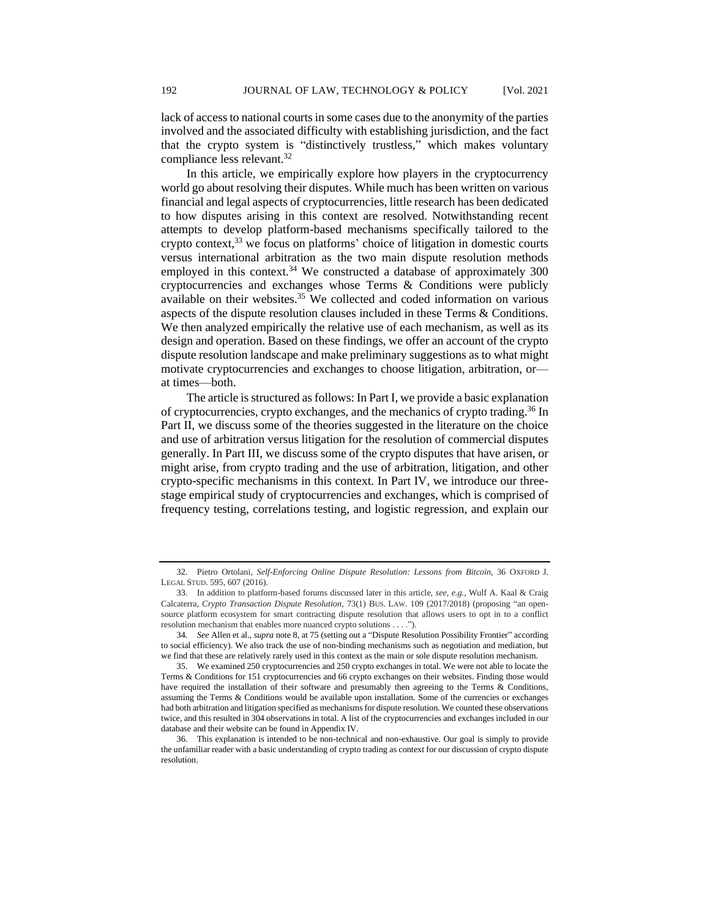lack of access to national courts in some cases due to the anonymity of the parties involved and the associated difficulty with establishing jurisdiction, and the fact that the crypto system is "distinctively trustless," which makes voluntary compliance less relevant.[32]

In this article, we empirically explore how players in the cryptocurrency world go about resolving their disputes. While much has been written on various financial and legal aspects of cryptocurrencies, little research has been dedicated to how disputes arising in this context are resolved. Notwithstanding recent attempts to develop platform-based mechanisms specifically tailored to the crypto context,[33] we focus on platforms' choice of litigation in domestic courts versus international arbitration as the two main dispute resolution methods employed in this context.[34] We constructed a database of approximately 300 cryptocurrencies and exchanges whose Terms & Conditions were publicly available on their websites.[35] We collected and coded information on various aspects of the dispute resolution clauses included in these Terms & Conditions. We then analyzed empirically the relative use of each mechanism, as well as its design and operation. Based on these findings, we offer an account of the crypto dispute resolution landscape and make preliminary suggestions as to what might motivate cryptocurrencies and exchanges to choose litigation, arbitration, or—at times—both.

The article is structured as follows: In Part I, we provide a basic explanation of cryptocurrencies, crypto exchanges, and the mechanics of crypto trading.[36] In Part II, we discuss some of the theories suggested in the literature on the choice and use of arbitration versus litigation for the resolution of commercial disputes generally. In Part III, we discuss some of the crypto disputes that have arisen, or might arise, from crypto trading and the use of arbitration, litigation, and other crypto-specific mechanisms in this context. In Part IV, we introduce our three-stage empirical study of cryptocurrencies and exchanges, which is comprised of frequency testing, correlations testing, and logistic regression, and explain our

---

32. Pietro Ortolani, *Self-Enforcing Online Dispute Resolution: Lessons from Bitcoin*, 36 OXFORD J. LEGAL STUD. 595, 607 (2016).

33. In addition to platform-based forums discussed later in this article, *see, e.g.*, Wulf A. Kaal & Craig Calcaterra, *Crypto Transaction Dispute Resolution*, 73(1) BUS. LAW. 109 (2017/2018) (proposing "an open-source platform ecosystem for smart contracting dispute resolution that allows users to opt in to a conflict resolution mechanism that enables more nuanced crypto solutions . . . .").

34. *See* Allen et al., *supra* note 8, at 75 (setting out a "Dispute Resolution Possibility Frontier" according to social efficiency). We also track the use of non-binding mechanisms such as negotiation and mediation, but we find that these are relatively rarely used in this context as the main or sole dispute resolution mechanism.

35. We examined 250 cryptocurrencies and 250 crypto exchanges in total. We were not able to locate the Terms & Conditions for 151 cryptocurrencies and 66 crypto exchanges on their websites. Finding those would have required the installation of their software and presumably then agreeing to the Terms & Conditions, assuming the Terms & Conditions would be available upon installation. Some of the currencies or exchanges had both arbitration and litigation specified as mechanisms for dispute resolution. We counted these observations twice, and this resulted in 304 observations in total. A list of the cryptocurrencies and exchanges included in our database and their website can be found in Appendix IV.

36. This explanation is intended to be non-technical and non-exhaustive. Our goal is simply to provide the unfamiliar reader with a basic understanding of crypto trading as context for our discussion of crypto dispute resolution.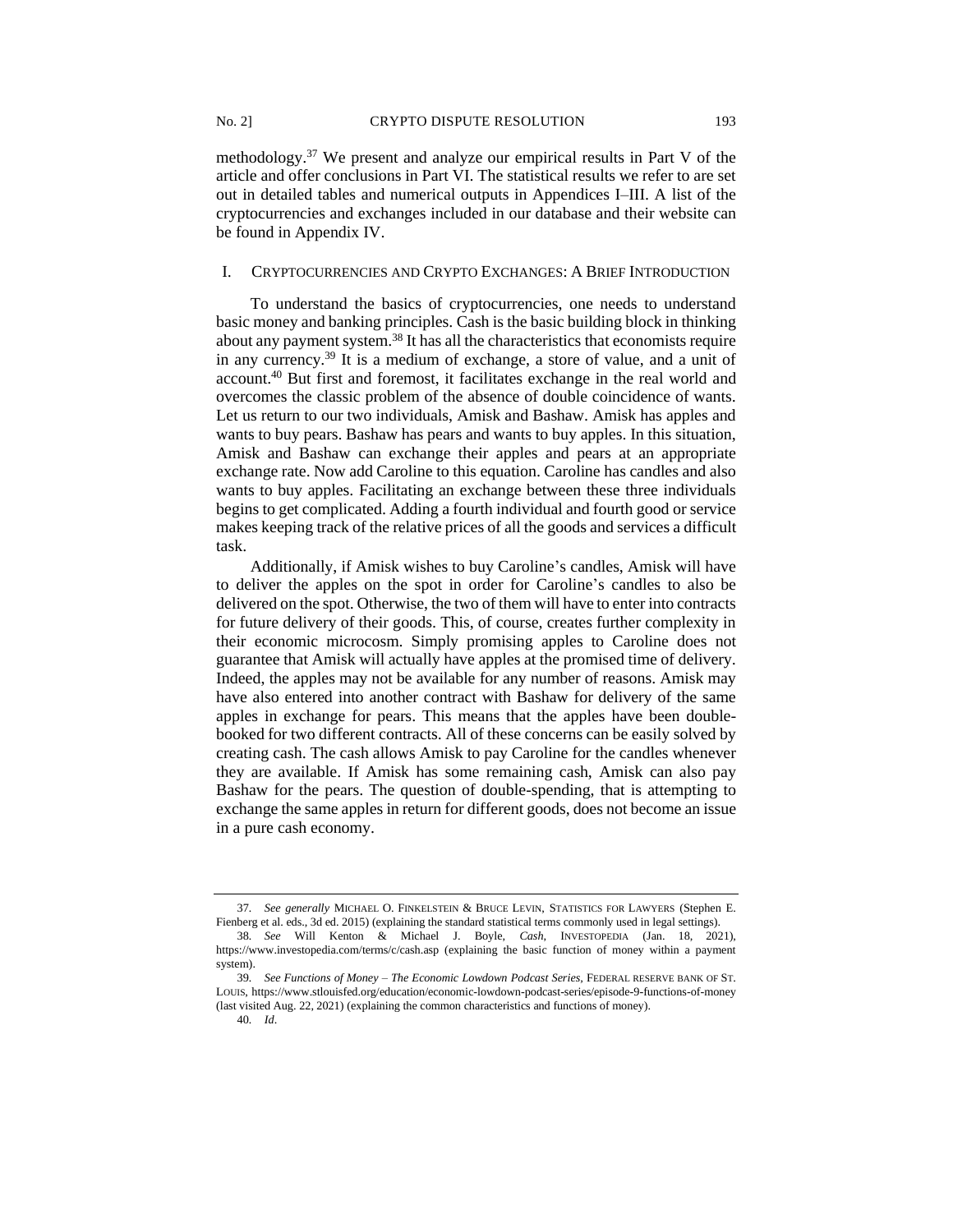methodology.[37] We present and analyze our empirical results in Part V of the article and offer conclusions in Part VI. The statistical results we refer to are set out in detailed tables and numerical outputs in Appendices I–III. A list of the cryptocurrencies and exchanges included in our database and their website can be found in Appendix IV.

## I. Cryptocurrencies and Crypto Exchanges: A Brief Introduction

To understand the basics of cryptocurrencies, one needs to understand basic money and banking principles. Cash is the basic building block in thinking about any payment system.[38] It has all the characteristics that economists require in any currency.[39] It is a medium of exchange, a store of value, and a unit of account.[40] But first and foremost, it facilitates exchange in the real world and overcomes the classic problem of the absence of double coincidence of wants. Let us return to our two individuals, Amisk and Bashaw. Amisk has apples and wants to buy pears. Bashaw has pears and wants to buy apples. In this situation, Amisk and Bashaw can exchange their apples and pears at an appropriate exchange rate. Now add Caroline to this equation. Caroline has candles and also wants to buy apples. Facilitating an exchange between these three individuals begins to get complicated. Adding a fourth individual and fourth good or service makes keeping track of the relative prices of all the goods and services a difficult task.

Additionally, if Amisk wishes to buy Caroline's candles, Amisk will have to deliver the apples on the spot in order for Caroline's candles to also be delivered on the spot. Otherwise, the two of them will have to enter into contracts for future delivery of their goods. This, of course, creates further complexity in their economic microcosm. Simply promising apples to Caroline does not guarantee that Amisk will actually have apples at the promised time of delivery. Indeed, the apples may not be available for any number of reasons. Amisk may have also entered into another contract with Bashaw for delivery of the same apples in exchange for pears. This means that the apples have been double-booked for two different contracts. All of these concerns can be easily solved by creating cash. The cash allows Amisk to pay Caroline for the candles whenever they are available. If Amisk has some remaining cash, Amisk can also pay Bashaw for the pears. The question of double-spending, that is attempting to exchange the same apples in return for different goods, does not become an issue in a pure cash economy.

---

37. *See generally* Michael O. Finkelstein & Bruce Levin, Statistics for Lawyers (Stephen E. Fienberg et al. eds., 3d ed. 2015) (explaining the standard statistical terms commonly used in legal settings).

38. *See* Will Kenton & Michael J. Boyle, *Cash*, Investopedia (Jan. 18, 2021), https://www.investopedia.com/terms/c/cash.asp (explaining the basic function of money within a payment system).

39. *See Functions of Money – The Economic Lowdown Podcast Series*, Federal reserve bank of St. Louis, https://www.stlouisfed.org/education/economic-lowdown-podcast-series/episode-9-functions-of-money (last visited Aug. 22, 2021) (explaining the common characteristics and functions of money).

40. *Id*.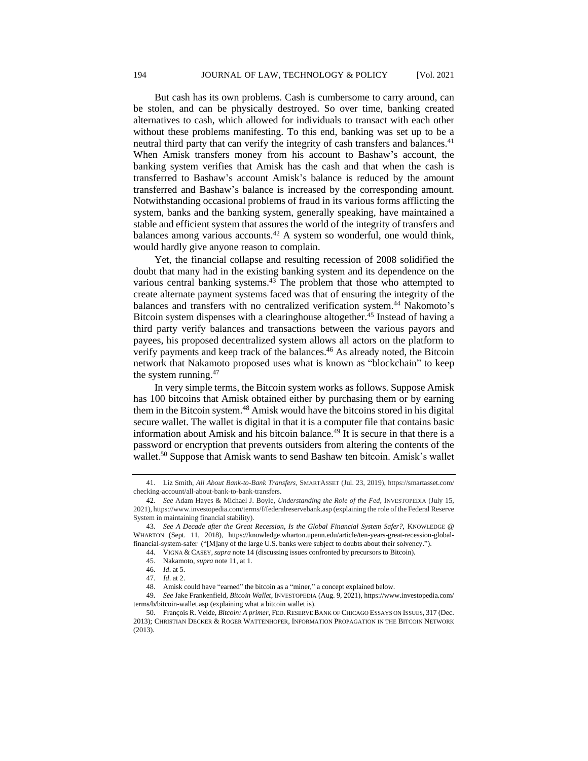But cash has its own problems. Cash is cumbersome to carry around, can be stolen, and can be physically destroyed. So over time, banking created alternatives to cash, which allowed for individuals to transact with each other without these problems manifesting. To this end, banking was set up to be a neutral third party that can verify the integrity of cash transfers and balances.[41] When Amisk transfers money from his account to Bashaw's account, the banking system verifies that Amisk has the cash and that when the cash is transferred to Bashaw's account Amisk's balance is reduced by the amount transferred and Bashaw's balance is increased by the corresponding amount. Notwithstanding occasional problems of fraud in its various forms afflicting the system, banks and the banking system, generally speaking, have maintained a stable and efficient system that assures the world of the integrity of transfers and balances among various accounts.[42] A system so wonderful, one would think, would hardly give anyone reason to complain.

Yet, the financial collapse and resulting recession of 2008 solidified the doubt that many had in the existing banking system and its dependence on the various central banking systems.[43] The problem that those who attempted to create alternate payment systems faced was that of ensuring the integrity of the balances and transfers with no centralized verification system.[44] Nakomoto's Bitcoin system dispenses with a clearinghouse altogether.[45] Instead of having a third party verify balances and transactions between the various payors and payees, his proposed decentralized system allows all actors on the platform to verify payments and keep track of the balances.[46] As already noted, the Bitcoin network that Nakamoto proposed uses what is known as "blockchain" to keep the system running.[47]

In very simple terms, the Bitcoin system works as follows. Suppose Amisk has 100 bitcoins that Amisk obtained either by purchasing them or by earning them in the Bitcoin system.[48] Amisk would have the bitcoins stored in his digital secure wallet. The wallet is digital in that it is a computer file that contains basic information about Amisk and his bitcoin balance.[49] It is secure in that there is a password or encryption that prevents outsiders from altering the contents of the wallet.[50] Suppose that Amisk wants to send Bashaw ten bitcoin. Amisk's wallet

---

41. Liz Smith, *All About Bank-to-Bank Transfers*, SMARTASSET (Jul. 23, 2019), https://smartasset.com/checking-account/all-about-bank-to-bank-transfers.

42. *See* Adam Hayes & Michael J. Boyle, *Understanding the Role of the Fed*, INVESTOPEDIA (July 15, 2021), https://www.investopedia.com/terms/f/federalreservebank.asp (explaining the role of the Federal Reserve System in maintaining financial stability).

43. *See A Decade after the Great Recession, Is the Global Financial System Safer?*, KNOWLEDGE @ WHARTON (Sept. 11, 2018), https://knowledge.wharton.upenn.edu/article/ten-years-great-recession-global-financial-system-safer ("[M]any of the large U.S. banks were subject to doubts about their solvency.").

44. VIGNA & CASEY, *supra* note 14 (discussing issues confronted by precursors to Bitcoin).

45. Nakamoto, *supra* note 11, at 1.

46. *Id*. at 5.

47. *Id*. at 2.

48. Amisk could have "earned" the bitcoin as a "miner," a concept explained below.

49. *See* Jake Frankenfield, *Bitcoin Wallet*, INVESTOPEDIA (Aug. 9, 2021), https://www.investopedia.com/terms/b/bitcoin-wallet.asp (explaining what a bitcoin wallet is).

50. François R. Velde, *Bitcoin: A primer*, FED. RESERVE BANK OF CHICAGO ESSAYS ON ISSUES, 317 (Dec. 2013); CHRISTIAN DECKER & ROGER WATTENHOFER, INFORMATION PROPAGATION IN THE BITCOIN NETWORK (2013).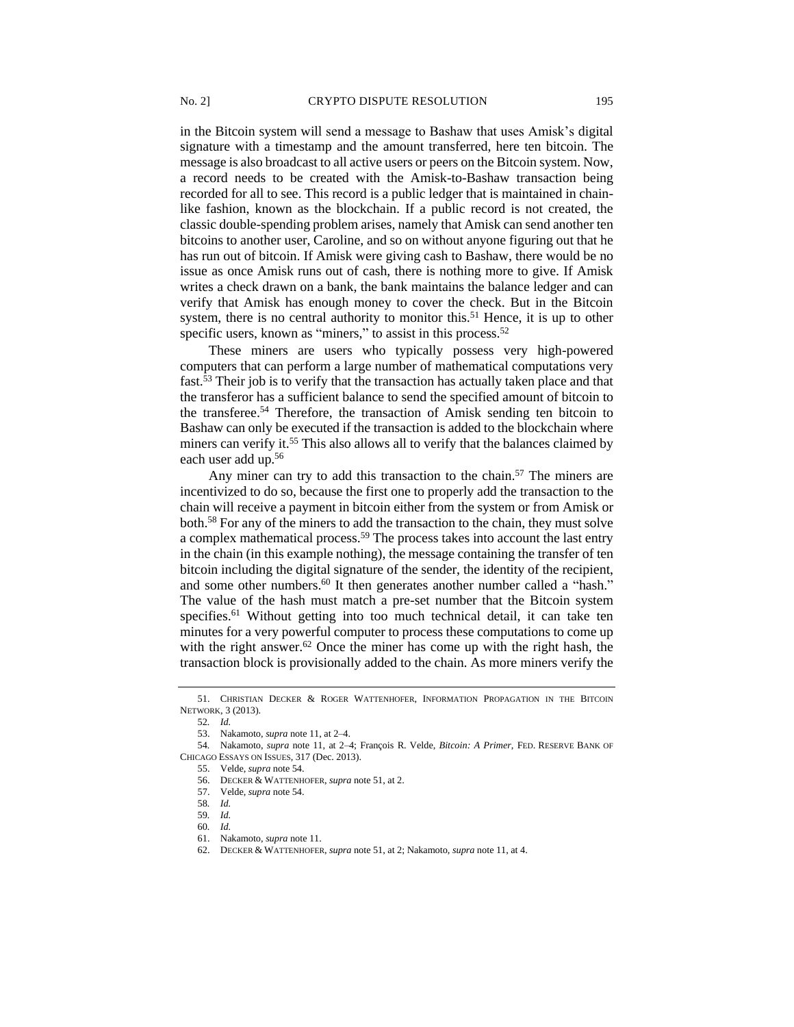in the Bitcoin system will send a message to Bashaw that uses Amisk's digital signature with a timestamp and the amount transferred, here ten bitcoin. The message is also broadcast to all active users or peers on the Bitcoin system. Now, a record needs to be created with the Amisk-to-Bashaw transaction being recorded for all to see. This record is a public ledger that is maintained in chain-like fashion, known as the blockchain. If a public record is not created, the classic double-spending problem arises, namely that Amisk can send another ten bitcoins to another user, Caroline, and so on without anyone figuring out that he has run out of bitcoin. If Amisk were giving cash to Bashaw, there would be no issue as once Amisk runs out of cash, there is nothing more to give. If Amisk writes a check drawn on a bank, the bank maintains the balance ledger and can verify that Amisk has enough money to cover the check. But in the Bitcoin system, there is no central authority to monitor this.[51] Hence, it is up to other specific users, known as "miners," to assist in this process.[52]

These miners are users who typically possess very high-powered computers that can perform a large number of mathematical computations very fast.[53] Their job is to verify that the transaction has actually taken place and that the transferor has a sufficient balance to send the specified amount of bitcoin to the transferee.[54] Therefore, the transaction of Amisk sending ten bitcoin to Bashaw can only be executed if the transaction is added to the blockchain where miners can verify it.[55] This also allows all to verify that the balances claimed by each user add up.[56]

Any miner can try to add this transaction to the chain.[57] The miners are incentivized to do so, because the first one to properly add the transaction to the chain will receive a payment in bitcoin either from the system or from Amisk or both.[58] For any of the miners to add the transaction to the chain, they must solve a complex mathematical process.[59] The process takes into account the last entry in the chain (in this example nothing), the message containing the transfer of ten bitcoin including the digital signature of the sender, the identity of the recipient, and some other numbers.[60] It then generates another number called a "hash." The value of the hash must match a pre-set number that the Bitcoin system specifies.[61] Without getting into too much technical detail, it can take ten minutes for a very powerful computer to process these computations to come up with the right answer.[62] Once the miner has come up with the right hash, the transaction block is provisionally added to the chain. As more miners verify the

---

51. CHRISTIAN DECKER & ROGER WATTENHOFER, INFORMATION PROPAGATION IN THE BITCOIN NETWORK, 3 (2013).

52. *Id.*

53. Nakamoto, *supra* note 11, at 2–4.

54. Nakamoto, *supra* note 11, at 2–4; François R. Velde, *Bitcoin: A Primer*, FED. RESERVE BANK OF CHICAGO ESSAYS ON ISSUES, 317 (Dec. 2013).

55. Velde, *supra* note 54.

56. DECKER & WATTENHOFER, *supra* note 51, at 2.

57. Velde, *supra* note 54.

58. *Id.*

59. *Id.*

60. *Id.*

61. Nakamoto, *supra* note 11.

62. DECKER & WATTENHOFER, *supra* note 51, at 2; Nakamoto, *supra* note 11, at 4.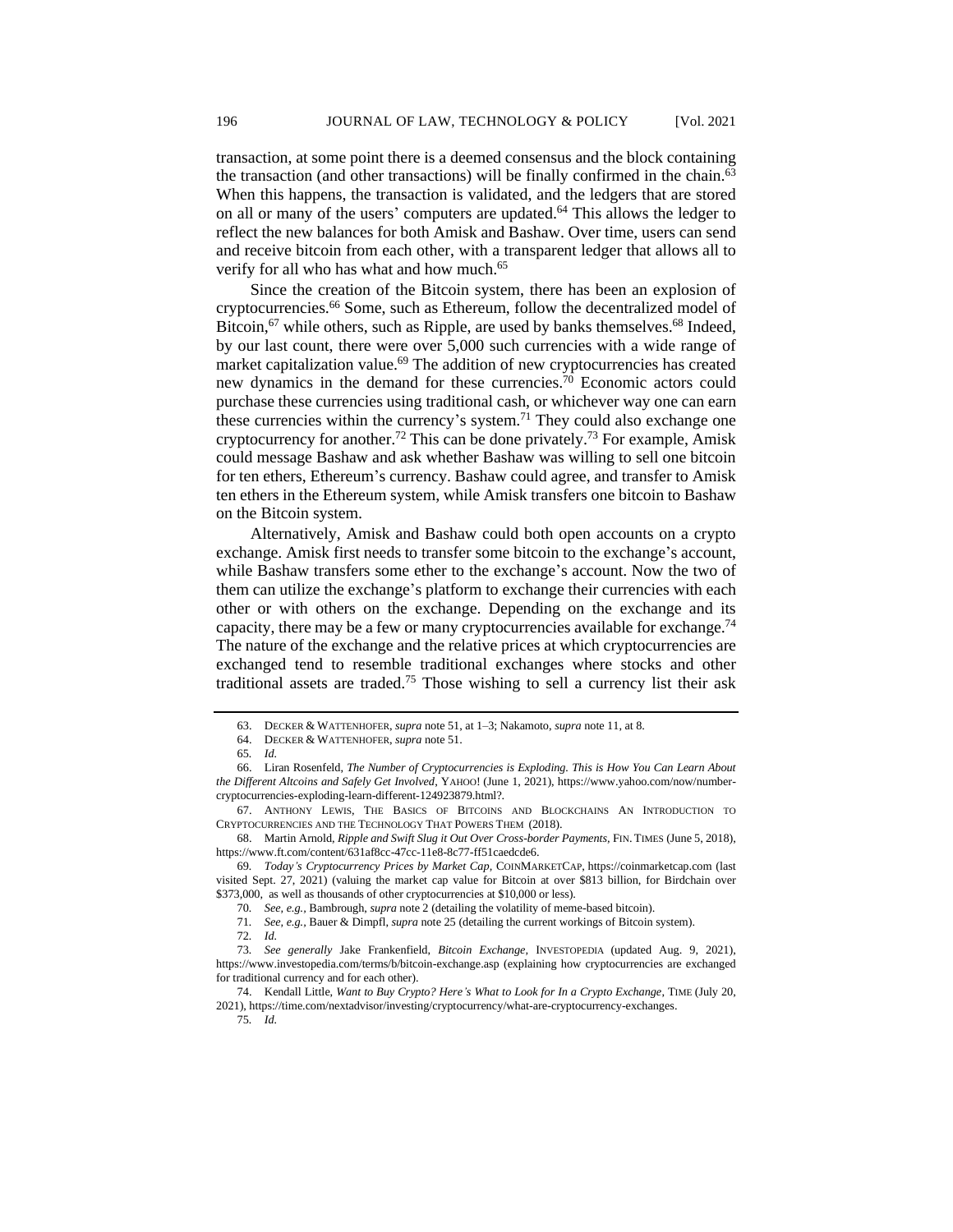transaction, at some point there is a deemed consensus and the block containing the transaction (and other transactions) will be finally confirmed in the chain.[63] When this happens, the transaction is validated, and the ledgers that are stored on all or many of the users' computers are updated.[64] This allows the ledger to reflect the new balances for both Amisk and Bashaw. Over time, users can send and receive bitcoin from each other, with a transparent ledger that allows all to verify for all who has what and how much.[65]

Since the creation of the Bitcoin system, there has been an explosion of cryptocurrencies.[66] Some, such as Ethereum, follow the decentralized model of Bitcoin,[67] while others, such as Ripple, are used by banks themselves.[68] Indeed, by our last count, there were over 5,000 such currencies with a wide range of market capitalization value.[69] The addition of new cryptocurrencies has created new dynamics in the demand for these currencies.[70] Economic actors could purchase these currencies using traditional cash, or whichever way one can earn these currencies within the currency's system.[71] They could also exchange one cryptocurrency for another.[72] This can be done privately.[73] For example, Amisk could message Bashaw and ask whether Bashaw was willing to sell one bitcoin for ten ethers, Ethereum's currency. Bashaw could agree, and transfer to Amisk ten ethers in the Ethereum system, while Amisk transfers one bitcoin to Bashaw on the Bitcoin system.

Alternatively, Amisk and Bashaw could both open accounts on a crypto exchange. Amisk first needs to transfer some bitcoin to the exchange's account, while Bashaw transfers some ether to the exchange's account. Now the two of them can utilize the exchange's platform to exchange their currencies with each other or with others on the exchange. Depending on the exchange and its capacity, there may be a few or many cryptocurrencies available for exchange.[74] The nature of the exchange and the relative prices at which cryptocurrencies are exchanged tend to resemble traditional exchanges where stocks and other traditional assets are traded.[75] Those wishing to sell a currency list their ask

---

63. DECKER & WATTENHOFER, *supra* note 51, at 1–3; Nakamoto, *supra* note 11, at 8.

64. DECKER & WATTENHOFER, *supra* note 51.

65. *Id.*

66. Liran Rosenfeld, *The Number of Cryptocurrencies is Exploding. This is How You Can Learn About the Different Altcoins and Safely Get Involved*, YAHOO! (June 1, 2021), https://www.yahoo.com/now/number-cryptocurrencies-exploding-learn-different-124923879.html?.

67. ANTHONY LEWIS, THE BASICS OF BITCOINS AND BLOCKCHAINS AN INTRODUCTION TO CRYPTOCURRENCIES AND THE TECHNOLOGY THAT POWERS THEM (2018).

68. Martin Arnold, *Ripple and Swift Slug it Out Over Cross-border Payments*, FIN. TIMES (June 5, 2018), https://www.ft.com/content/631af8cc-47cc-11e8-8c77-ff51caedcde6.

69. *Today's Cryptocurrency Prices by Market Cap*, COINMARKETCAP, https://coinmarketcap.com (last visited Sept. 27, 2021) (valuing the market cap value for Bitcoin at over $813 billion, for Birdchain over $373,000, as well as thousands of other cryptocurrencies at $10,000 or less).

70. *See, e.g.*, Bambrough, *supra* note 2 (detailing the volatility of meme-based bitcoin).

71. *See, e.g.*, Bauer & Dimpfl, *supra* note 25 (detailing the current workings of Bitcoin system).

72. *Id.*

73. *See generally* Jake Frankenfield, *Bitcoin Exchange*, INVESTOPEDIA (updated Aug. 9, 2021), https://www.investopedia.com/terms/b/bitcoin-exchange.asp (explaining how cryptocurrencies are exchanged for traditional currency and for each other).

74. Kendall Little, *Want to Buy Crypto? Here's What to Look for In a Crypto Exchange*, TIME (July 20, 2021), https://time.com/nextadvisor/investing/cryptocurrency/what-are-cryptocurrency-exchanges.

75. *Id.*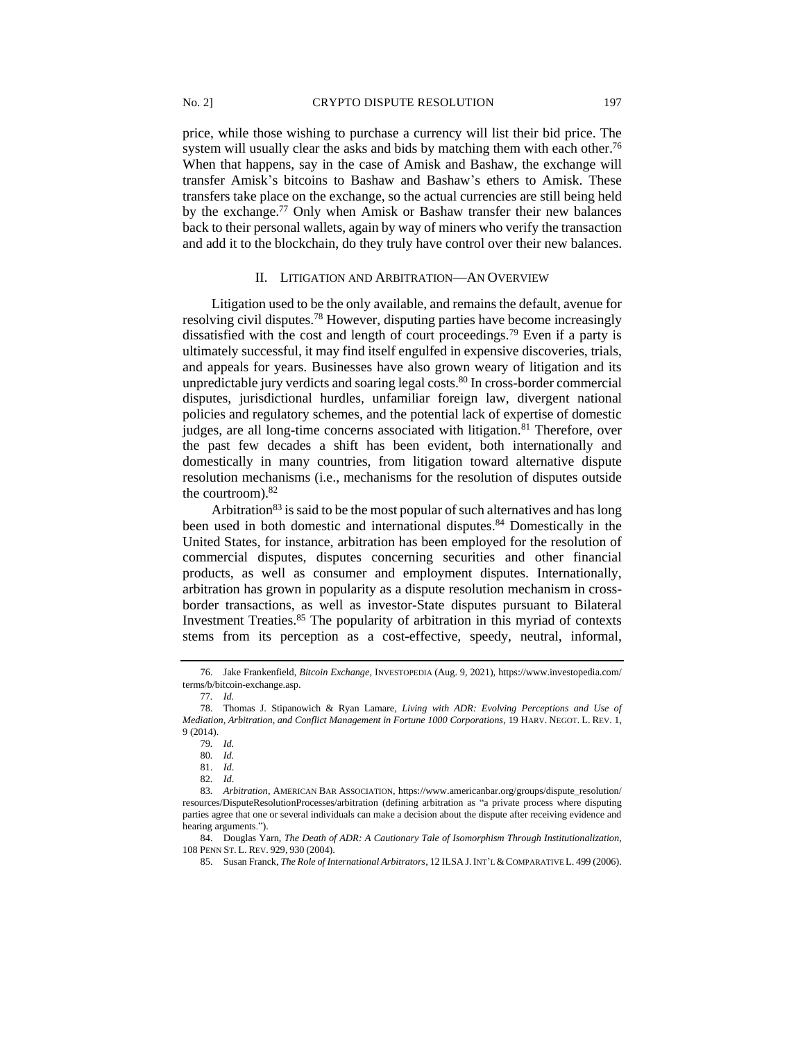price, while those wishing to purchase a currency will list their bid price. The system will usually clear the asks and bids by matching them with each other.[76] When that happens, say in the case of Amisk and Bashaw, the exchange will transfer Amisk's bitcoins to Bashaw and Bashaw's ethers to Amisk. These transfers take place on the exchange, so the actual currencies are still being held by the exchange.[77] Only when Amisk or Bashaw transfer their new balances back to their personal wallets, again by way of miners who verify the transaction and add it to the blockchain, do they truly have control over their new balances.

## II. LITIGATION AND ARBITRATION—AN OVERVIEW

Litigation used to be the only available, and remains the default, avenue for resolving civil disputes.[78] However, disputing parties have become increasingly dissatisfied with the cost and length of court proceedings.[79] Even if a party is ultimately successful, it may find itself engulfed in expensive discoveries, trials, and appeals for years. Businesses have also grown weary of litigation and its unpredictable jury verdicts and soaring legal costs.[80] In cross-border commercial disputes, jurisdictional hurdles, unfamiliar foreign law, divergent national policies and regulatory schemes, and the potential lack of expertise of domestic judges, are all long-time concerns associated with litigation.[81] Therefore, over the past few decades a shift has been evident, both internationally and domestically in many countries, from litigation toward alternative dispute resolution mechanisms (i.e., mechanisms for the resolution of disputes outside the courtroom).[82]

Arbitration[83] is said to be the most popular of such alternatives and has long been used in both domestic and international disputes.[84] Domestically in the United States, for instance, arbitration has been employed for the resolution of commercial disputes, disputes concerning securities and other financial products, as well as consumer and employment disputes. Internationally, arbitration has grown in popularity as a dispute resolution mechanism in cross-border transactions, as well as investor-State disputes pursuant to Bilateral Investment Treaties.[85] The popularity of arbitration in this myriad of contexts stems from its perception as a cost-effective, speedy, neutral, informal,

---

76. Jake Frankenfield, *Bitcoin Exchange*, INVESTOPEDIA (Aug. 9, 2021), https://www.investopedia.com/terms/b/bitcoin-exchange.asp.

77. *Id.*

78. Thomas J. Stipanowich & Ryan Lamare, *Living with ADR: Evolving Perceptions and Use of Mediation, Arbitration, and Conflict Management in Fortune 1000 Corporations*, 19 HARV. NEGOT. L. REV. 1, 9 (2014).

79. *Id.*

80. *Id.*

81. *Id*.

82. *Id*.

83. *Arbitration*, AMERICAN BAR ASSOCIATION, https://www.americanbar.org/groups/dispute_resolution/resources/DisputeResolutionProcesses/arbitration (defining arbitration as "a private process where disputing parties agree that one or several individuals can make a decision about the dispute after receiving evidence and hearing arguments.").

84. Douglas Yarn, *The Death of ADR: A Cautionary Tale of Isomorphism Through Institutionalization*, 108 PENN ST. L. REV. 929, 930 (2004).

85. Susan Franck, *The Role of International Arbitrators*, 12 ILSA J. INT'L & COMPARATIVE L. 499 (2006).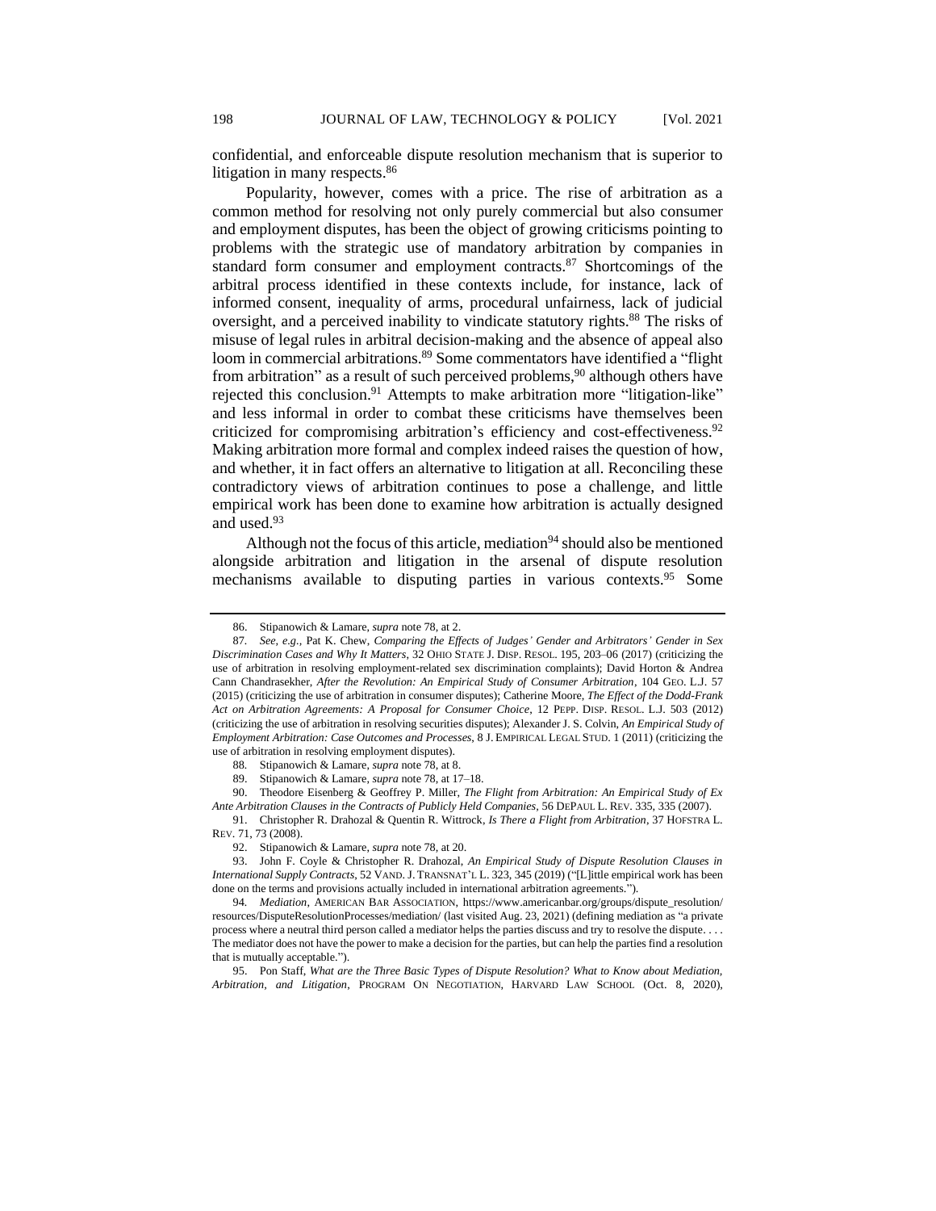confidential, and enforceable dispute resolution mechanism that is superior to litigation in many respects.[86]

Popularity, however, comes with a price. The rise of arbitration as a common method for resolving not only purely commercial but also consumer and employment disputes, has been the object of growing criticisms pointing to problems with the strategic use of mandatory arbitration by companies in standard form consumer and employment contracts.[87] Shortcomings of the arbitral process identified in these contexts include, for instance, lack of informed consent, inequality of arms, procedural unfairness, lack of judicial oversight, and a perceived inability to vindicate statutory rights.[88] The risks of misuse of legal rules in arbitral decision-making and the absence of appeal also loom in commercial arbitrations.[89] Some commentators have identified a "flight from arbitration" as a result of such perceived problems,[90] although others have rejected this conclusion.[91] Attempts to make arbitration more "litigation-like" and less informal in order to combat these criticisms have themselves been criticized for compromising arbitration's efficiency and cost-effectiveness.[92] Making arbitration more formal and complex indeed raises the question of how, and whether, it in fact offers an alternative to litigation at all. Reconciling these contradictory views of arbitration continues to pose a challenge, and little empirical work has been done to examine how arbitration is actually designed and used.[93]

Although not the focus of this article, mediation[94] should also be mentioned alongside arbitration and litigation in the arsenal of dispute resolution mechanisms available to disputing parties in various contexts.[95] Some

---

86. Stipanowich & Lamare, *supra* note 78, at 2.

87. *See, e.g.*, Pat K. Chew, *Comparing the Effects of Judges' Gender and Arbitrators' Gender in Sex Discrimination Cases and Why It Matters*, 32 OHIO STATE J. DISP. RESOL. 195, 203–06 (2017) (criticizing the use of arbitration in resolving employment-related sex discrimination complaints); David Horton & Andrea Cann Chandrasekher, *After the Revolution: An Empirical Study of Consumer Arbitration*, 104 GEO. L.J. 57 (2015) (criticizing the use of arbitration in consumer disputes); Catherine Moore, *The Effect of the Dodd-Frank Act on Arbitration Agreements: A Proposal for Consumer Choice*, 12 PEPP. DISP. RESOL. L.J. 503 (2012) (criticizing the use of arbitration in resolving securities disputes); Alexander J. S. Colvin, *An Empirical Study of Employment Arbitration: Case Outcomes and Processes*, 8 J. EMPIRICAL LEGAL STUD. 1 (2011) (criticizing the use of arbitration in resolving employment disputes).

88. Stipanowich & Lamare, *supra* note 78, at 8.

89. Stipanowich & Lamare, *supra* note 78, at 17–18.

90. Theodore Eisenberg & Geoffrey P. Miller, *The Flight from Arbitration: An Empirical Study of Ex Ante Arbitration Clauses in the Contracts of Publicly Held Companies*, 56 DEPAUL L. REV. 335, 335 (2007).

91. Christopher R. Drahozal & Quentin R. Wittrock, *Is There a Flight from Arbitration*, 37 HOFSTRA L. REV. 71, 73 (2008).

92. Stipanowich & Lamare, *supra* note 78, at 20.

93. John F. Coyle & Christopher R. Drahozal, *An Empirical Study of Dispute Resolution Clauses in International Supply Contracts*, 52 VAND. J. TRANSNAT'L L. 323, 345 (2019) ("[L]ittle empirical work has been done on the terms and provisions actually included in international arbitration agreements.").

94. *Mediation*, AMERICAN BAR ASSOCIATION, https://www.americanbar.org/groups/dispute_resolution/resources/DisputeResolutionProcesses/mediation/ (last visited Aug. 23, 2021) (defining mediation as "a private process where a neutral third person called a mediator helps the parties discuss and try to resolve the dispute. . . . The mediator does not have the power to make a decision for the parties, but can help the parties find a resolution that is mutually acceptable.").

95. Pon Staff, *What are the Three Basic Types of Dispute Resolution? What to Know about Mediation, Arbitration, and Litigation*, PROGRAM ON NEGOTIATION, HARVARD LAW SCHOOL (Oct. 8, 2020),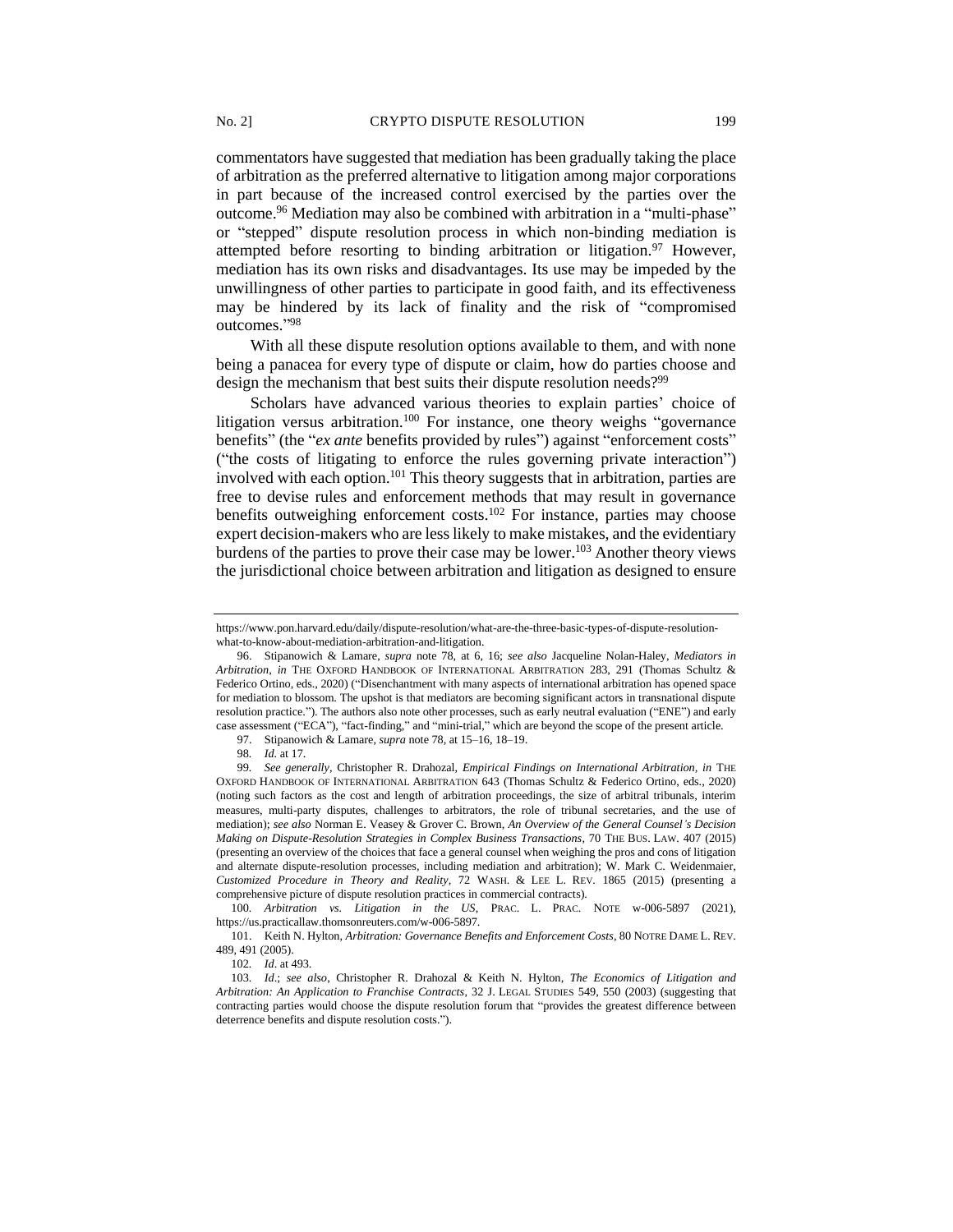commentators have suggested that mediation has been gradually taking the place of arbitration as the preferred alternative to litigation among major corporations in part because of the increased control exercised by the parties over the outcome.[96] Mediation may also be combined with arbitration in a "multi-phase" or "stepped" dispute resolution process in which non-binding mediation is attempted before resorting to binding arbitration or litigation.[97] However, mediation has its own risks and disadvantages. Its use may be impeded by the unwillingness of other parties to participate in good faith, and its effectiveness may be hindered by its lack of finality and the risk of "compromised outcomes."[98]

With all these dispute resolution options available to them, and with none being a panacea for every type of dispute or claim, how do parties choose and design the mechanism that best suits their dispute resolution needs?[99]

Scholars have advanced various theories to explain parties' choice of litigation versus arbitration.[100] For instance, one theory weighs "governance benefits" (the "*ex ante* benefits provided by rules") against "enforcement costs" ("the costs of litigating to enforce the rules governing private interaction") involved with each option.[101] This theory suggests that in arbitration, parties are free to devise rules and enforcement methods that may result in governance benefits outweighing enforcement costs.[102] For instance, parties may choose expert decision-makers who are less likely to make mistakes, and the evidentiary burdens of the parties to prove their case may be lower.[103] Another theory views the jurisdictional choice between arbitration and litigation as designed to ensure

---

https://www.pon.harvard.edu/daily/dispute-resolution/what-are-the-three-basic-types-of-dispute-resolution-what-to-know-about-mediation-arbitration-and-litigation.

96. Stipanowich & Lamare, *supra* note 78, at 6, 16; *see also* Jacqueline Nolan-Haley, *Mediators in Arbitration*, *in* THE OXFORD HANDBOOK OF INTERNATIONAL ARBITRATION 283, 291 (Thomas Schultz & Federico Ortino, eds., 2020) ("Disenchantment with many aspects of international arbitration has opened space for mediation to blossom. The upshot is that mediators are becoming significant actors in transnational dispute resolution practice."). The authors also note other processes, such as early neutral evaluation ("ENE") and early case assessment ("ECA"), "fact-finding," and "mini-trial," which are beyond the scope of the present article.

97. Stipanowich & Lamare, *supra* note 78, at 15–16, 18–19.

98. *Id.* at 17.

99. *See generally*, Christopher R. Drahozal, *Empirical Findings on International Arbitration*, *in* THE OXFORD HANDBOOK OF INTERNATIONAL ARBITRATION 643 (Thomas Schultz & Federico Ortino, eds., 2020) (noting such factors as the cost and length of arbitration proceedings, the size of arbitral tribunals, interim measures, multi-party disputes, challenges to arbitrators, the role of tribunal secretaries, and the use of mediation); *see also* Norman E. Veasey & Grover C. Brown, *An Overview of the General Counsel's Decision Making on Dispute-Resolution Strategies in Complex Business Transactions*, 70 THE BUS. LAW. 407 (2015) (presenting an overview of the choices that face a general counsel when weighing the pros and cons of litigation and alternate dispute-resolution processes, including mediation and arbitration); W. Mark C. Weidenmaier, *Customized Procedure in Theory and Reality*, 72 WASH. & LEE L. REV. 1865 (2015) (presenting a comprehensive picture of dispute resolution practices in commercial contracts).

100. *Arbitration vs. Litigation in the US*, PRAC. L. PRAC. NOTE w-006-5897 (2021), https://us.practicallaw.thomsonreuters.com/w-006-5897.

101. Keith N. Hylton, *Arbitration: Governance Benefits and Enforcement Costs*, 80 NOTRE DAME L. REV. 489, 491 (2005).

102. *Id*. at 493.

103. *Id*.; *see also*, Christopher R. Drahozal & Keith N. Hylton, *The Economics of Litigation and Arbitration: An Application to Franchise Contracts*, 32 J. LEGAL STUDIES 549, 550 (2003) (suggesting that contracting parties would choose the dispute resolution forum that "provides the greatest difference between deterrence benefits and dispute resolution costs.").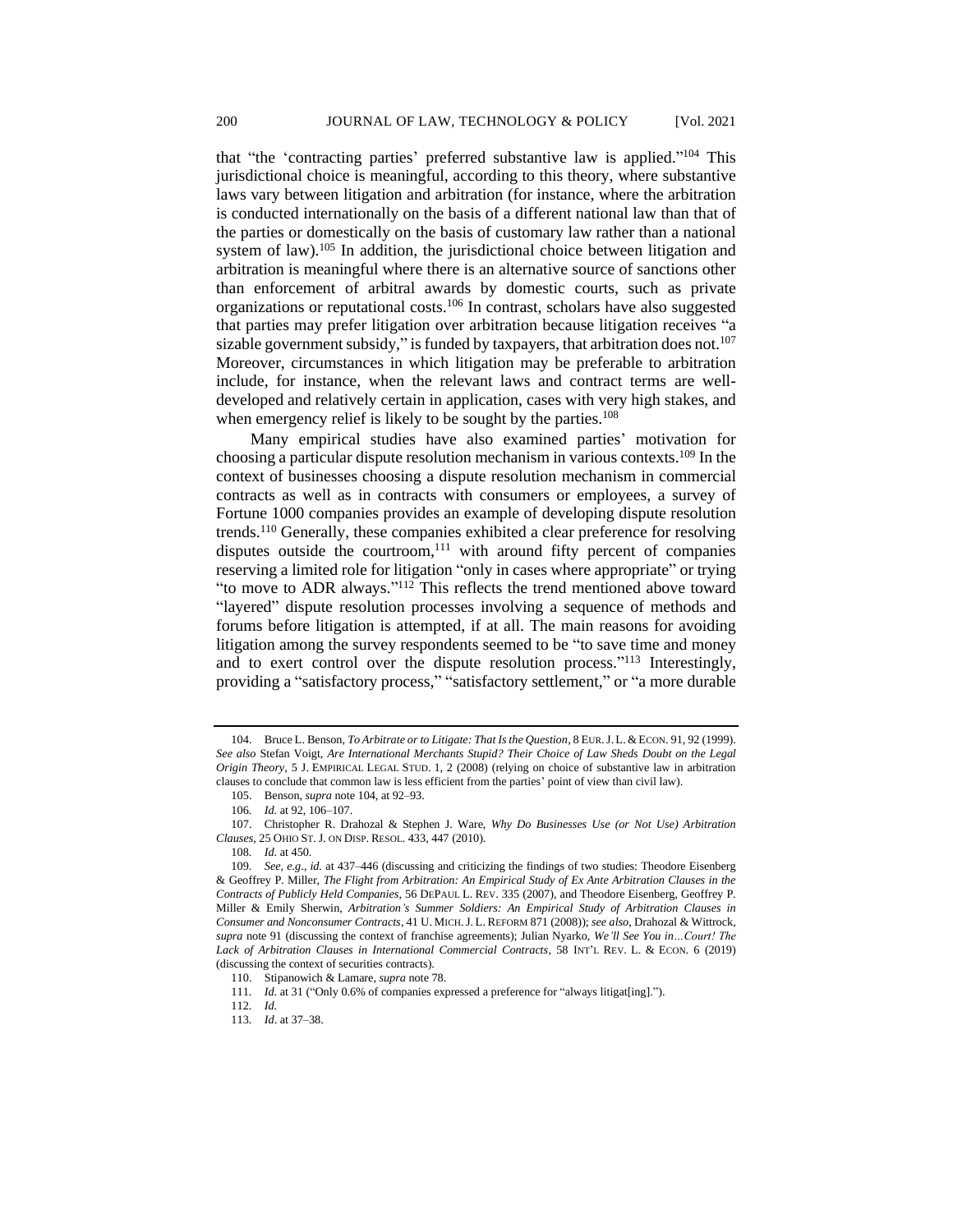that "the 'contracting parties' preferred substantive law is applied."[104] This jurisdictional choice is meaningful, according to this theory, where substantive laws vary between litigation and arbitration (for instance, where the arbitration is conducted internationally on the basis of a different national law than that of the parties or domestically on the basis of customary law rather than a national system of law).[105] In addition, the jurisdictional choice between litigation and arbitration is meaningful where there is an alternative source of sanctions other than enforcement of arbitral awards by domestic courts, such as private organizations or reputational costs.[106] In contrast, scholars have also suggested that parties may prefer litigation over arbitration because litigation receives "a sizable government subsidy," is funded by taxpayers, that arbitration does not.[107] Moreover, circumstances in which litigation may be preferable to arbitration include, for instance, when the relevant laws and contract terms are well-developed and relatively certain in application, cases with very high stakes, and when emergency relief is likely to be sought by the parties.[108]

Many empirical studies have also examined parties' motivation for choosing a particular dispute resolution mechanism in various contexts.[109] In the context of businesses choosing a dispute resolution mechanism in commercial contracts as well as in contracts with consumers or employees, a survey of Fortune 1000 companies provides an example of developing dispute resolution trends.[110] Generally, these companies exhibited a clear preference for resolving disputes outside the courtroom,[111] with around fifty percent of companies reserving a limited role for litigation "only in cases where appropriate" or trying "to move to ADR always."[112] This reflects the trend mentioned above toward "layered" dispute resolution processes involving a sequence of methods and forums before litigation is attempted, if at all. The main reasons for avoiding litigation among the survey respondents seemed to be "to save time and money and to exert control over the dispute resolution process."[113] Interestingly, providing a "satisfactory process," "satisfactory settlement," or "a more durable

---

104. Bruce L. Benson, *To Arbitrate or to Litigate: That Is the Question*, 8 EUR. J. L. & ECON. 91, 92 (1999). *See also* Stefan Voigt, *Are International Merchants Stupid? Their Choice of Law Sheds Doubt on the Legal Origin Theory*, 5 J. EMPIRICAL LEGAL STUD. 1, 2 (2008) (relying on choice of substantive law in arbitration clauses to conclude that common law is less efficient from the parties' point of view than civil law).

105. Benson, *supra* note 104, at 92–93.

106. *Id.* at 92, 106–107.

107. Christopher R. Drahozal & Stephen J. Ware, *Why Do Businesses Use (or Not Use) Arbitration Clauses*, 25 OHIO ST. J. ON DISP. RESOL. 433, 447 (2010).

108. *Id.* at 450.

109. *See, e.g.*, *id.* at 437–446 (discussing and criticizing the findings of two studies: Theodore Eisenberg & Geoffrey P. Miller, *The Flight from Arbitration: An Empirical Study of Ex Ante Arbitration Clauses in the Contracts of Publicly Held Companies*, 56 DEPAUL L. REV. 335 (2007), and Theodore Eisenberg, Geoffrey P. Miller & Emily Sherwin, *Arbitration's Summer Soldiers: An Empirical Study of Arbitration Clauses in Consumer and Nonconsumer Contracts*, 41 U. MICH. J. L. REFORM 871 (2008)); *see also*, Drahozal & Wittrock, *supra* note 91 (discussing the context of franchise agreements); Julian Nyarko, *We'll See You in…Court! The Lack of Arbitration Clauses in International Commercial Contracts*, 58 INT'L REV. L. & ECON. 6 (2019) (discussing the context of securities contracts).

110. Stipanowich & Lamare, *supra* note 78.

111. *Id.* at 31 ("Only 0.6% of companies expressed a preference for "always litigat[ing].").

112. *Id.*

113. *Id*. at 37–38.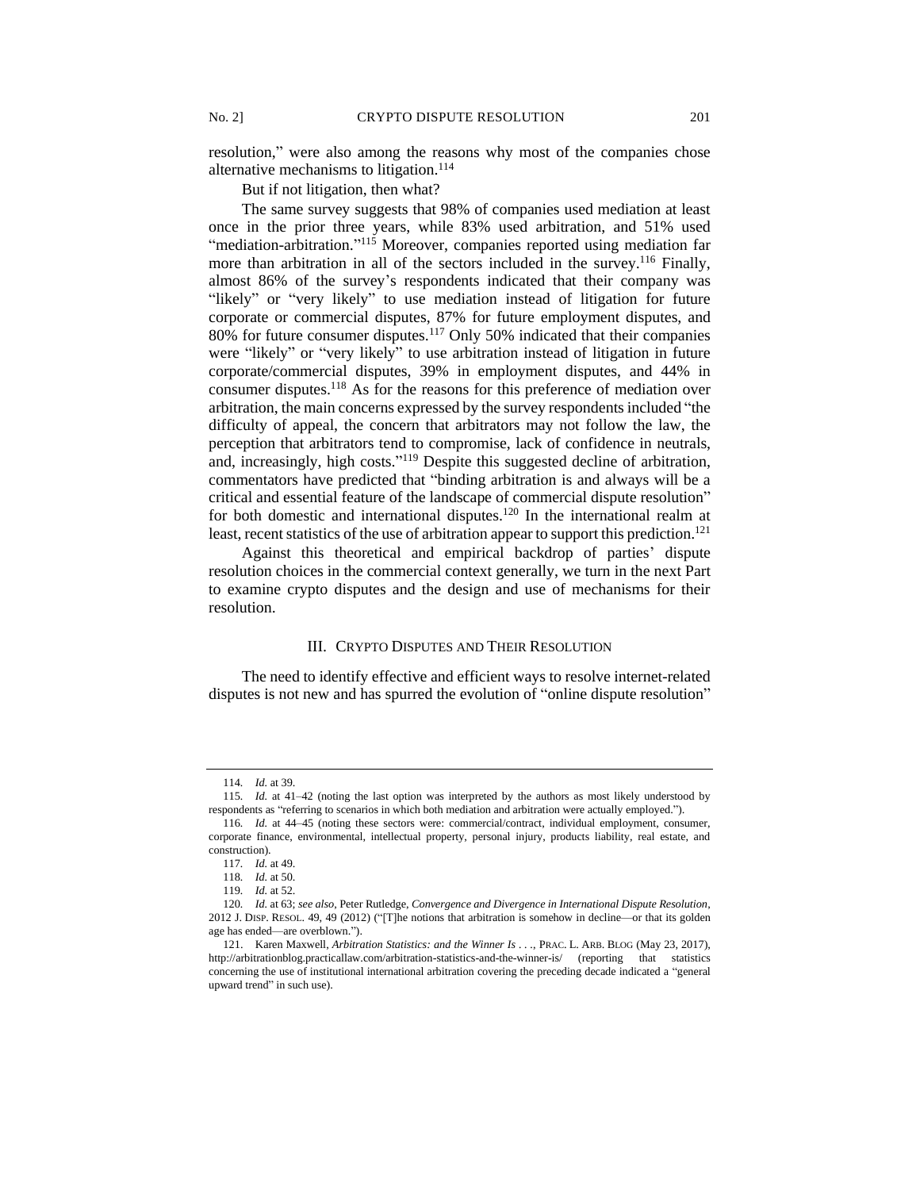resolution," were also among the reasons why most of the companies chose alternative mechanisms to litigation.[114]

But if not litigation, then what?

The same survey suggests that 98% of companies used mediation at least once in the prior three years, while 83% used arbitration, and 51% used "mediation-arbitration."[115] Moreover, companies reported using mediation far more than arbitration in all of the sectors included in the survey.[116] Finally, almost 86% of the survey's respondents indicated that their company was "likely" or "very likely" to use mediation instead of litigation for future corporate or commercial disputes, 87% for future employment disputes, and 80% for future consumer disputes.[117] Only 50% indicated that their companies were "likely" or "very likely" to use arbitration instead of litigation in future corporate/commercial disputes, 39% in employment disputes, and 44% in consumer disputes.[118] As for the reasons for this preference of mediation over arbitration, the main concerns expressed by the survey respondents included "the difficulty of appeal, the concern that arbitrators may not follow the law, the perception that arbitrators tend to compromise, lack of confidence in neutrals, and, increasingly, high costs."[119] Despite this suggested decline of arbitration, commentators have predicted that "binding arbitration is and always will be a critical and essential feature of the landscape of commercial dispute resolution" for both domestic and international disputes.[120] In the international realm at least, recent statistics of the use of arbitration appear to support this prediction.[121]

Against this theoretical and empirical backdrop of parties' dispute resolution choices in the commercial context generally, we turn in the next Part to examine crypto disputes and the design and use of mechanisms for their resolution.

## III. Crypto Disputes and Their Resolution

The need to identify effective and efficient ways to resolve internet-related disputes is not new and has spurred the evolution of "online dispute resolution"

---

114. *Id.* at 39.

115. *Id.* at 41–42 (noting the last option was interpreted by the authors as most likely understood by respondents as "referring to scenarios in which both mediation and arbitration were actually employed.").

116. *Id.* at 44–45 (noting these sectors were: commercial/contract, individual employment, consumer, corporate finance, environmental, intellectual property, personal injury, products liability, real estate, and construction).

117. *Id.* at 49.

118. *Id.* at 50.

119. *Id.* at 52.

120. *Id.* at 63; *see also*, Peter Rutledge, *Convergence and Divergence in International Dispute Resolution*, 2012 J. DISP. RESOL. 49, 49 (2012) ("[T]he notions that arbitration is somehow in decline—or that its golden age has ended—are overblown.").

121. Karen Maxwell, *Arbitration Statistics: and the Winner Is . . .*, PRAC. L. ARB. BLOG (May 23, 2017), http://arbitrationblog.practicallaw.com/arbitration-statistics-and-the-winner-is/ (reporting that statistics concerning the use of institutional international arbitration covering the preceding decade indicated a "general upward trend" in such use).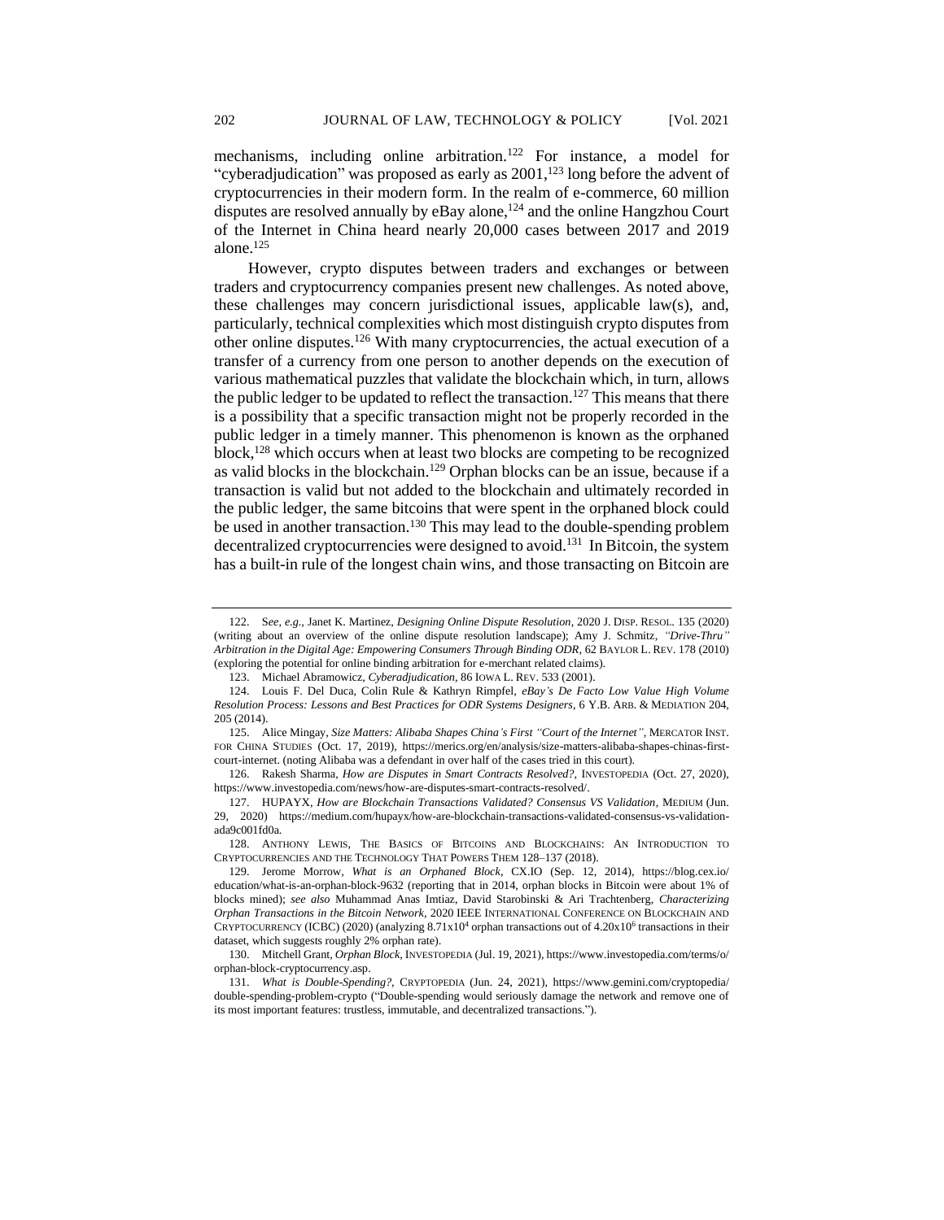mechanisms, including online arbitration.[122] For instance, a model for "cyberadjudication" was proposed as early as 2001,[123] long before the advent of cryptocurrencies in their modern form. In the realm of e-commerce, 60 million disputes are resolved annually by eBay alone,[124] and the online Hangzhou Court of the Internet in China heard nearly 20,000 cases between 2017 and 2019 alone.[125]

However, crypto disputes between traders and exchanges or between traders and cryptocurrency companies present new challenges. As noted above, these challenges may concern jurisdictional issues, applicable law(s), and, particularly, technical complexities which most distinguish crypto disputes from other online disputes.[126] With many cryptocurrencies, the actual execution of a transfer of a currency from one person to another depends on the execution of various mathematical puzzles that validate the blockchain which, in turn, allows the public ledger to be updated to reflect the transaction.[127] This means that there is a possibility that a specific transaction might not be properly recorded in the public ledger in a timely manner. This phenomenon is known as the orphaned block,[128] which occurs when at least two blocks are competing to be recognized as valid blocks in the blockchain.[129] Orphan blocks can be an issue, because if a transaction is valid but not added to the blockchain and ultimately recorded in the public ledger, the same bitcoins that were spent in the orphaned block could be used in another transaction.[130] This may lead to the double-spending problem decentralized cryptocurrencies were designed to avoid.[131] In Bitcoin, the system has a built-in rule of the longest chain wins, and those transacting on Bitcoin are

---

122. S*ee, e.g.*, Janet K. Martinez, *Designing Online Dispute Resolution*, 2020 J. DISP. RESOL. 135 (2020) (writing about an overview of the online dispute resolution landscape); Amy J. Schmitz, *"Drive-Thru" Arbitration in the Digital Age: Empowering Consumers Through Binding ODR*, 62 BAYLOR L. REV. 178 (2010) (exploring the potential for online binding arbitration for e-merchant related claims).

123. Michael Abramowicz, *Cyberadjudication*, 86 IOWA L. REV. 533 (2001).

124. Louis F. Del Duca, Colin Rule & Kathryn Rimpfel, *eBay's De Facto Low Value High Volume Resolution Process: Lessons and Best Practices for ODR Systems Designers*, 6 Y.B. ARB. & MEDIATION 204, 205 (2014).

125. Alice Mingay, *Size Matters: Alibaba Shapes China's First "Court of the Internet"*, MERCATOR INST. FOR CHINA STUDIES (Oct. 17, 2019), https://merics.org/en/analysis/size-matters-alibaba-shapes-chinas-first-court-internet. (noting Alibaba was a defendant in over half of the cases tried in this court).

126. Rakesh Sharma, *How are Disputes in Smart Contracts Resolved?*, INVESTOPEDIA (Oct. 27, 2020), https://www.investopedia.com/news/how-are-disputes-smart-contracts-resolved/.

127. HUPAYX, *How are Blockchain Transactions Validated? Consensus VS Validation*, MEDIUM (Jun. 29, 2020) https://medium.com/hupayx/how-are-blockchain-transactions-validated-consensus-vs-validation-ada9c001fd0a.

128. ANTHONY LEWIS, THE BASICS OF BITCOINS AND BLOCKCHAINS: AN INTRODUCTION TO CRYPTOCURRENCIES AND THE TECHNOLOGY THAT POWERS THEM 128–137 (2018).

129. Jerome Morrow, *What is an Orphaned Block*, CX.IO (Sep. 12, 2014), https://blog.cex.io/education/what-is-an-orphan-block-9632 (reporting that in 2014, orphan blocks in Bitcoin were about 1% of blocks mined); *see also* Muhammad Anas Imtiaz, David Starobinski & Ari Trachtenberg, *Characterizing Orphan Transactions in the Bitcoin Network*, 2020 IEEE INTERNATIONAL CONFERENCE ON BLOCKCHAIN AND CRYPTOCURRENCY (ICBC) (2020) (analyzing $8.71 \times 10^4$ orphan transactions out of $4.20 \times 10^6$ transactions in their dataset, which suggests roughly 2% orphan rate).

130. Mitchell Grant, *Orphan Block*, INVESTOPEDIA (Jul. 19, 2021), https://www.investopedia.com/terms/o/orphan-block-cryptocurrency.asp.

131. *What is Double-Spending?*, CRYPTOPEDIA (Jun. 24, 2021), https://www.gemini.com/cryptopedia/double-spending-problem-crypto ("Double-spending would seriously damage the network and remove one of its most important features: trustless, immutable, and decentralized transactions.").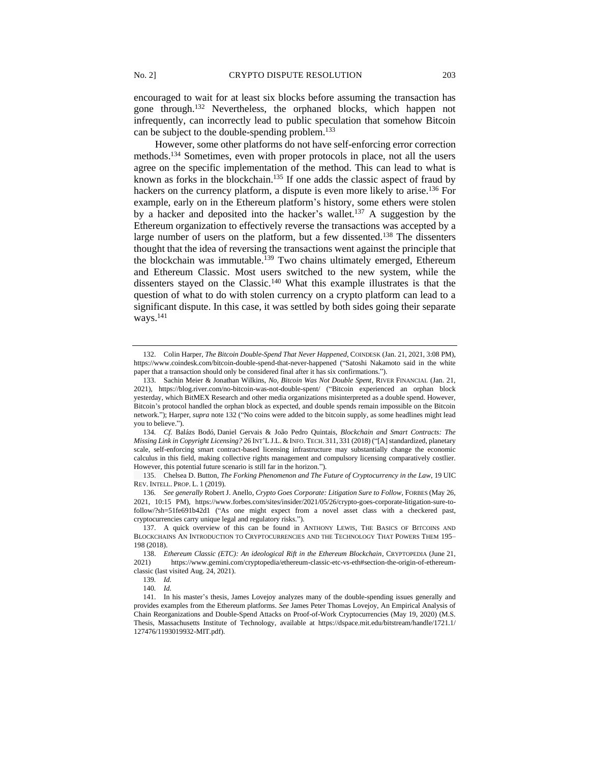encouraged to wait for at least six blocks before assuming the transaction has gone through.[132] Nevertheless, the orphaned blocks, which happen not infrequently, can incorrectly lead to public speculation that somehow Bitcoin can be subject to the double-spending problem.[133]

However, some other platforms do not have self-enforcing error correction methods.[134] Sometimes, even with proper protocols in place, not all the users agree on the specific implementation of the method. This can lead to what is known as forks in the blockchain.[135] If one adds the classic aspect of fraud by hackers on the currency platform, a dispute is even more likely to arise.[136] For example, early on in the Ethereum platform's history, some ethers were stolen by a hacker and deposited into the hacker's wallet.[137] A suggestion by the Ethereum organization to effectively reverse the transactions was accepted by a large number of users on the platform, but a few dissented.[138] The dissenters thought that the idea of reversing the transactions went against the principle that the blockchain was immutable.[139] Two chains ultimately emerged, Ethereum and Ethereum Classic. Most users switched to the new system, while the dissenters stayed on the Classic.[140] What this example illustrates is that the question of what to do with stolen currency on a crypto platform can lead to a significant dispute. In this case, it was settled by both sides going their separate ways.[141]

---

132. Colin Harper, *The Bitcoin Double-Spend That Never Happened*, COINDESK (Jan. 21, 2021, 3:08 PM), https://www.coindesk.com/bitcoin-double-spend-that-never-happened ("Satoshi Nakamoto said in the white paper that a transaction should only be considered final after it has six confirmations.").

133. Sachin Meier & Jonathan Wilkins, *No, Bitcoin Was Not Double Spent*, RIVER FINANCIAL (Jan. 21, 2021), https://blog.river.com/no-bitcoin-was-not-double-spent/ ("Bitcoin experienced an orphan block yesterday, which BitMEX Research and other media organizations misinterpreted as a double spend. However, Bitcoin's protocol handled the orphan block as expected, and double spends remain impossible on the Bitcoin network."); Harper, *supra* note 132 ("No coins were added to the bitcoin supply, as some headlines might lead you to believe.").

134. *Cf.* Balázs Bodó, Daniel Gervais & João Pedro Quintais, *Blockchain and Smart Contracts: The Missing Link in Copyright Licensing?* 26 INT'L J.L. & INFO. TECH. 311, 331 (2018) ("[A] standardized, planetary scale, self-enforcing smart contract-based licensing infrastructure may substantially change the economic calculus in this field, making collective rights management and compulsory licensing comparatively costlier. However, this potential future scenario is still far in the horizon.").

135. Chelsea D. Button, *The Forking Phenomenon and The Future of Cryptocurrency in the Law*, 19 UIC REV. INTELL. PROP. L. 1 (2019).

136. *See generally* Robert J. Anello, *Crypto Goes Corporate: Litigation Sure to Follow*, FORBES (May 26, 2021, 10:15 PM), https://www.forbes.com/sites/insider/2021/05/26/crypto-goes-corporate-litigation-sure-to-follow/?sh=51fe691b42d1 ("As one might expect from a novel asset class with a checkered past, cryptocurrencies carry unique legal and regulatory risks.").

137. A quick overview of this can be found in ANTHONY LEWIS, THE BASICS OF BITCOINS AND BLOCKCHAINS AN INTRODUCTION TO CRYPTOCURRENCIES AND THE TECHNOLOGY THAT POWERS THEM 195–198 (2018).

138. *Ethereum Classic (ETC): An ideological Rift in the Ethereum Blockchain*, CRYPTOPEDIA (June 21, 2021) https://www.gemini.com/cryptopedia/ethereum-classic-etc-vs-eth#section-the-origin-of-ethereum-classic (last visited Aug. 24, 2021).

139. *Id.*

140. *Id.*

141. In his master's thesis, James Lovejoy analyzes many of the double-spending issues generally and provides examples from the Ethereum platforms. *See* James Peter Thomas Lovejoy, An Empirical Analysis of Chain Reorganizations and Double-Spend Attacks on Proof-of-Work Cryptocurrencies (May 19, 2020) (M.S. Thesis, Massachusetts Institute of Technology, available at https://dspace.mit.edu/bitstream/handle/1721.1/127476/1193019932-MIT.pdf).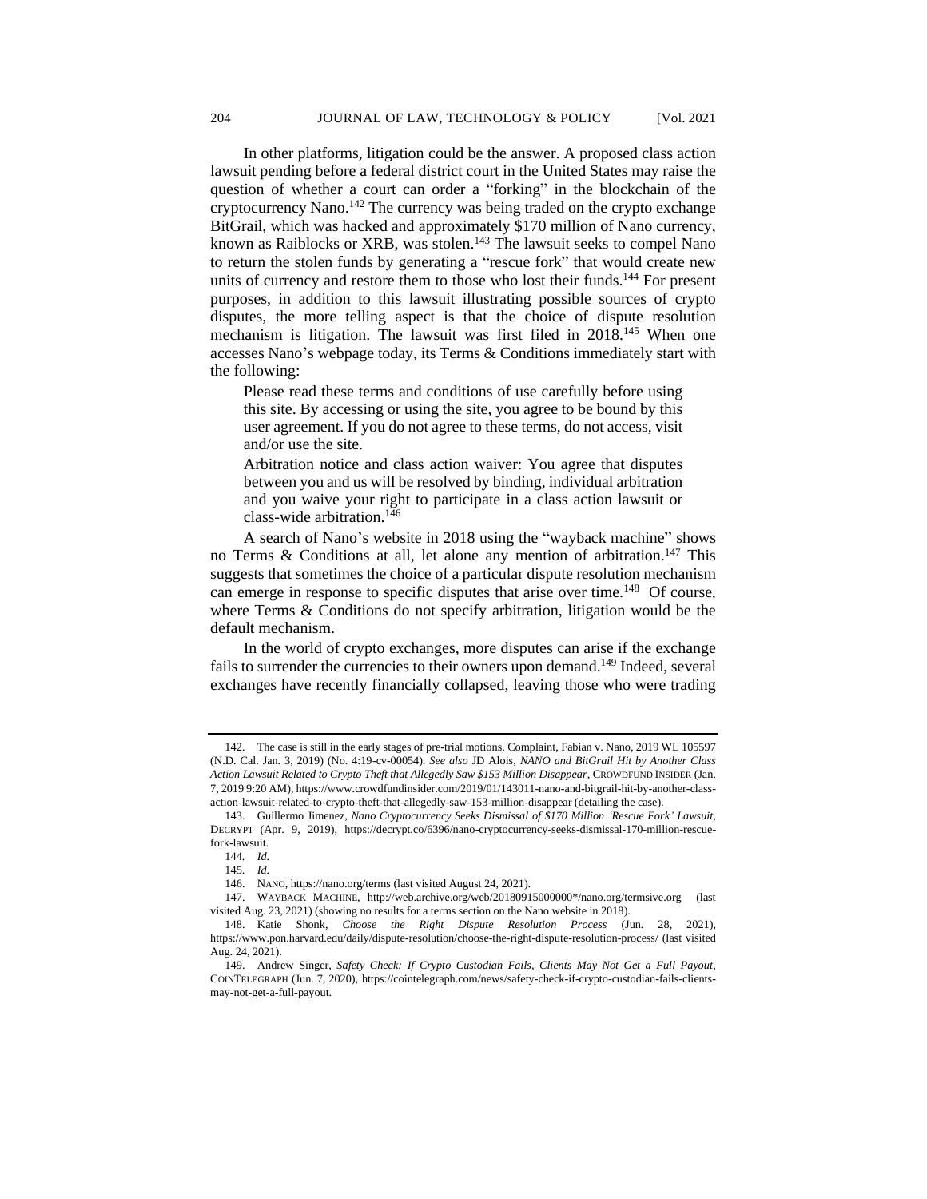In other platforms, litigation could be the answer. A proposed class action lawsuit pending before a federal district court in the United States may raise the question of whether a court can order a "forking" in the blockchain of the cryptocurrency Nano.[142] The currency was being traded on the crypto exchange BitGrail, which was hacked and approximately $170 million of Nano currency, known as Raiblocks or XRB, was stolen.[143] The lawsuit seeks to compel Nano to return the stolen funds by generating a "rescue fork" that would create new units of currency and restore them to those who lost their funds.[144] For present purposes, in addition to this lawsuit illustrating possible sources of crypto disputes, the more telling aspect is that the choice of dispute resolution mechanism is litigation. The lawsuit was first filed in 2018.[145] When one accesses Nano's webpage today, its Terms & Conditions immediately start with the following:

> Please read these terms and conditions of use carefully before using this site. By accessing or using the site, you agree to be bound by this user agreement. If you do not agree to these terms, do not access, visit and/or use the site.
>
> Arbitration notice and class action waiver: You agree that disputes between you and us will be resolved by binding, individual arbitration and you waive your right to participate in a class action lawsuit or class-wide arbitration.[146]

A search of Nano's website in 2018 using the "wayback machine" shows no Terms & Conditions at all, let alone any mention of arbitration.[147] This suggests that sometimes the choice of a particular dispute resolution mechanism can emerge in response to specific disputes that arise over time.[148] Of course, where Terms & Conditions do not specify arbitration, litigation would be the default mechanism.

In the world of crypto exchanges, more disputes can arise if the exchange fails to surrender the currencies to their owners upon demand.[149] Indeed, several exchanges have recently financially collapsed, leaving those who were trading

---

142. The case is still in the early stages of pre-trial motions. Complaint, Fabian v. Nano, 2019 WL 105597 (N.D. Cal. Jan. 3, 2019) (No. 4:19-cv-00054). *See also* JD Alois, *NANO and BitGrail Hit by Another Class Action Lawsuit Related to Crypto Theft that Allegedly Saw $153 Million Disappear*, CROWDFUND INSIDER (Jan. 7, 2019 9:20 AM), https://www.crowdfundinsider.com/2019/01/143011-nano-and-bitgrail-hit-by-another-class-action-lawsuit-related-to-crypto-theft-that-allegedly-saw-153-million-disappear (detailing the case).

143. Guillermo Jimenez, *Nano Cryptocurrency Seeks Dismissal of $170 Million 'Rescue Fork' Lawsuit*, DECRYPT (Apr. 9, 2019), https://decrypt.co/6396/nano-cryptocurrency-seeks-dismissal-170-million-rescue-fork-lawsuit.

144. *Id.*

145. *Id.*

146. NANO, https://nano.org/terms (last visited August 24, 2021).

147. WAYBACK MACHINE, http://web.archive.org/web/20180915000000*/nano.org/termsive.org (last visited Aug. 23, 2021) (showing no results for a terms section on the Nano website in 2018).

148. Katie Shonk, *Choose the Right Dispute Resolution Process* (Jun. 28, 2021), https://www.pon.harvard.edu/daily/dispute-resolution/choose-the-right-dispute-resolution-process/ (last visited Aug. 24, 2021).

149. Andrew Singer, *Safety Check: If Crypto Custodian Fails, Clients May Not Get a Full Payout*, COINTELEGRAPH (Jun. 7, 2020), https://cointelegraph.com/news/safety-check-if-crypto-custodian-fails-clients-may-not-get-a-full-payout.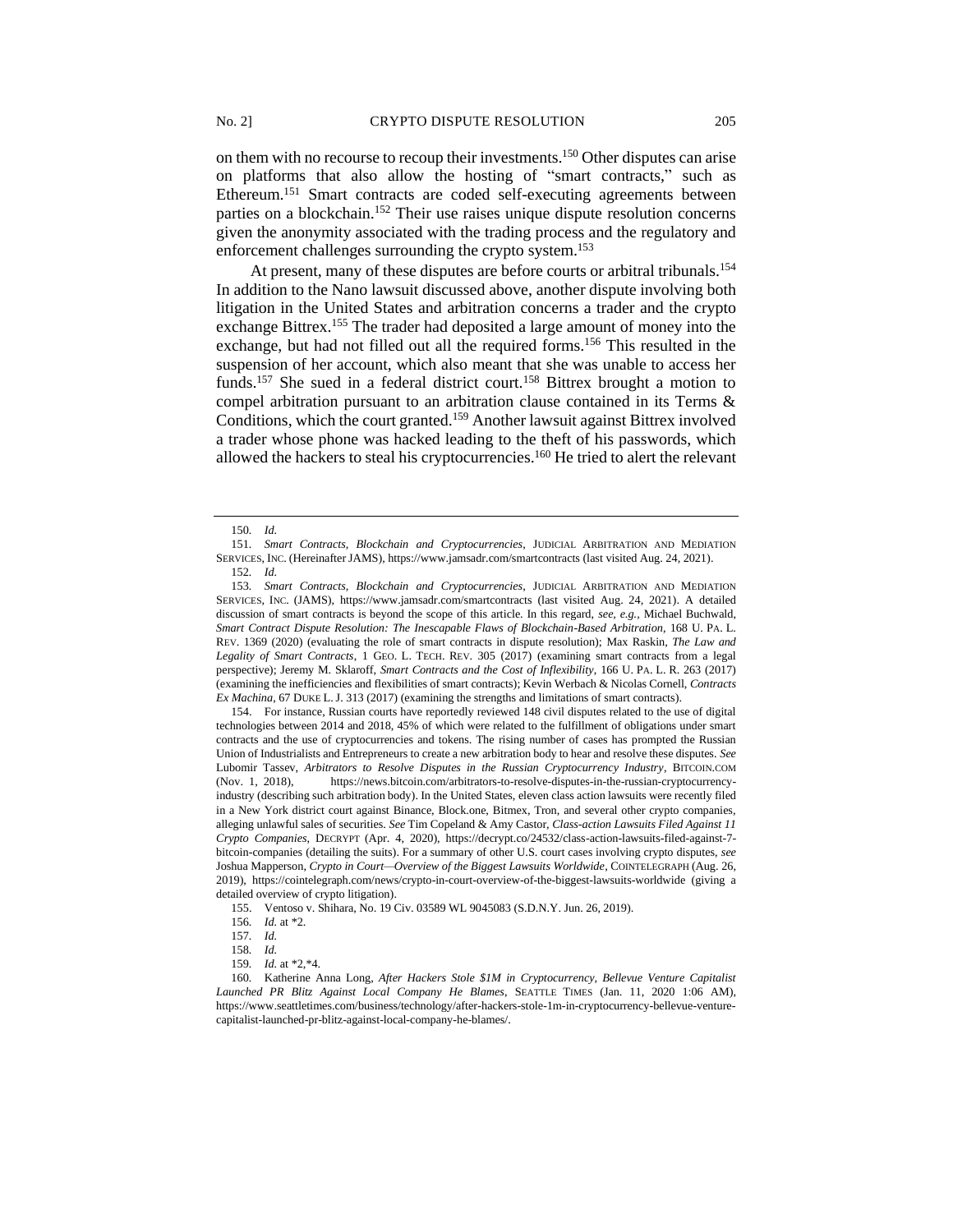on them with no recourse to recoup their investments.[150] Other disputes can arise on platforms that also allow the hosting of "smart contracts," such as Ethereum.[151] Smart contracts are coded self-executing agreements between parties on a blockchain.[152] Their use raises unique dispute resolution concerns given the anonymity associated with the trading process and the regulatory and enforcement challenges surrounding the crypto system.[153]

At present, many of these disputes are before courts or arbitral tribunals.[154] In addition to the Nano lawsuit discussed above, another dispute involving both litigation in the United States and arbitration concerns a trader and the crypto exchange Bittrex.[155] The trader had deposited a large amount of money into the exchange, but had not filled out all the required forms.[156] This resulted in the suspension of her account, which also meant that she was unable to access her funds.[157] She sued in a federal district court.[158] Bittrex brought a motion to compel arbitration pursuant to an arbitration clause contained in its Terms & Conditions, which the court granted.[159] Another lawsuit against Bittrex involved a trader whose phone was hacked leading to the theft of his passwords, which allowed the hackers to steal his cryptocurrencies.[160] He tried to alert the relevant

---

150. *Id.*

151. *Smart Contracts, Blockchain and Cryptocurrencies*, JUDICIAL ARBITRATION AND MEDIATION SERVICES, INC. (Hereinafter JAMS), https://www.jamsadr.com/smartcontracts (last visited Aug. 24, 2021).

152. *Id.*

153. *Smart Contracts, Blockchain and Cryptocurrencies*, JUDICIAL ARBITRATION AND MEDIATION SERVICES, INC. (JAMS), https://www.jamsadr.com/smartcontracts (last visited Aug. 24, 2021). A detailed discussion of smart contracts is beyond the scope of this article. In this regard, *see, e.g.*, Michael Buchwald, *Smart Contract Dispute Resolution: The Inescapable Flaws of Blockchain-Based Arbitration*, 168 U. PA. L. REV. 1369 (2020) (evaluating the role of smart contracts in dispute resolution); Max Raskin, *The Law and Legality of Smart Contracts*, 1 GEO. L. TECH. REV. 305 (2017) (examining smart contracts from a legal perspective); Jeremy M. Sklaroff, *Smart Contracts and the Cost of Inflexibility*, 166 U. PA. L. R. 263 (2017) (examining the inefficiencies and flexibilities of smart contracts); Kevin Werbach & Nicolas Cornell, *Contracts Ex Machina*, 67 DUKE L. J. 313 (2017) (examining the strengths and limitations of smart contracts).

154. For instance, Russian courts have reportedly reviewed 148 civil disputes related to the use of digital technologies between 2014 and 2018, 45% of which were related to the fulfillment of obligations under smart contracts and the use of cryptocurrencies and tokens. The rising number of cases has prompted the Russian Union of Industrialists and Entrepreneurs to create a new arbitration body to hear and resolve these disputes. *See* Lubomir Tassev, *Arbitrators to Resolve Disputes in the Russian Cryptocurrency Industry*, BITCOIN.COM (Nov. 1, 2018), https://news.bitcoin.com/arbitrators-to-resolve-disputes-in-the-russian-cryptocurrency-industry (describing such arbitration body). In the United States, eleven class action lawsuits were recently filed in a New York district court against Binance, Block.one, Bitmex, Tron, and several other crypto companies, alleging unlawful sales of securities. *See* Tim Copeland & Amy Castor, *Class-action Lawsuits Filed Against 11 Crypto Companies*, DECRYPT (Apr. 4, 2020), https://decrypt.co/24532/class-action-lawsuits-filed-against-7-bitcoin-companies (detailing the suits). For a summary of other U.S. court cases involving crypto disputes, *see* Joshua Mapperson, *Crypto in Court—Overview of the Biggest Lawsuits Worldwide*, COINTELEGRAPH (Aug. 26, 2019), https://cointelegraph.com/news/crypto-in-court-overview-of-the-biggest-lawsuits-worldwide (giving a detailed overview of crypto litigation).

155. Ventoso v. Shihara, No. 19 Civ. 03589 WL 9045083 (S.D.N.Y. Jun. 26, 2019).

156. *Id.* at *2.

157. *Id.*

158. *Id.*

159. *Id.* at *2,*4.

160. Katherine Anna Long, *After Hackers Stole $1M in Cryptocurrency, Bellevue Venture Capitalist Launched PR Blitz Against Local Company He Blames*, SEATTLE TIMES (Jan. 11, 2020 1:06 AM), https://www.seattletimes.com/business/technology/after-hackers-stole-1m-in-cryptocurrency-bellevue-venture-capitalist-launched-pr-blitz-against-local-company-he-blames/.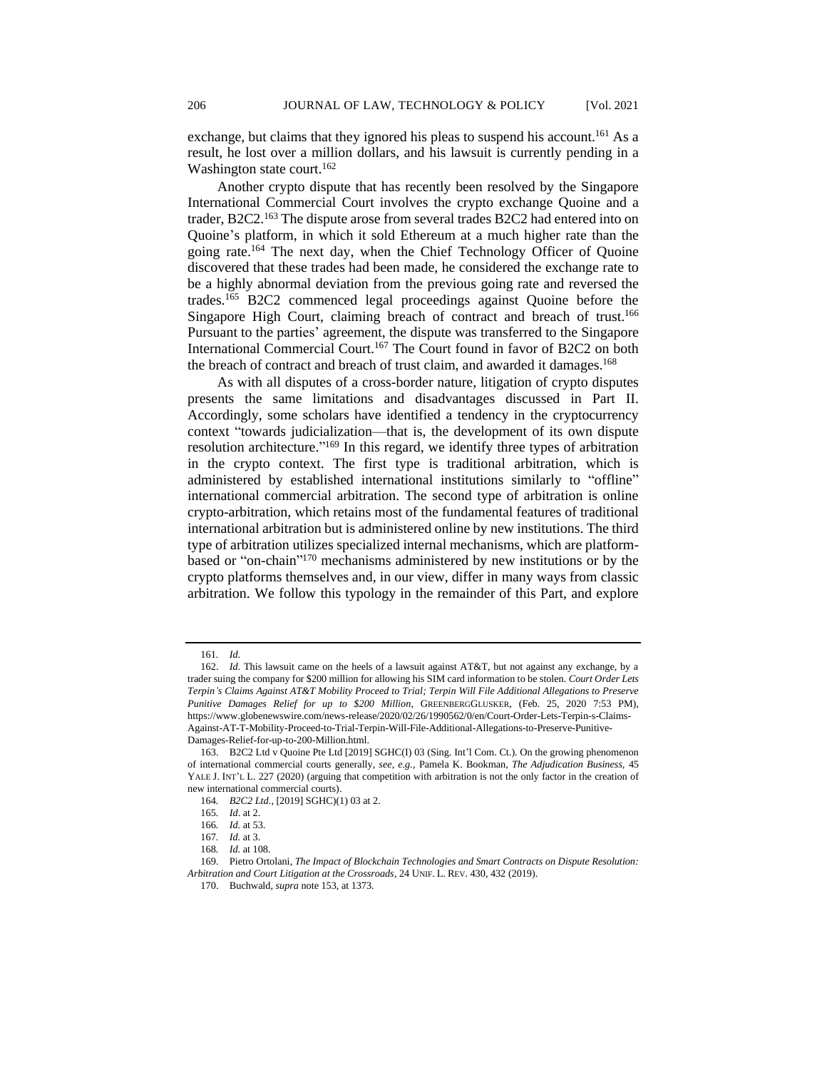exchange, but claims that they ignored his pleas to suspend his account.[161] As a result, he lost over a million dollars, and his lawsuit is currently pending in a Washington state court.[162]

Another crypto dispute that has recently been resolved by the Singapore International Commercial Court involves the crypto exchange Quoine and a trader, B2C2.[163] The dispute arose from several trades B2C2 had entered into on Quoine's platform, in which it sold Ethereum at a much higher rate than the going rate.[164] The next day, when the Chief Technology Officer of Quoine discovered that these trades had been made, he considered the exchange rate to be a highly abnormal deviation from the previous going rate and reversed the trades.[165] B2C2 commenced legal proceedings against Quoine before the Singapore High Court, claiming breach of contract and breach of trust.[166] Pursuant to the parties' agreement, the dispute was transferred to the Singapore International Commercial Court.[167] The Court found in favor of B2C2 on both the breach of contract and breach of trust claim, and awarded it damages.[168]

As with all disputes of a cross-border nature, litigation of crypto disputes presents the same limitations and disadvantages discussed in Part II. Accordingly, some scholars have identified a tendency in the cryptocurrency context "towards judicialization—that is, the development of its own dispute resolution architecture."[169] In this regard, we identify three types of arbitration in the crypto context. The first type is traditional arbitration, which is administered by established international institutions similarly to "offline" international commercial arbitration. The second type of arbitration is online crypto-arbitration, which retains most of the fundamental features of traditional international arbitration but is administered online by new institutions. The third type of arbitration utilizes specialized internal mechanisms, which are platform-based or "on-chain"[170] mechanisms administered by new institutions or by the crypto platforms themselves and, in our view, differ in many ways from classic arbitration. We follow this typology in the remainder of this Part, and explore

---

161. *Id.*

162. *Id.* This lawsuit came on the heels of a lawsuit against AT&T, but not against any exchange, by a trader suing the company for $200 million for allowing his SIM card information to be stolen. *Court Order Lets Terpin's Claims Against AT&T Mobility Proceed to Trial; Terpin Will File Additional Allegations to Preserve Punitive Damages Relief for up to $200 Million*, GREENBERGGLUSKER, (Feb. 25, 2020 7:53 PM), https://www.globenewswire.com/news-release/2020/02/26/1990562/0/en/Court-Order-Lets-Terpin-s-Claims-Against-AT-T-Mobility-Proceed-to-Trial-Terpin-Will-File-Additional-Allegations-to-Preserve-Punitive-Damages-Relief-for-up-to-200-Million.html.

163. B2C2 Ltd v Quoine Pte Ltd [2019] SGHC(I) 03 (Sing. Int'l Com. Ct.). On the growing phenomenon of international commercial courts generally, *see, e.g.*, Pamela K. Bookman, *The Adjudication Business*, 45 YALE J. INT'L L. 227 (2020) (arguing that competition with arbitration is not the only factor in the creation of new international commercial courts).

164. *B2C2 Ltd.*, [2019] SGHC)(1) 03 at 2.

165. *Id*. at 2.

166. *Id.* at 53.

167. *Id.* at 3.

168. *Id.* at 108.

169. Pietro Ortolani, *The Impact of Blockchain Technologies and Smart Contracts on Dispute Resolution: Arbitration and Court Litigation at the Crossroads*, 24 UNIF. L. REV. 430, 432 (2019).

170. Buchwald, *supra* note 153, at 1373.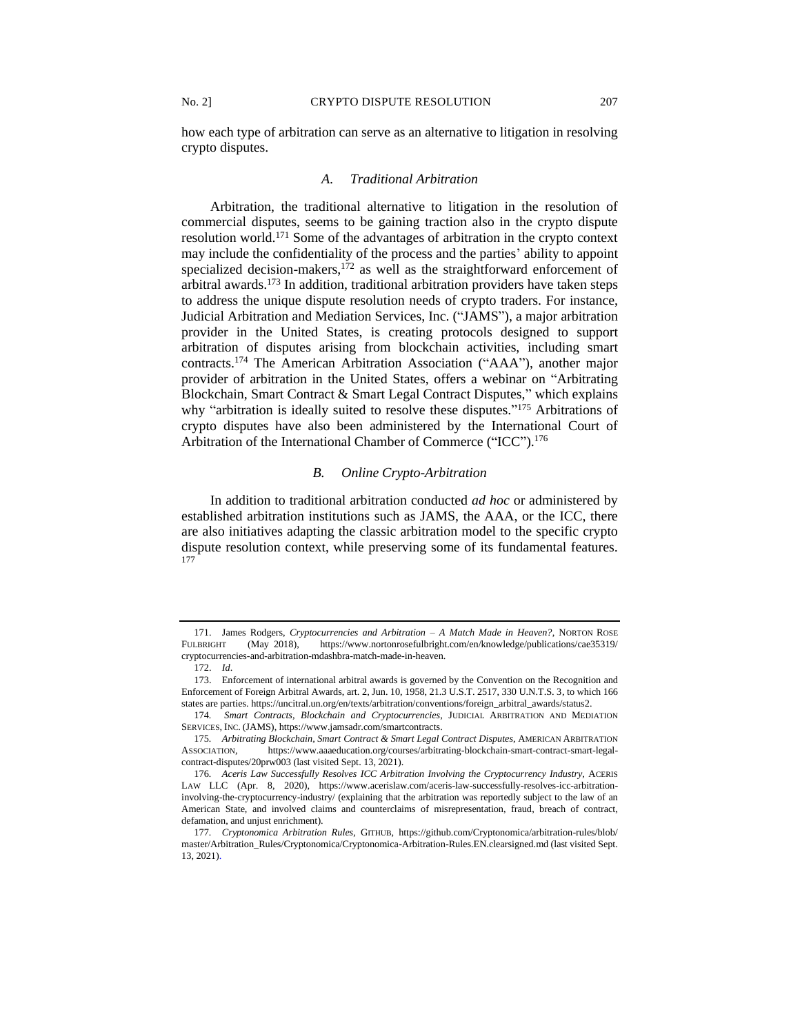how each type of arbitration can serve as an alternative to litigation in resolving crypto disputes.

### *A. Traditional Arbitration*

Arbitration, the traditional alternative to litigation in the resolution of commercial disputes, seems to be gaining traction also in the crypto dispute resolution world.[171] Some of the advantages of arbitration in the crypto context may include the confidentiality of the process and the parties' ability to appoint specialized decision-makers,[172] as well as the straightforward enforcement of arbitral awards.[173] In addition, traditional arbitration providers have taken steps to address the unique dispute resolution needs of crypto traders. For instance, Judicial Arbitration and Mediation Services, Inc. ("JAMS"), a major arbitration provider in the United States, is creating protocols designed to support arbitration of disputes arising from blockchain activities, including smart contracts.[174] The American Arbitration Association ("AAA"), another major provider of arbitration in the United States, offers a webinar on "Arbitrating Blockchain, Smart Contract & Smart Legal Contract Disputes," which explains why "arbitration is ideally suited to resolve these disputes."[175] Arbitrations of crypto disputes have also been administered by the International Court of Arbitration of the International Chamber of Commerce ("ICC").[176]

### *B. Online Crypto-Arbitration*

In addition to traditional arbitration conducted *ad hoc* or administered by established arbitration institutions such as JAMS, the AAA, or the ICC, there are also initiatives adapting the classic arbitration model to the specific crypto dispute resolution context, while preserving some of its fundamental features.[177]

---

171. James Rodgers, *Cryptocurrencies and Arbitration – A Match Made in Heaven?*, NORTON ROSE FULBRIGHT (May 2018), https://www.nortonrosefulbright.com/en/knowledge/publications/cae35319/cryptocurrencies-and-arbitration-mdashbra-match-made-in-heaven.

172. *Id*.

173. Enforcement of international arbitral awards is governed by the Convention on the Recognition and Enforcement of Foreign Arbitral Awards, art. 2, Jun. 10, 1958, 21.3 U.S.T. 2517, 330 U.N.T.S. 3, to which 166 states are parties. https://uncitral.un.org/en/texts/arbitration/conventions/foreign_arbitral_awards/status2.

174. *Smart Contracts, Blockchain and Cryptocurrencies*, JUDICIAL ARBITRATION AND MEDIATION SERVICES, INC. (JAMS), https://www.jamsadr.com/smartcontracts.

175. *Arbitrating Blockchain, Smart Contract & Smart Legal Contract Disputes*, AMERICAN ARBITRATION ASSOCIATION, https://www.aaaeducation.org/courses/arbitrating-blockchain-smart-contract-smart-legal-contract-disputes/20prw003 (last visited Sept. 13, 2021).

176. *Aceris Law Successfully Resolves ICC Arbitration Involving the Cryptocurrency Industry*, ACERIS LAW LLC (Apr. 8, 2020), https://www.acerislaw.com/aceris-law-successfully-resolves-icc-arbitration-involving-the-cryptocurrency-industry/ (explaining that the arbitration was reportedly subject to the law of an American State, and involved claims and counterclaims of misrepresentation, fraud, breach of contract, defamation, and unjust enrichment).

177. *Cryptonomica Arbitration Rules*, GITHUB, https://github.com/Cryptonomica/arbitration-rules/blob/master/Arbitration_Rules/Cryptonomica/Cryptonomica-Arbitration-Rules.EN.clearsigned.md (last visited Sept. 13, 2021).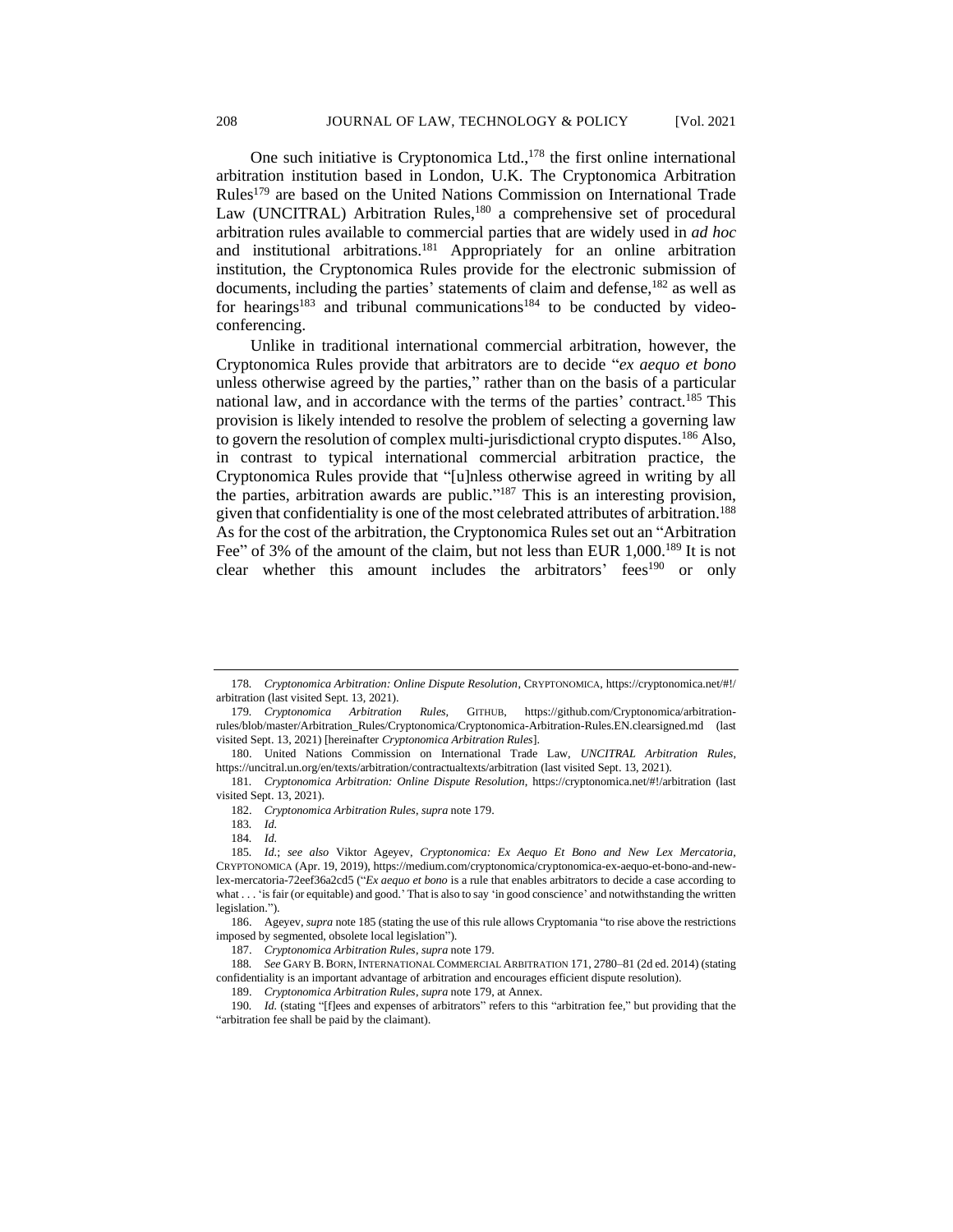One such initiative is Cryptonomica Ltd.,[178] the first online international arbitration institution based in London, U.K. The Cryptonomica Arbitration Rules[179] are based on the United Nations Commission on International Trade Law (UNCITRAL) Arbitration Rules,[180] a comprehensive set of procedural arbitration rules available to commercial parties that are widely used in *ad hoc* and institutional arbitrations.[181] Appropriately for an online arbitration institution, the Cryptonomica Rules provide for the electronic submission of documents, including the parties' statements of claim and defense,[182] as well as for hearings[183] and tribunal communications[184] to be conducted by video-conferencing.

Unlike in traditional international commercial arbitration, however, the Cryptonomica Rules provide that arbitrators are to decide "*ex aequo et bono* unless otherwise agreed by the parties," rather than on the basis of a particular national law, and in accordance with the terms of the parties' contract.[185] This provision is likely intended to resolve the problem of selecting a governing law to govern the resolution of complex multi-jurisdictional crypto disputes.[186] Also, in contrast to typical international commercial arbitration practice, the Cryptonomica Rules provide that "[u]nless otherwise agreed in writing by all the parties, arbitration awards are public."[187] This is an interesting provision, given that confidentiality is one of the most celebrated attributes of arbitration.[188] As for the cost of the arbitration, the Cryptonomica Rules set out an "Arbitration Fee" of 3% of the amount of the claim, but not less than EUR 1,000.[189] It is not clear whether this amount includes the arbitrators' fees[190] or only

---

178. *Cryptonomica Arbitration: Online Dispute Resolution*, CRYPTONOMICA, https://cryptonomica.net/#!/arbitration (last visited Sept. 13, 2021).

179. *Cryptonomica Arbitration Rules*, GITHUB, https://github.com/Cryptonomica/arbitration-rules/blob/master/Arbitration_Rules/Cryptonomica/Cryptonomica-Arbitration-Rules.EN.clearsigned.md (last visited Sept. 13, 2021) [hereinafter *Cryptonomica Arbitration Rules*].

180. United Nations Commission on International Trade Law, *UNCITRAL Arbitration Rules*, https://uncitral.un.org/en/texts/arbitration/contractualtexts/arbitration (last visited Sept. 13, 2021).

181. *Cryptonomica Arbitration: Online Dispute Resolution*, https://cryptonomica.net/#!/arbitration (last visited Sept. 13, 2021).

182. *Cryptonomica Arbitration Rules*, *supra* note 179.

183. *Id.*

184. *Id.*

185. *Id.*; *see also* Viktor Ageyev, *Cryptonomica: Ex Aequo Et Bono and New Lex Mercatoria*, CRYPTONOMICA (Apr. 19, 2019), https://medium.com/cryptonomica/cryptonomica-ex-aequo-et-bono-and-new-lex-mercatoria-72eef36a2cd5 ("*Ex aequo et bono* is a rule that enables arbitrators to decide a case according to what . . . 'is fair (or equitable) and good.' That is also to say 'in good conscience' and notwithstanding the written legislation.").

186. Ageyev, *supra* note 185 (stating the use of this rule allows Cryptomania "to rise above the restrictions imposed by segmented, obsolete local legislation").

187. *Cryptonomica Arbitration Rules*, *supra* note 179.

188. *See* GARY B. BORN, INTERNATIONAL COMMERCIAL ARBITRATION 171, 2780–81 (2d ed. 2014) (stating confidentiality is an important advantage of arbitration and encourages efficient dispute resolution).

189. *Cryptonomica Arbitration Rules*, *supra* note 179, at Annex.

190. *Id.* (stating "[f]ees and expenses of arbitrators" refers to this "arbitration fee," but providing that the "arbitration fee shall be paid by the claimant).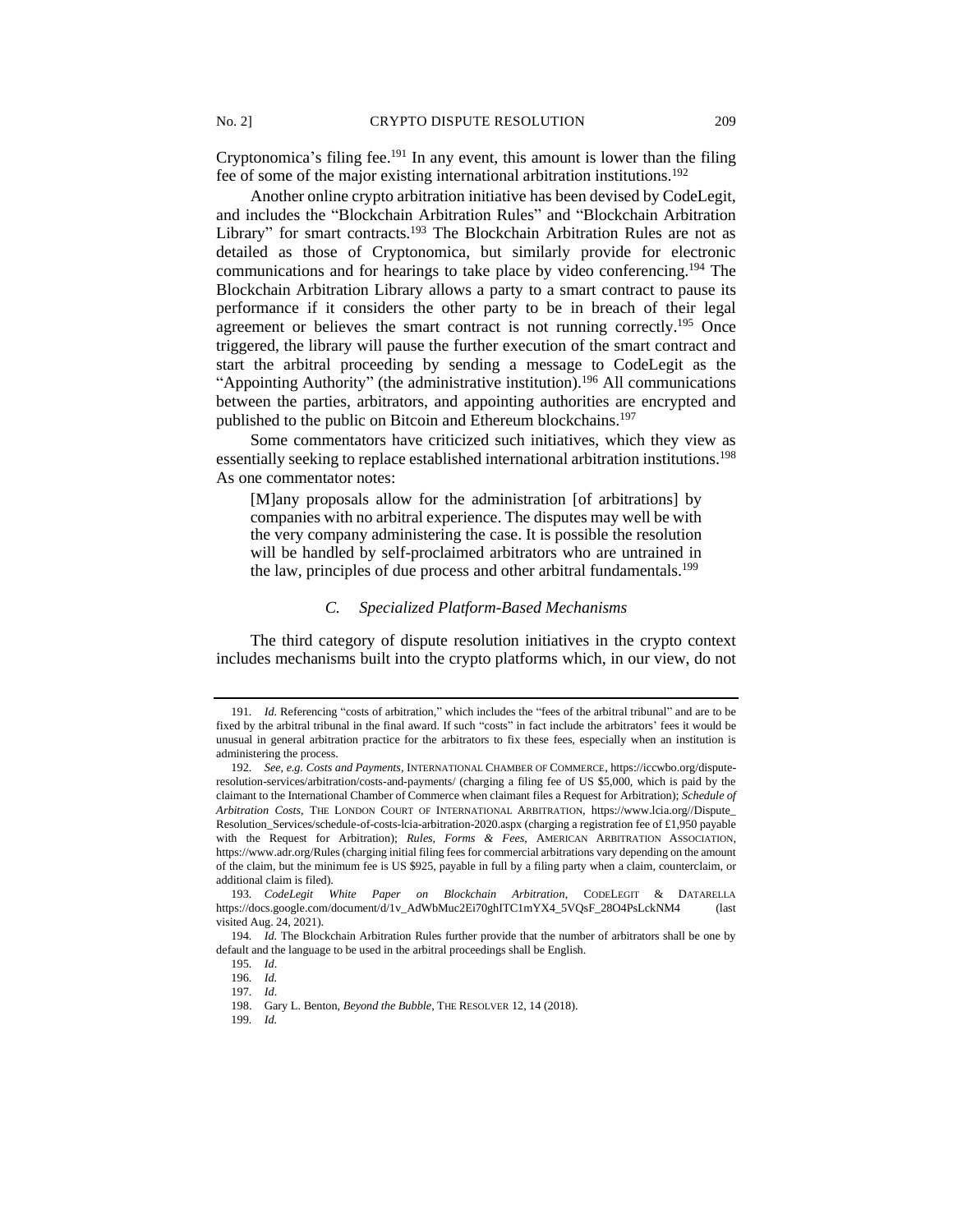Cryptonomica's filing fee.[191] In any event, this amount is lower than the filing fee of some of the major existing international arbitration institutions.[192]

Another online crypto arbitration initiative has been devised by CodeLegit, and includes the "Blockchain Arbitration Rules" and "Blockchain Arbitration Library" for smart contracts.[193] The Blockchain Arbitration Rules are not as detailed as those of Cryptonomica, but similarly provide for electronic communications and for hearings to take place by video conferencing.[194] The Blockchain Arbitration Library allows a party to a smart contract to pause its performance if it considers the other party to be in breach of their legal agreement or believes the smart contract is not running correctly.[195] Once triggered, the library will pause the further execution of the smart contract and start the arbitral proceeding by sending a message to CodeLegit as the "Appointing Authority" (the administrative institution).[196] All communications between the parties, arbitrators, and appointing authorities are encrypted and published to the public on Bitcoin and Ethereum blockchains.[197]

Some commentators have criticized such initiatives, which they view as essentially seeking to replace established international arbitration institutions.[198] As one commentator notes:

> [M]any proposals allow for the administration [of arbitrations] by companies with no arbitral experience. The disputes may well be with the very company administering the case. It is possible the resolution will be handled by self-proclaimed arbitrators who are untrained in the law, principles of due process and other arbitral fundamentals.[199]

### *C. Specialized Platform-Based Mechanisms*

The third category of dispute resolution initiatives in the crypto context includes mechanisms built into the crypto platforms which, in our view, do not

---

191. *Id.* Referencing "costs of arbitration," which includes the "fees of the arbitral tribunal" and are to be fixed by the arbitral tribunal in the final award. If such "costs" in fact include the arbitrators' fees it would be unusual in general arbitration practice for the arbitrators to fix these fees, especially when an institution is administering the process.

192. *See, e.g. Costs and Payments*, INTERNATIONAL CHAMBER OF COMMERCE, https://iccwbo.org/dispute-resolution-services/arbitration/costs-and-payments/ (charging a filing fee of US $5,000, which is paid by the claimant to the International Chamber of Commerce when claimant files a Request for Arbitration); *Schedule of Arbitration Costs*, THE LONDON COURT OF INTERNATIONAL ARBITRATION, https://www.lcia.org//Dispute_Resolution_Services/schedule-of-costs-lcia-arbitration-2020.aspx (charging a registration fee of £1,950 payable with the Request for Arbitration); *Rules, Forms & Fees*, AMERICAN ARBITRATION ASSOCIATION, https://www.adr.org/Rules (charging initial filing fees for commercial arbitrations vary depending on the amount of the claim, but the minimum fee is US $925, payable in full by a filing party when a claim, counterclaim, or additional claim is filed).

193. *CodeLegit White Paper on Blockchain Arbitration*, CODELEGIT & DATARELLA https://docs.google.com/document/d/1v_AdWbMuc2Ei70ghITC1mYX4_5VQsF_28O4PsLckNM4 (last visited Aug. 24, 2021).

194. *Id.* The Blockchain Arbitration Rules further provide that the number of arbitrators shall be one by default and the language to be used in the arbitral proceedings shall be English.

195. *Id*.

196. *Id.*

197. *Id*.

198. Gary L. Benton, *Beyond the Bubble*, THE RESOLVER 12, 14 (2018).

199. *Id.*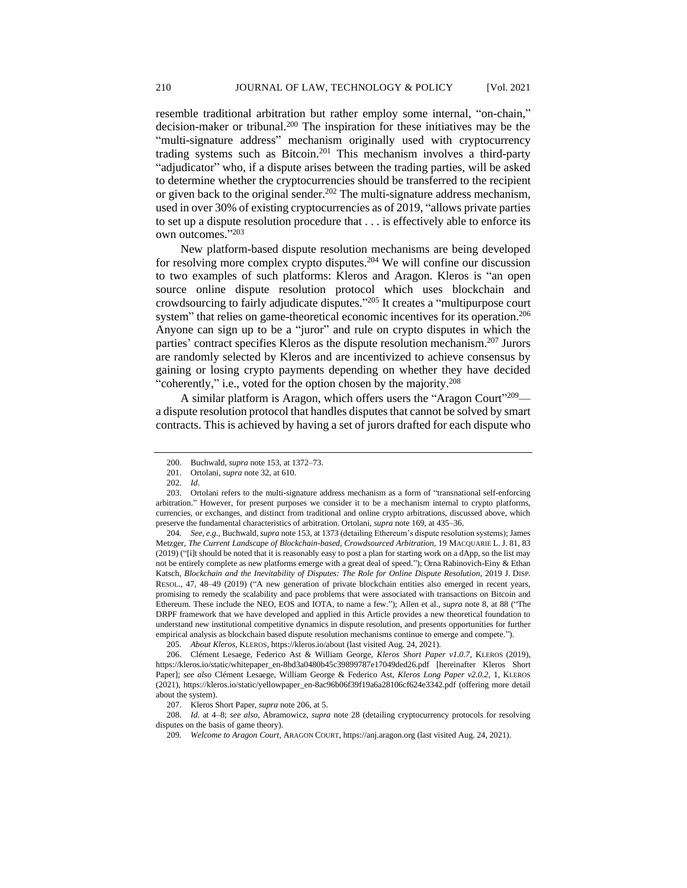resemble traditional arbitration but rather employ some internal, "on-chain," decision-maker or tribunal.[200] The inspiration for these initiatives may be the "multi-signature address" mechanism originally used with cryptocurrency trading systems such as Bitcoin.[201] This mechanism involves a third-party "adjudicator" who, if a dispute arises between the trading parties, will be asked to determine whether the cryptocurrencies should be transferred to the recipient or given back to the original sender.[202] The multi-signature address mechanism, used in over 30% of existing cryptocurrencies as of 2019, "allows private parties to set up a dispute resolution procedure that . . . is effectively able to enforce its own outcomes."[203]

New platform-based dispute resolution mechanisms are being developed for resolving more complex crypto disputes.[204] We will confine our discussion to two examples of such platforms: Kleros and Aragon. Kleros is "an open source online dispute resolution protocol which uses blockchain and crowdsourcing to fairly adjudicate disputes."[205] It creates a "multipurpose court system" that relies on game-theoretical economic incentives for its operation.[206] Anyone can sign up to be a "juror" and rule on crypto disputes in which the parties' contract specifies Kleros as the dispute resolution mechanism.[207] Jurors are randomly selected by Kleros and are incentivized to achieve consensus by gaining or losing crypto payments depending on whether they have decided "coherently," i.e., voted for the option chosen by the majority.[208]

A similar platform is Aragon, which offers users the "Aragon Court"[209]—a dispute resolution protocol that handles disputes that cannot be solved by smart contracts. This is achieved by having a set of jurors drafted for each dispute who

---

200. Buchwald, *supra* note 153, at 1372–73.

201. Ortolani, *supra* note 32, at 610.

202. *Id*.

203. Ortolani refers to the multi-signature address mechanism as a form of "transnational self-enforcing arbitration." However, for present purposes we consider it to be a mechanism internal to crypto platforms, currencies, or exchanges, and distinct from traditional and online crypto arbitrations, discussed above, which preserve the fundamental characteristics of arbitration. Ortolani, *supra* note 169, at 435–36.

204. *See, e.g.*, Buchwald, *supra* note 153, at 1373 (detailing Ethereum's dispute resolution systems); James Metzger, *The Current Landscape of Blockchain-based, Crowdsourced Arbitration*, 19 MACQUARIE L. J. 81, 83 (2019) ("[i]t should be noted that it is reasonably easy to post a plan for starting work on a dApp, so the list may not be entirely complete as new platforms emerge with a great deal of speed."); Orna Rabinovich-Einy & Ethan Katsch, *Blockchain and the Inevitability of Disputes: The Role for Online Dispute Resolution*, 2019 J. DISP. RESOL., 47, 48–49 (2019) ("A new generation of private blockchain entities also emerged in recent years, promising to remedy the scalability and pace problems that were associated with transactions on Bitcoin and Ethereum. These include the NEO, EOS and IOTA, to name a few."); Allen et al., *supra* note 8, at 88 ("The DRPF framework that we have developed and applied in this Article provides a new theoretical foundation to understand new institutional competitive dynamics in dispute resolution, and presents opportunities for further empirical analysis as blockchain based dispute resolution mechanisms continue to emerge and compete.").

205. *About Kleros*, KLEROS, https://kleros.io/about (last visited Aug. 24, 2021).

206. Clément Lesaege, Federico Ast & William George, *Kleros Short Paper v1.0.7*, KLEROS (2019), https://kleros.io/static/whitepaper_en-8bd3a0480b45c39899787e17049ded26.pdf [hereinafter Kleros Short Paper]; *see also* Clément Lesaege, William George & Federico Ast, *Kleros Long Paper v2.0.2*, 1, KLEROS (2021), https://kleros.io/static/yellowpaper_en-8ac96b06f39f19a6a28106cf624e3342.pdf (offering more detail about the system).

207. Kleros Short Paper, *supra* note 206, at 5.

208. *Id.* at 4–8; *see also*, Abramowicz, *supra* note 28 (detailing cryptocurrency protocols for resolving disputes on the basis of game theory).

209. *Welcome to Aragon Court*, ARAGON COURT, https://anj.aragon.org (last visited Aug. 24, 2021).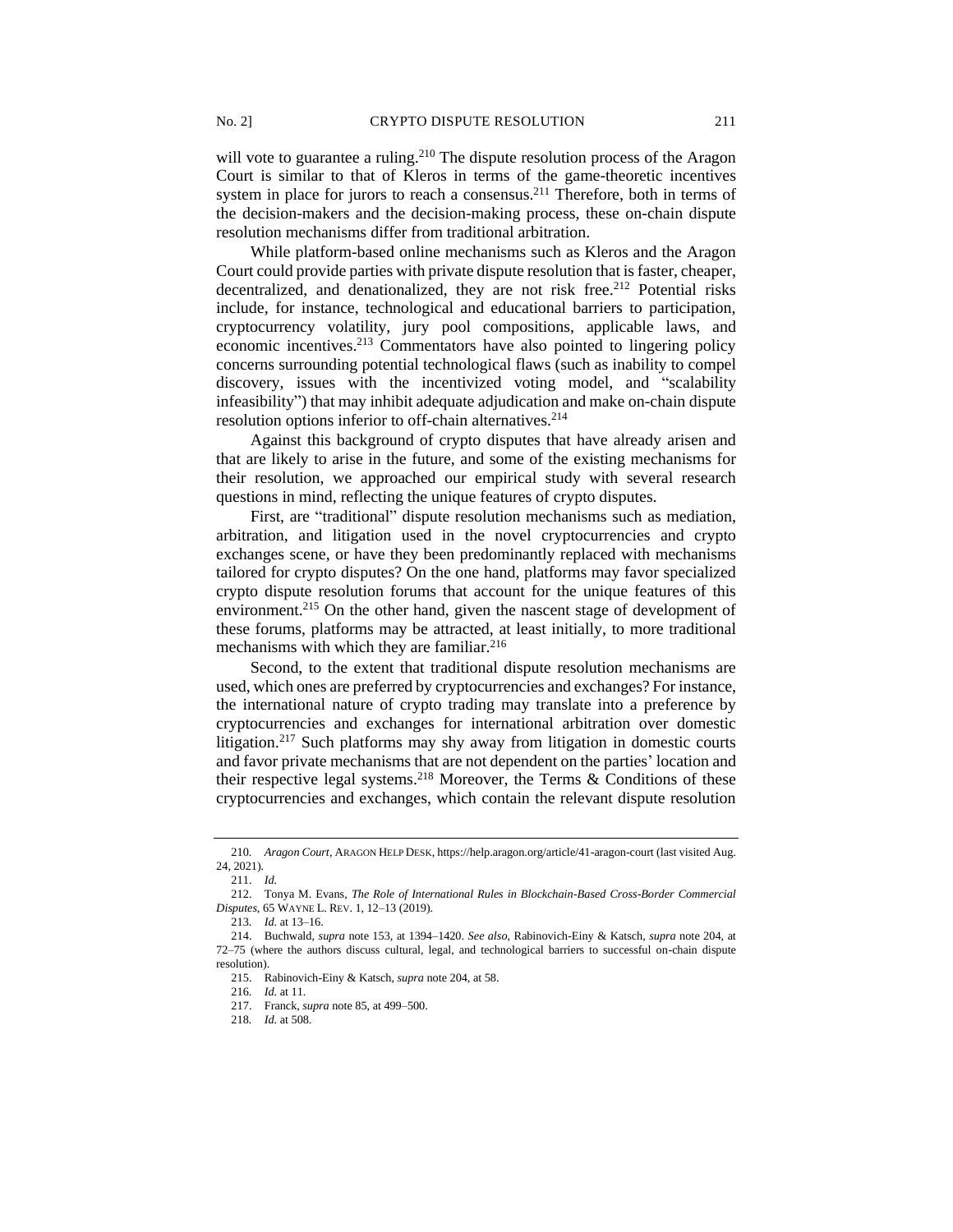will vote to guarantee a ruling.[210] The dispute resolution process of the Aragon Court is similar to that of Kleros in terms of the game-theoretic incentives system in place for jurors to reach a consensus.[211] Therefore, both in terms of the decision-makers and the decision-making process, these on-chain dispute resolution mechanisms differ from traditional arbitration.

While platform-based online mechanisms such as Kleros and the Aragon Court could provide parties with private dispute resolution that is faster, cheaper, decentralized, and denationalized, they are not risk free.[212] Potential risks include, for instance, technological and educational barriers to participation, cryptocurrency volatility, jury pool compositions, applicable laws, and economic incentives.[213] Commentators have also pointed to lingering policy concerns surrounding potential technological flaws (such as inability to compel discovery, issues with the incentivized voting model, and "scalability infeasibility") that may inhibit adequate adjudication and make on-chain dispute resolution options inferior to off-chain alternatives.[214]

Against this background of crypto disputes that have already arisen and that are likely to arise in the future, and some of the existing mechanisms for their resolution, we approached our empirical study with several research questions in mind, reflecting the unique features of crypto disputes.

First, are "traditional" dispute resolution mechanisms such as mediation, arbitration, and litigation used in the novel cryptocurrencies and crypto exchanges scene, or have they been predominantly replaced with mechanisms tailored for crypto disputes? On the one hand, platforms may favor specialized crypto dispute resolution forums that account for the unique features of this environment.[215] On the other hand, given the nascent stage of development of these forums, platforms may be attracted, at least initially, to more traditional mechanisms with which they are familiar.[216]

Second, to the extent that traditional dispute resolution mechanisms are used, which ones are preferred by cryptocurrencies and exchanges? For instance, the international nature of crypto trading may translate into a preference by cryptocurrencies and exchanges for international arbitration over domestic litigation.[217] Such platforms may shy away from litigation in domestic courts and favor private mechanisms that are not dependent on the parties' location and their respective legal systems.[218] Moreover, the Terms & Conditions of these cryptocurrencies and exchanges, which contain the relevant dispute resolution

---

210. *Aragon Court*, ARAGON HELP DESK, https://help.aragon.org/article/41-aragon-court (last visited Aug. 24, 2021).

211. *Id.*

212. Tonya M. Evans, *The Role of International Rules in Blockchain-Based Cross-Border Commercial Disputes*, 65 WAYNE L. REV. 1, 12–13 (2019).

213. *Id.* at 13–16.

214. Buchwald, *supra* note 153, at 1394–1420. *See also*, Rabinovich-Einy & Katsch, *supra* note 204, at 72–75 (where the authors discuss cultural, legal, and technological barriers to successful on-chain dispute resolution).

215. Rabinovich-Einy & Katsch, *supra* note 204, at 58.

216. *Id.* at 11.

217. Franck, *supra* note 85, at 499–500.

218. *Id.* at 508.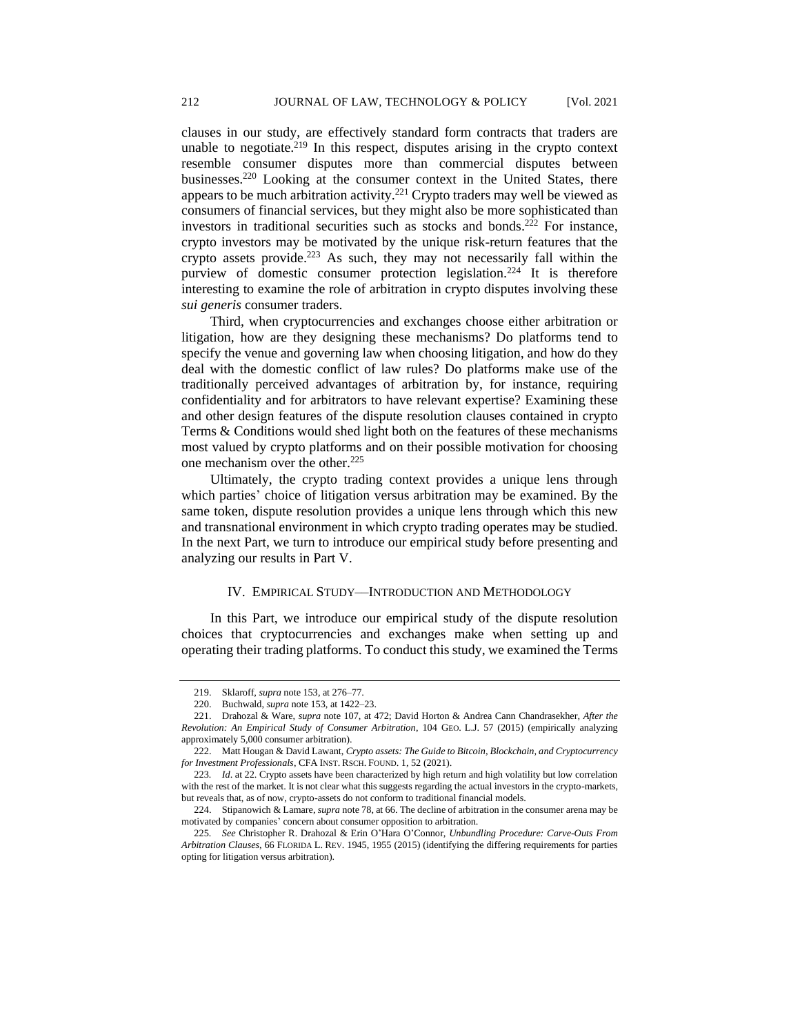clauses in our study, are effectively standard form contracts that traders are unable to negotiate.[219] In this respect, disputes arising in the crypto context resemble consumer disputes more than commercial disputes between businesses.[220] Looking at the consumer context in the United States, there appears to be much arbitration activity.[221] Crypto traders may well be viewed as consumers of financial services, but they might also be more sophisticated than investors in traditional securities such as stocks and bonds.[222] For instance, crypto investors may be motivated by the unique risk-return features that the crypto assets provide.[223] As such, they may not necessarily fall within the purview of domestic consumer protection legislation.[224] It is therefore interesting to examine the role of arbitration in crypto disputes involving these *sui generis* consumer traders.

Third, when cryptocurrencies and exchanges choose either arbitration or litigation, how are they designing these mechanisms? Do platforms tend to specify the venue and governing law when choosing litigation, and how do they deal with the domestic conflict of law rules? Do platforms make use of the traditionally perceived advantages of arbitration by, for instance, requiring confidentiality and for arbitrators to have relevant expertise? Examining these and other design features of the dispute resolution clauses contained in crypto Terms & Conditions would shed light both on the features of these mechanisms most valued by crypto platforms and on their possible motivation for choosing one mechanism over the other.[225]

Ultimately, the crypto trading context provides a unique lens through which parties' choice of litigation versus arbitration may be examined. By the same token, dispute resolution provides a unique lens through which this new and transnational environment in which crypto trading operates may be studied. In the next Part, we turn to introduce our empirical study before presenting and analyzing our results in Part V.

## IV. EMPIRICAL STUDY—INTRODUCTION AND METHODOLOGY

In this Part, we introduce our empirical study of the dispute resolution choices that cryptocurrencies and exchanges make when setting up and operating their trading platforms. To conduct this study, we examined the Terms

---

219. Sklaroff, *supra* note 153, at 276–77.

220. Buchwald, *supra* note 153, at 1422–23.

221. Drahozal & Ware, *supra* note 107, at 472; David Horton & Andrea Cann Chandrasekher, *After the Revolution: An Empirical Study of Consumer Arbitration*, 104 GEO. L.J. 57 (2015) (empirically analyzing approximately 5,000 consumer arbitration).

222. Matt Hougan & David Lawant, *Crypto assets: The Guide to Bitcoin, Blockchain, and Cryptocurrency for Investment Professionals*, CFA INST. RSCH. FOUND. 1, 52 (2021).

223. *Id*. at 22. Crypto assets have been characterized by high return and high volatility but low correlation with the rest of the market. It is not clear what this suggests regarding the actual investors in the crypto-markets, but reveals that, as of now, crypto-assets do not conform to traditional financial models.

224. Stipanowich & Lamare, *supra* note 78, at 66. The decline of arbitration in the consumer arena may be motivated by companies' concern about consumer opposition to arbitration.

225. *See* Christopher R. Drahozal & Erin O'Hara O'Connor, *Unbundling Procedure: Carve-Outs From Arbitration Clauses*, 66 FLORIDA L. REV. 1945, 1955 (2015) (identifying the differing requirements for parties opting for litigation versus arbitration).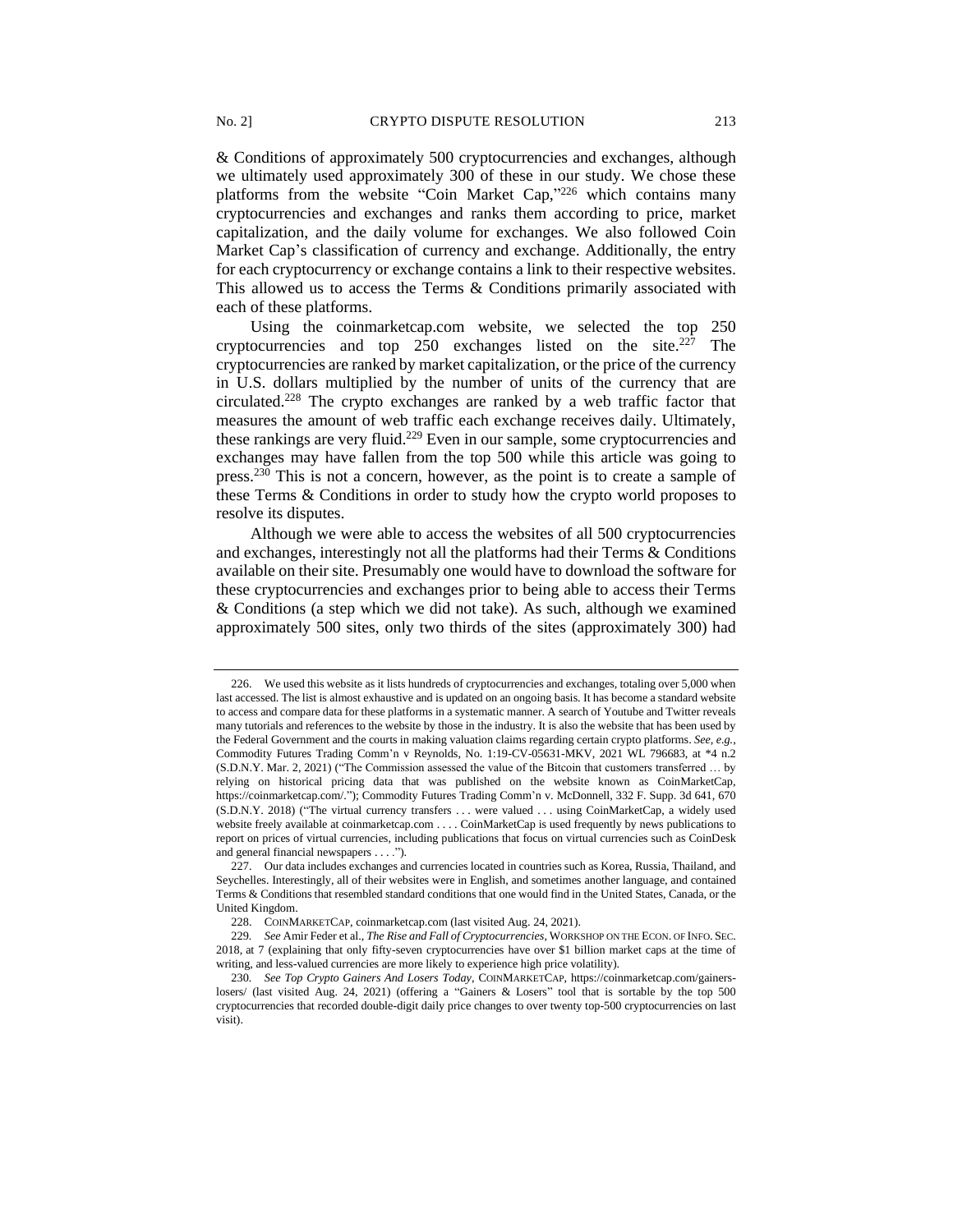& Conditions of approximately 500 cryptocurrencies and exchanges, although we ultimately used approximately 300 of these in our study. We chose these platforms from the website "Coin Market Cap,"[226] which contains many cryptocurrencies and exchanges and ranks them according to price, market capitalization, and the daily volume for exchanges. We also followed Coin Market Cap's classification of currency and exchange. Additionally, the entry for each cryptocurrency or exchange contains a link to their respective websites. This allowed us to access the Terms & Conditions primarily associated with each of these platforms.

Using the coinmarketcap.com website, we selected the top 250 cryptocurrencies and top 250 exchanges listed on the site.[227] The cryptocurrencies are ranked by market capitalization, or the price of the currency in U.S. dollars multiplied by the number of units of the currency that are circulated.[228] The crypto exchanges are ranked by a web traffic factor that measures the amount of web traffic each exchange receives daily. Ultimately, these rankings are very fluid.[229] Even in our sample, some cryptocurrencies and exchanges may have fallen from the top 500 while this article was going to press.[230] This is not a concern, however, as the point is to create a sample of these Terms & Conditions in order to study how the crypto world proposes to resolve its disputes.

Although we were able to access the websites of all 500 cryptocurrencies and exchanges, interestingly not all the platforms had their Terms & Conditions available on their site. Presumably one would have to download the software for these cryptocurrencies and exchanges prior to being able to access their Terms & Conditions (a step which we did not take). As such, although we examined approximately 500 sites, only two thirds of the sites (approximately 300) had

---

226. We used this website as it lists hundreds of cryptocurrencies and exchanges, totaling over 5,000 when last accessed. The list is almost exhaustive and is updated on an ongoing basis. It has become a standard website to access and compare data for these platforms in a systematic manner. A search of Youtube and Twitter reveals many tutorials and references to the website by those in the industry. It is also the website that has been used by the Federal Government and the courts in making valuation claims regarding certain crypto platforms. *See, e.g.*, Commodity Futures Trading Comm'n v Reynolds, No. 1:19-CV-05631-MKV, 2021 WL 796683, at *4 n.2 (S.D.N.Y. Mar. 2, 2021) ("The Commission assessed the value of the Bitcoin that customers transferred … by relying on historical pricing data that was published on the website known as CoinMarketCap, https://coinmarketcap.com/."); Commodity Futures Trading Comm'n v. McDonnell, 332 F. Supp. 3d 641, 670 (S.D.N.Y. 2018) ("The virtual currency transfers . . . were valued . . . using CoinMarketCap, a widely used website freely available at coinmarketcap.com . . . . CoinMarketCap is used frequently by news publications to report on prices of virtual currencies, including publications that focus on virtual currencies such as CoinDesk and general financial newspapers . . . .").

227. Our data includes exchanges and currencies located in countries such as Korea, Russia, Thailand, and Seychelles. Interestingly, all of their websites were in English, and sometimes another language, and contained Terms & Conditions that resembled standard conditions that one would find in the United States, Canada, or the United Kingdom.

228. COINMARKETCAP, coinmarketcap.com (last visited Aug. 24, 2021).

229. *See* Amir Feder et al., *The Rise and Fall of Cryptocurrencies*, WORKSHOP ON THE ECON. OF INFO. SEC. 2018, at 7 (explaining that only fifty-seven cryptocurrencies have over $1 billion market caps at the time of writing, and less-valued currencies are more likely to experience high price volatility).

230. *See Top Crypto Gainers And Losers Today*, COINMARKETCAP, https://coinmarketcap.com/gainers-losers/ (last visited Aug. 24, 2021) (offering a "Gainers & Losers" tool that is sortable by the top 500 cryptocurrencies that recorded double-digit daily price changes to over twenty top-500 cryptocurrencies on last visit).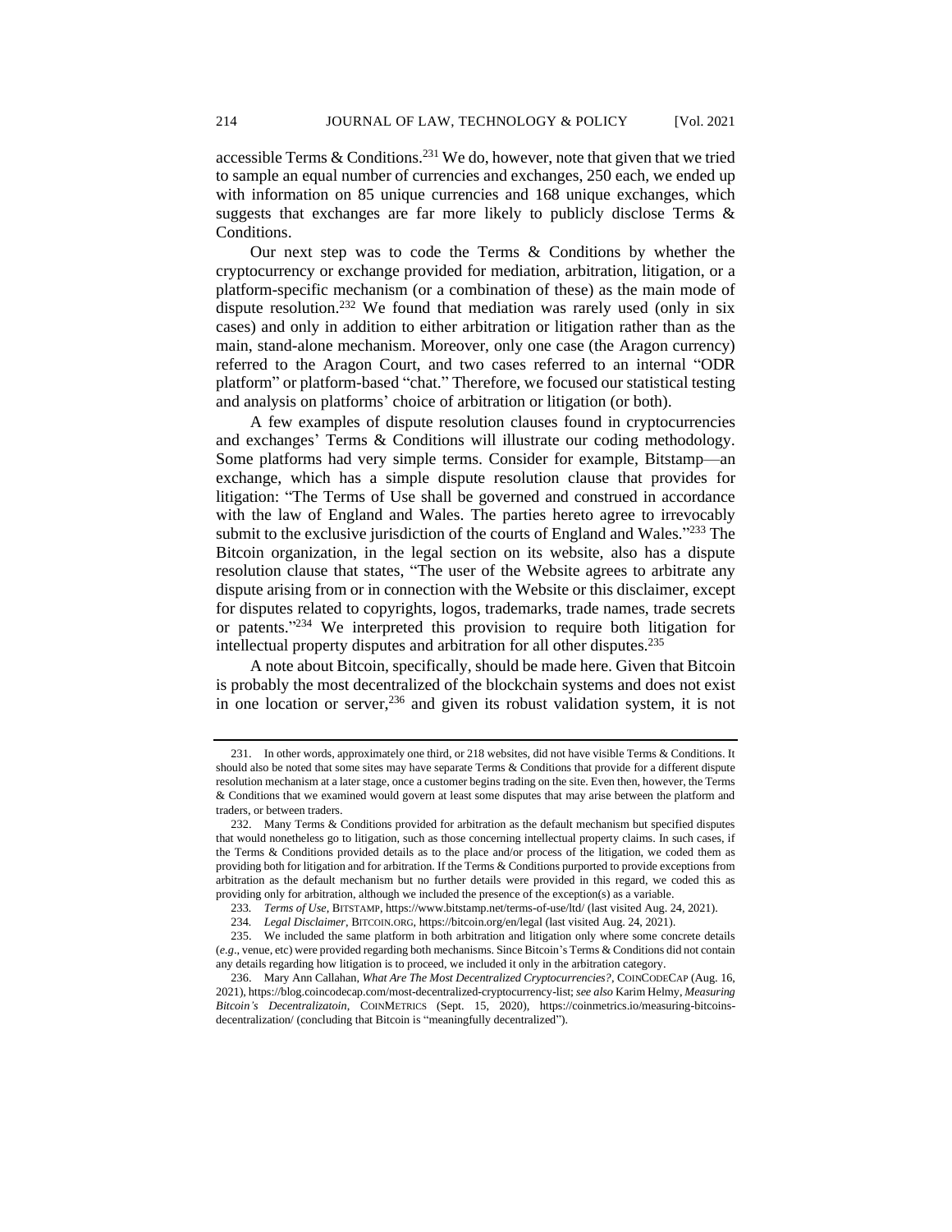accessible Terms & Conditions.[231] We do, however, note that given that we tried to sample an equal number of currencies and exchanges, 250 each, we ended up with information on 85 unique currencies and 168 unique exchanges, which suggests that exchanges are far more likely to publicly disclose Terms & Conditions.

Our next step was to code the Terms & Conditions by whether the cryptocurrency or exchange provided for mediation, arbitration, litigation, or a platform-specific mechanism (or a combination of these) as the main mode of dispute resolution.[232] We found that mediation was rarely used (only in six cases) and only in addition to either arbitration or litigation rather than as the main, stand-alone mechanism. Moreover, only one case (the Aragon currency) referred to the Aragon Court, and two cases referred to an internal "ODR platform" or platform-based "chat." Therefore, we focused our statistical testing and analysis on platforms' choice of arbitration or litigation (or both).

A few examples of dispute resolution clauses found in cryptocurrencies and exchanges' Terms & Conditions will illustrate our coding methodology. Some platforms had very simple terms. Consider for example, Bitstamp—an exchange, which has a simple dispute resolution clause that provides for litigation: "The Terms of Use shall be governed and construed in accordance with the law of England and Wales. The parties hereto agree to irrevocably submit to the exclusive jurisdiction of the courts of England and Wales."[233] The Bitcoin organization, in the legal section on its website, also has a dispute resolution clause that states, "The user of the Website agrees to arbitrate any dispute arising from or in connection with the Website or this disclaimer, except for disputes related to copyrights, logos, trademarks, trade names, trade secrets or patents."[234] We interpreted this provision to require both litigation for intellectual property disputes and arbitration for all other disputes.[235]

A note about Bitcoin, specifically, should be made here. Given that Bitcoin is probably the most decentralized of the blockchain systems and does not exist in one location or server,[236] and given its robust validation system, it is not

---

231. In other words, approximately one third, or 218 websites, did not have visible Terms & Conditions. It should also be noted that some sites may have separate Terms & Conditions that provide for a different dispute resolution mechanism at a later stage, once a customer begins trading on the site. Even then, however, the Terms & Conditions that we examined would govern at least some disputes that may arise between the platform and traders, or between traders.

232. Many Terms & Conditions provided for arbitration as the default mechanism but specified disputes that would nonetheless go to litigation, such as those concerning intellectual property claims. In such cases, if the Terms & Conditions provided details as to the place and/or process of the litigation, we coded them as providing both for litigation and for arbitration. If the Terms & Conditions purported to provide exceptions from arbitration as the default mechanism but no further details were provided in this regard, we coded this as providing only for arbitration, although we included the presence of the exception(s) as a variable.

233. *Terms of Use*, BITSTAMP, https://www.bitstamp.net/terms-of-use/ltd/ (last visited Aug. 24, 2021).

234. *Legal Disclaimer*, BITCOIN.ORG, https://bitcoin.org/en/legal (last visited Aug. 24, 2021).

235. We included the same platform in both arbitration and litigation only where some concrete details (*e.g*., venue, etc) were provided regarding both mechanisms. Since Bitcoin's Terms & Conditions did not contain any details regarding how litigation is to proceed, we included it only in the arbitration category.

236. Mary Ann Callahan, *What Are The Most Decentralized Cryptocurrencies?*, COINCODECAP (Aug. 16, 2021), https://blog.coincodecap.com/most-decentralized-cryptocurrency-list; *see also* Karim Helmy, *Measuring Bitcoin's Decentralizatoin*, COINMETRICS (Sept. 15, 2020), https://coinmetrics.io/measuring-bitcoins-decentralization/ (concluding that Bitcoin is "meaningfully decentralized").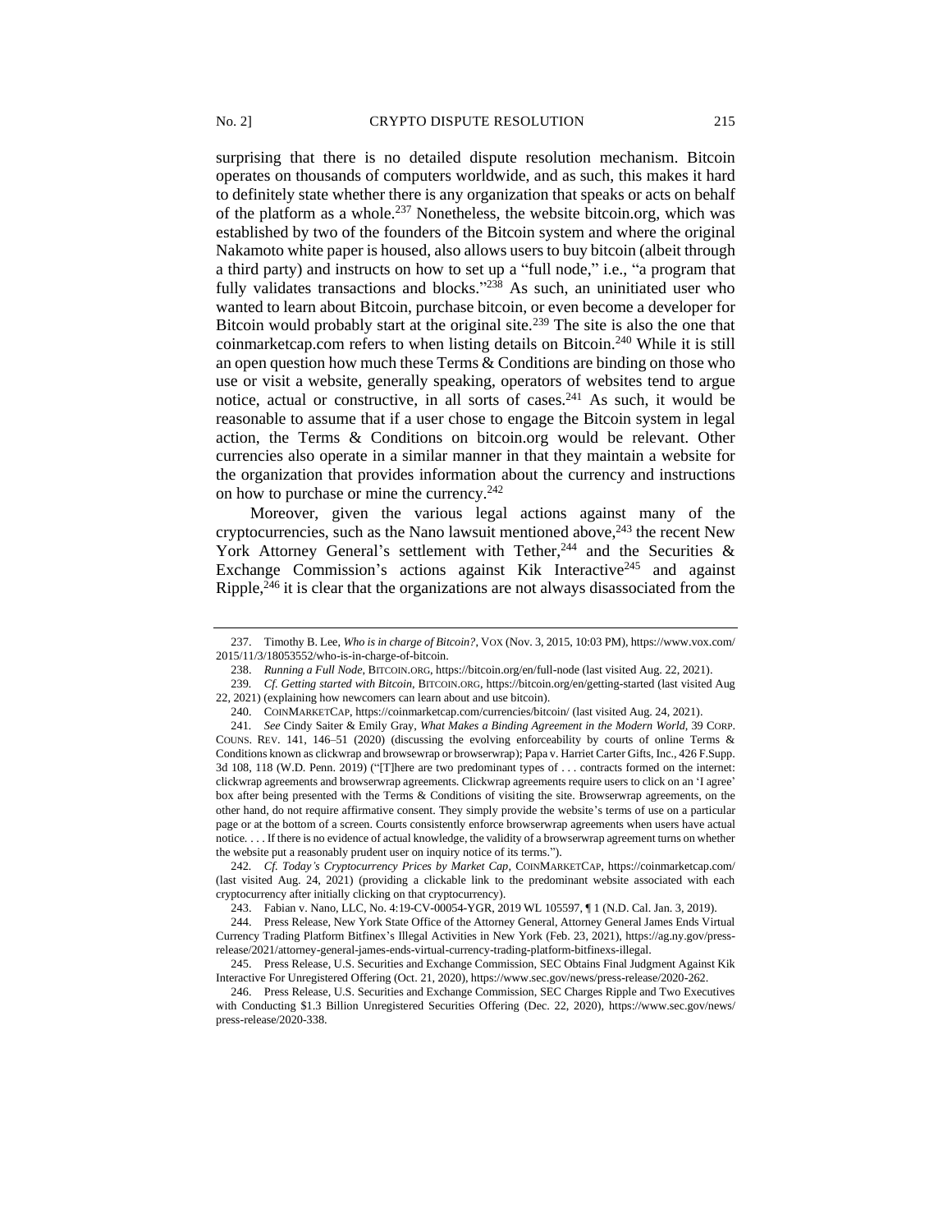surprising that there is no detailed dispute resolution mechanism. Bitcoin operates on thousands of computers worldwide, and as such, this makes it hard to definitely state whether there is any organization that speaks or acts on behalf of the platform as a whole.[237] Nonetheless, the website bitcoin.org, which was established by two of the founders of the Bitcoin system and where the original Nakamoto white paper is housed, also allows users to buy bitcoin (albeit through a third party) and instructs on how to set up a "full node," i.e., "a program that fully validates transactions and blocks."[238] As such, an uninitiated user who wanted to learn about Bitcoin, purchase bitcoin, or even become a developer for Bitcoin would probably start at the original site.[239] The site is also the one that coinmarketcap.com refers to when listing details on Bitcoin.[240] While it is still an open question how much these Terms & Conditions are binding on those who use or visit a website, generally speaking, operators of websites tend to argue notice, actual or constructive, in all sorts of cases.[241] As such, it would be reasonable to assume that if a user chose to engage the Bitcoin system in legal action, the Terms & Conditions on bitcoin.org would be relevant. Other currencies also operate in a similar manner in that they maintain a website for the organization that provides information about the currency and instructions on how to purchase or mine the currency.[242]

Moreover, given the various legal actions against many of the cryptocurrencies, such as the Nano lawsuit mentioned above,[243] the recent New York Attorney General's settlement with Tether,[244] and the Securities & Exchange Commission's actions against Kik Interactive[245] and against Ripple,[246] it is clear that the organizations are not always disassociated from the

---

237. Timothy B. Lee, *Who is in charge of Bitcoin?*, VOX (Nov. 3, 2015, 10:03 PM), https://www.vox.com/2015/11/3/18053552/who-is-in-charge-of-bitcoin.

238. *Running a Full Node*, BITCOIN.ORG, https://bitcoin.org/en/full-node (last visited Aug. 22, 2021).

239. *Cf. Getting started with Bitcoin*, BITCOIN.ORG, https://bitcoin.org/en/getting-started (last visited Aug 22, 2021) (explaining how newcomers can learn about and use bitcoin).

240. COINMARKETCAP, https://coinmarketcap.com/currencies/bitcoin/ (last visited Aug. 24, 2021).

241. *See* Cindy Saiter & Emily Gray, *What Makes a Binding Agreement in the Modern World*, 39 CORP. COUNS. REV. 141, 146–51 (2020) (discussing the evolving enforceability by courts of online Terms & Conditions known as clickwrap and browsewrap or browserwrap); Papa v. Harriet Carter Gifts, Inc., 426 F.Supp. 3d 108, 118 (W.D. Penn. 2019) ("[T]here are two predominant types of . . . contracts formed on the internet: clickwrap agreements and browserwrap agreements. Clickwrap agreements require users to click on an 'I agree' box after being presented with the Terms & Conditions of visiting the site. Browserwrap agreements, on the other hand, do not require affirmative consent. They simply provide the website's terms of use on a particular page or at the bottom of a screen. Courts consistently enforce browserwrap agreements when users have actual notice. . . . If there is no evidence of actual knowledge, the validity of a browserwrap agreement turns on whether the website put a reasonably prudent user on inquiry notice of its terms.").

242. *Cf. Today's Cryptocurrency Prices by Market Cap*, COINMARKETCAP, https://coinmarketcap.com/ (last visited Aug. 24, 2021) (providing a clickable link to the predominant website associated with each cryptocurrency after initially clicking on that cryptocurrency).

243. Fabian v. Nano, LLC, No. 4:19-CV-00054-YGR, 2019 WL 105597, ¶ 1 (N.D. Cal. Jan. 3, 2019).

244. Press Release, New York State Office of the Attorney General, Attorney General James Ends Virtual Currency Trading Platform Bitfinex's Illegal Activities in New York (Feb. 23, 2021), https://ag.ny.gov/press-release/2021/attorney-general-james-ends-virtual-currency-trading-platform-bitfinexs-illegal.

245. Press Release, U.S. Securities and Exchange Commission, SEC Obtains Final Judgment Against Kik Interactive For Unregistered Offering (Oct. 21, 2020), https://www.sec.gov/news/press-release/2020-262.

246. Press Release, U.S. Securities and Exchange Commission, SEC Charges Ripple and Two Executives with Conducting $1.3 Billion Unregistered Securities Offering (Dec. 22, 2020), https://www.sec.gov/news/press-release/2020-338.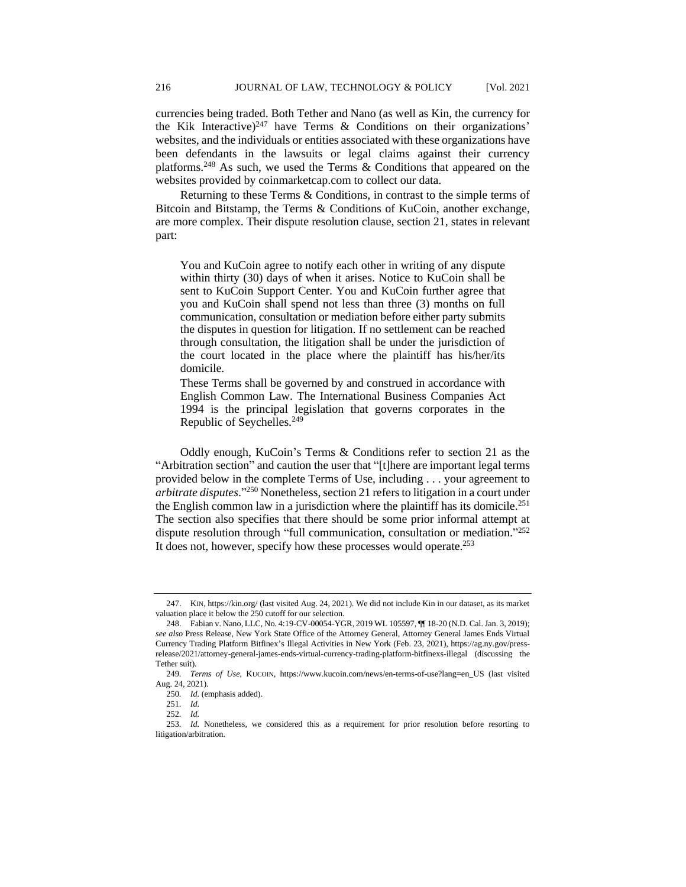currencies being traded. Both Tether and Nano (as well as Kin, the currency for the Kik Interactive)[247] have Terms & Conditions on their organizations' websites, and the individuals or entities associated with these organizations have been defendants in the lawsuits or legal claims against their currency platforms.[248] As such, we used the Terms & Conditions that appeared on the websites provided by coinmarketcap.com to collect our data.

Returning to these Terms & Conditions, in contrast to the simple terms of Bitcoin and Bitstamp, the Terms & Conditions of KuCoin, another exchange, are more complex. Their dispute resolution clause, section 21, states in relevant part:

> You and KuCoin agree to notify each other in writing of any dispute within thirty (30) days of when it arises. Notice to KuCoin shall be sent to KuCoin Support Center. You and KuCoin further agree that you and KuCoin shall spend not less than three (3) months on full communication, consultation or mediation before either party submits the disputes in question for litigation. If no settlement can be reached through consultation, the litigation shall be under the jurisdiction of the court located in the place where the plaintiff has his/her/its domicile.
>
> These Terms shall be governed by and construed in accordance with English Common Law. The International Business Companies Act 1994 is the principal legislation that governs corporates in the Republic of Seychelles.[249]

Oddly enough, KuCoin's Terms & Conditions refer to section 21 as the "Arbitration section" and caution the user that "[t]here are important legal terms provided below in the complete Terms of Use, including . . . your agreement to *arbitrate disputes*."[250] Nonetheless, section 21 refers to litigation in a court under the English common law in a jurisdiction where the plaintiff has its domicile.[251] The section also specifies that there should be some prior informal attempt at dispute resolution through "full communication, consultation or mediation."[252] It does not, however, specify how these processes would operate.[253]

---

247. KIN, https://kin.org/ (last visited Aug. 24, 2021). We did not include Kin in our dataset, as its market valuation place it below the 250 cutoff for our selection.

248. Fabian v. Nano, LLC, No. 4:19-CV-00054-YGR, 2019 WL 105597, ¶¶ 18-20 (N.D. Cal. Jan. 3, 2019); *see also* Press Release, New York State Office of the Attorney General, Attorney General James Ends Virtual Currency Trading Platform Bitfinex's Illegal Activities in New York (Feb. 23, 2021), https://ag.ny.gov/press-release/2021/attorney-general-james-ends-virtual-currency-trading-platform-bitfinexs-illegal (discussing the Tether suit).

249. *Terms of Use*, KUCOIN, https://www.kucoin.com/news/en-terms-of-use?lang=en_US (last visited Aug. 24, 2021).

250. *Id.* (emphasis added).

251. *Id.*

252. *Id.*

253. *Id.* Nonetheless, we considered this as a requirement for prior resolution before resorting to litigation/arbitration.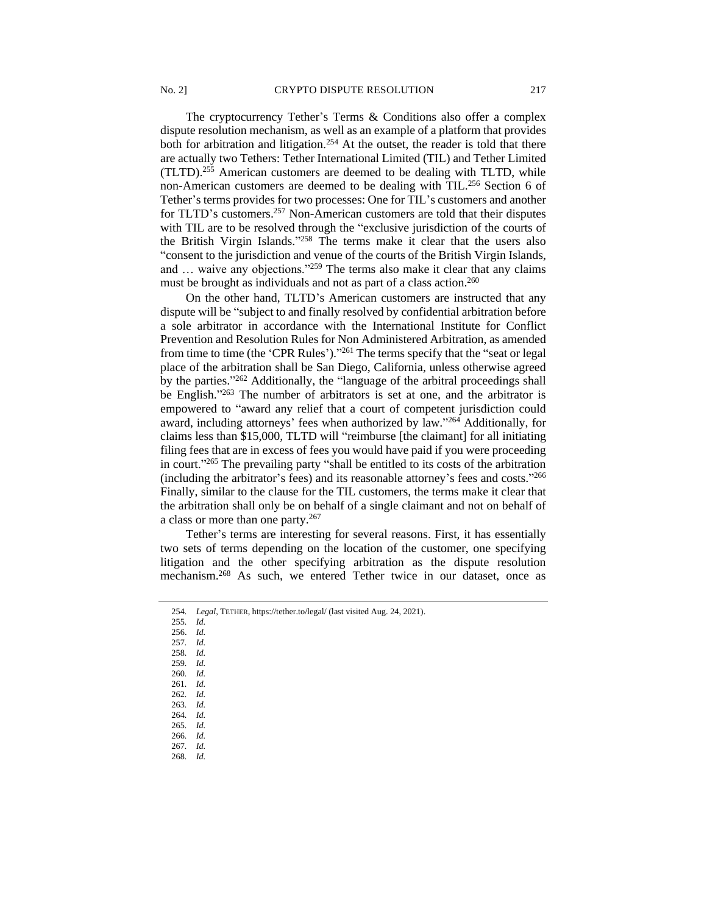The cryptocurrency Tether's Terms & Conditions also offer a complex dispute resolution mechanism, as well as an example of a platform that provides both for arbitration and litigation.[254] At the outset, the reader is told that there are actually two Tethers: Tether International Limited (TIL) and Tether Limited (TLTD).[255] American customers are deemed to be dealing with TLTD, while non-American customers are deemed to be dealing with TIL.[256] Section 6 of Tether's terms provides for two processes: One for TIL's customers and another for TLTD's customers.[257] Non-American customers are told that their disputes with TIL are to be resolved through the "exclusive jurisdiction of the courts of the British Virgin Islands."[258] The terms make it clear that the users also "consent to the jurisdiction and venue of the courts of the British Virgin Islands, and … waive any objections."[259] The terms also make it clear that any claims must be brought as individuals and not as part of a class action.[260]

On the other hand, TLTD's American customers are instructed that any dispute will be "subject to and finally resolved by confidential arbitration before a sole arbitrator in accordance with the International Institute for Conflict Prevention and Resolution Rules for Non Administered Arbitration, as amended from time to time (the 'CPR Rules')."[261] The terms specify that the "seat or legal place of the arbitration shall be San Diego, California, unless otherwise agreed by the parties."[262] Additionally, the "language of the arbitral proceedings shall be English."[263] The number of arbitrators is set at one, and the arbitrator is empowered to "award any relief that a court of competent jurisdiction could award, including attorneys' fees when authorized by law."[264] Additionally, for claims less than $15,000, TLTD will "reimburse [the claimant] for all initiating filing fees that are in excess of fees you would have paid if you were proceeding in court."[265] The prevailing party "shall be entitled to its costs of the arbitration (including the arbitrator's fees) and its reasonable attorney's fees and costs."[266] Finally, similar to the clause for the TIL customers, the terms make it clear that the arbitration shall only be on behalf of a single claimant and not on behalf of a class or more than one party.[267]

Tether's terms are interesting for several reasons. First, it has essentially two sets of terms depending on the location of the customer, one specifying litigation and the other specifying arbitration as the dispute resolution mechanism.[268] As such, we entered Tether twice in our dataset, once as

---

254. *Legal*, TETHER, https://tether.to/legal/ (last visited Aug. 24, 2021).
255. *Id.*
256. *Id.*
257. *Id.*
258. *Id.*
259. *Id.*
260. *Id.*
261. *Id.*
262. *Id.*
263. *Id.*
264. *Id.*
265. *Id.*
266. *Id.*
267. *Id.*
268. *Id.*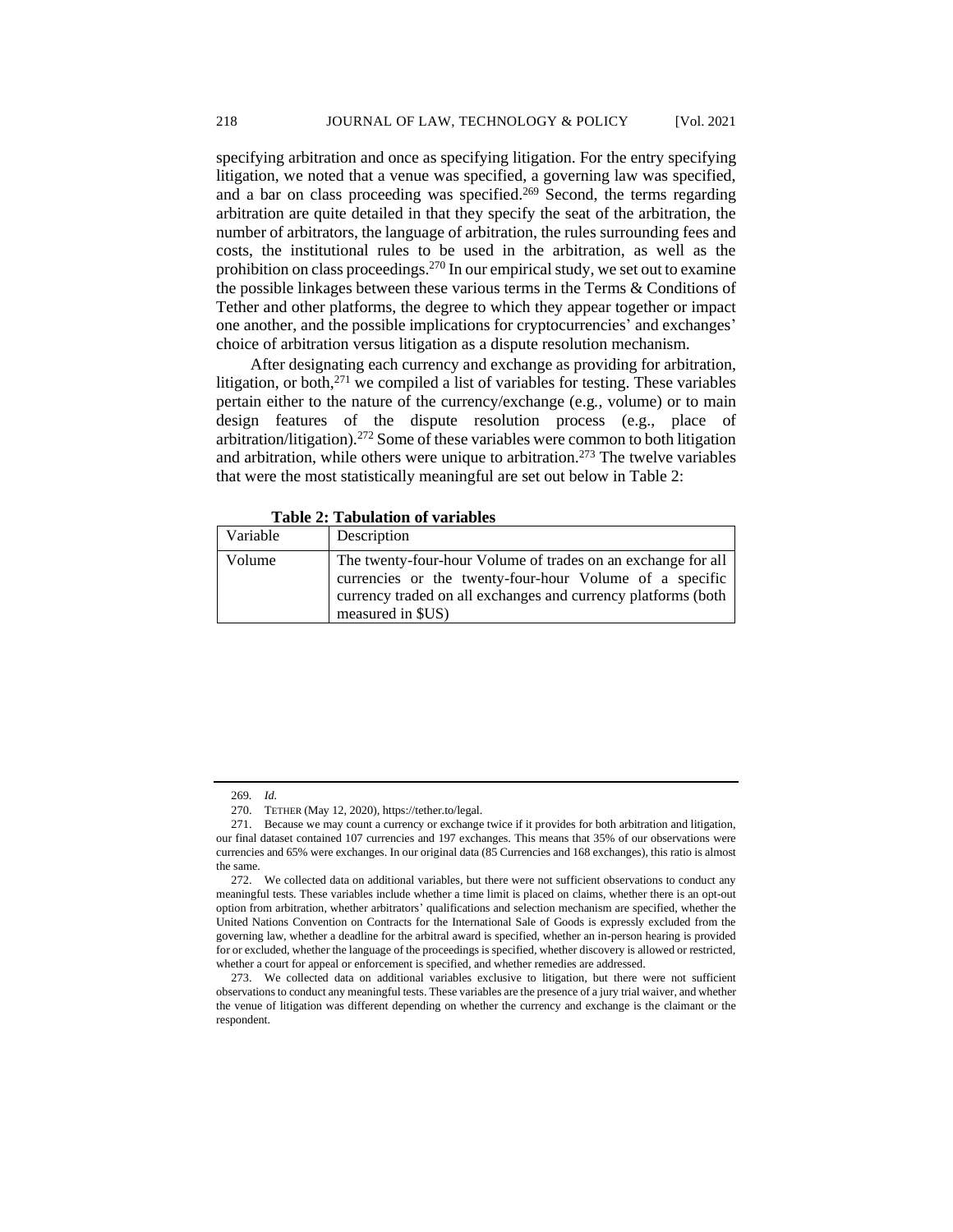specifying arbitration and once as specifying litigation. For the entry specifying litigation, we noted that a venue was specified, a governing law was specified, and a bar on class proceeding was specified.[269] Second, the terms regarding arbitration are quite detailed in that they specify the seat of the arbitration, the number of arbitrators, the language of arbitration, the rules surrounding fees and costs, the institutional rules to be used in the arbitration, as well as the prohibition on class proceedings.[270] In our empirical study, we set out to examine the possible linkages between these various terms in the Terms & Conditions of Tether and other platforms, the degree to which they appear together or impact one another, and the possible implications for cryptocurrencies' and exchanges' choice of arbitration versus litigation as a dispute resolution mechanism.

After designating each currency and exchange as providing for arbitration, litigation, or both,[271] we compiled a list of variables for testing. These variables pertain either to the nature of the currency/exchange (e.g., volume) or to main design features of the dispute resolution process (e.g., place of arbitration/litigation).[272] Some of these variables were common to both litigation and arbitration, while others were unique to arbitration.[273] The twelve variables that were the most statistically meaningful are set out below in Table 2:

**Table 2: Tabulation of variables**

| Variable | Description |
|---|---|
| Volume | The twenty-four-hour Volume of trades on an exchange for all currencies or the twenty-four-hour Volume of a specific currency traded on all exchanges and currency platforms (both measured in $US) |

269. *Id.*

270. TETHER (May 12, 2020), https://tether.to/legal.

271. Because we may count a currency or exchange twice if it provides for both arbitration and litigation, our final dataset contained 107 currencies and 197 exchanges. This means that 35% of our observations were currencies and 65% were exchanges. In our original data (85 Currencies and 168 exchanges), this ratio is almost the same.

272. We collected data on additional variables, but there were not sufficient observations to conduct any meaningful tests. These variables include whether a time limit is placed on claims, whether there is an opt-out option from arbitration, whether arbitrators' qualifications and selection mechanism are specified, whether the United Nations Convention on Contracts for the International Sale of Goods is expressly excluded from the governing law, whether a deadline for the arbitral award is specified, whether an in-person hearing is provided for or excluded, whether the language of the proceedings is specified, whether discovery is allowed or restricted, whether a court for appeal or enforcement is specified, and whether remedies are addressed.

273. We collected data on additional variables exclusive to litigation, but there were not sufficient observations to conduct any meaningful tests. These variables are the presence of a jury trial waiver, and whether the venue of litigation was different depending on whether the currency and exchange is the claimant or the respondent.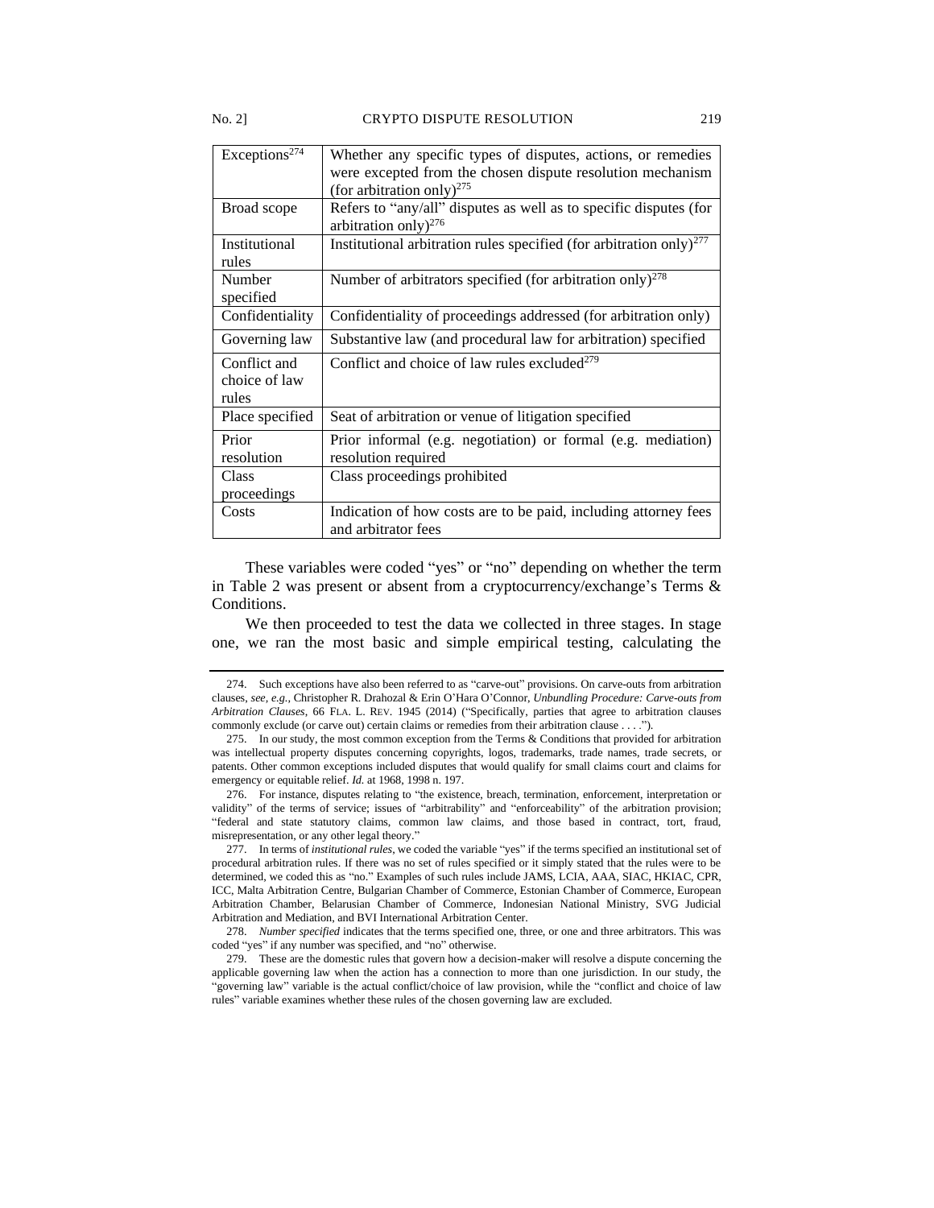| | |
|---|---|
| Exceptions[274] | Whether any specific types of disputes, actions, or remedies were excepted from the chosen dispute resolution mechanism (for arbitration only)[275] |
| Broad scope | Refers to "any/all" disputes as well as to specific disputes (for arbitration only)[276] |
| Institutional rules | Institutional arbitration rules specified (for arbitration only)[277] |
| Number specified | Number of arbitrators specified (for arbitration only)[278] |
| Confidentiality | Confidentiality of proceedings addressed (for arbitration only) |
| Governing law | Substantive law (and procedural law for arbitration) specified |
| Conflict and choice of law rules | Conflict and choice of law rules excluded[279] |
| Place specified | Seat of arbitration or venue of litigation specified |
| Prior resolution | Prior informal (e.g. negotiation) or formal (e.g. mediation) resolution required |
| Class proceedings | Class proceedings prohibited |
| Costs | Indication of how costs are to be paid, including attorney fees and arbitrator fees |

These variables were coded "yes" or "no" depending on whether the term in Table 2 was present or absent from a cryptocurrency/exchange's Terms & Conditions.

We then proceeded to test the data we collected in three stages. In stage one, we ran the most basic and simple empirical testing, calculating the

---

274. Such exceptions have also been referred to as "carve-out" provisions. On carve-outs from arbitration clauses, *see, e.g.*, Christopher R. Drahozal & Erin O'Hara O'Connor, *Unbundling Procedure: Carve-outs from Arbitration Clauses*, 66 FLA. L. REV. 1945 (2014) ("Specifically, parties that agree to arbitration clauses commonly exclude (or carve out) certain claims or remedies from their arbitration clause . . . .").

275. In our study, the most common exception from the Terms & Conditions that provided for arbitration was intellectual property disputes concerning copyrights, logos, trademarks, trade names, trade secrets, or patents. Other common exceptions included disputes that would qualify for small claims court and claims for emergency or equitable relief. *Id.* at 1968, 1998 n. 197.

276. For instance, disputes relating to "the existence, breach, termination, enforcement, interpretation or validity" of the terms of service; issues of "arbitrability" and "enforceability" of the arbitration provision; "federal and state statutory claims, common law claims, and those based in contract, tort, fraud, misrepresentation, or any other legal theory."

277. In terms of *institutional rules*, we coded the variable "yes" if the terms specified an institutional set of procedural arbitration rules. If there was no set of rules specified or it simply stated that the rules were to be determined, we coded this as "no." Examples of such rules include JAMS, LCIA, AAA, SIAC, HKIAC, CPR, ICC, Malta Arbitration Centre, Bulgarian Chamber of Commerce, Estonian Chamber of Commerce, European Arbitration Chamber, Belarusian Chamber of Commerce, Indonesian National Ministry, SVG Judicial Arbitration and Mediation, and BVI International Arbitration Center.

278. *Number specified* indicates that the terms specified one, three, or one and three arbitrators. This was coded "yes" if any number was specified, and "no" otherwise.

279. These are the domestic rules that govern how a decision-maker will resolve a dispute concerning the applicable governing law when the action has a connection to more than one jurisdiction. In our study, the "governing law" variable is the actual conflict/choice of law provision, while the "conflict and choice of law rules" variable examines whether these rules of the chosen governing law are excluded.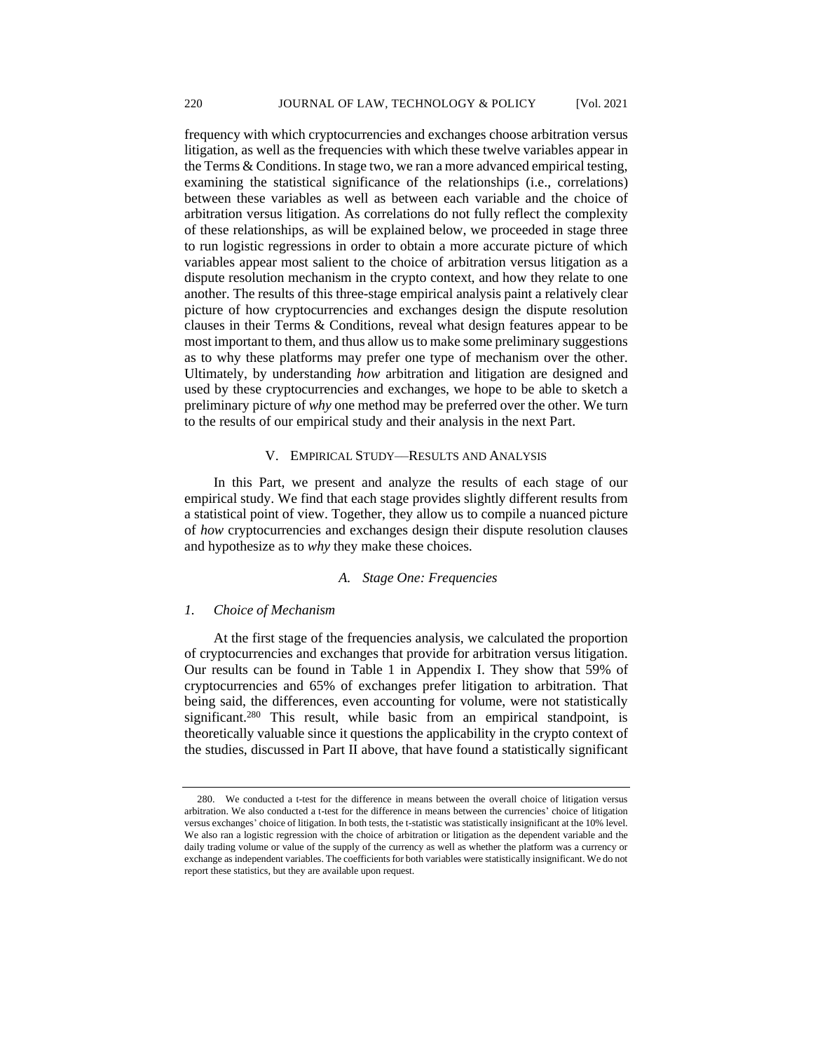frequency with which cryptocurrencies and exchanges choose arbitration versus litigation, as well as the frequencies with which these twelve variables appear in the Terms & Conditions. In stage two, we ran a more advanced empirical testing, examining the statistical significance of the relationships (i.e., correlations) between these variables as well as between each variable and the choice of arbitration versus litigation. As correlations do not fully reflect the complexity of these relationships, as will be explained below, we proceeded in stage three to run logistic regressions in order to obtain a more accurate picture of which variables appear most salient to the choice of arbitration versus litigation as a dispute resolution mechanism in the crypto context, and how they relate to one another. The results of this three-stage empirical analysis paint a relatively clear picture of how cryptocurrencies and exchanges design the dispute resolution clauses in their Terms & Conditions, reveal what design features appear to be most important to them, and thus allow us to make some preliminary suggestions as to why these platforms may prefer one type of mechanism over the other. Ultimately, by understanding *how* arbitration and litigation are designed and used by these cryptocurrencies and exchanges, we hope to be able to sketch a preliminary picture of *why* one method may be preferred over the other. We turn to the results of our empirical study and their analysis in the next Part.

## V. Empirical Study—Results and Analysis

In this Part, we present and analyze the results of each stage of our empirical study. We find that each stage provides slightly different results from a statistical point of view. Together, they allow us to compile a nuanced picture of *how* cryptocurrencies and exchanges design their dispute resolution clauses and hypothesize as to *why* they make these choices.

### *A. Stage One: Frequencies*

#### *1. Choice of Mechanism*

At the first stage of the frequencies analysis, we calculated the proportion of cryptocurrencies and exchanges that provide for arbitration versus litigation. Our results can be found in Table 1 in Appendix I. They show that 59% of cryptocurrencies and 65% of exchanges prefer litigation to arbitration. That being said, the differences, even accounting for volume, were not statistically significant.[280] This result, while basic from an empirical standpoint, is theoretically valuable since it questions the applicability in the crypto context of the studies, discussed in Part II above, that have found a statistically significant

---

280. We conducted a t-test for the difference in means between the overall choice of litigation versus arbitration. We also conducted a t-test for the difference in means between the currencies' choice of litigation versus exchanges' choice of litigation. In both tests, the t-statistic was statistically insignificant at the 10% level. We also ran a logistic regression with the choice of arbitration or litigation as the dependent variable and the daily trading volume or value of the supply of the currency as well as whether the platform was a currency or exchange as independent variables. The coefficients for both variables were statistically insignificant. We do not report these statistics, but they are available upon request.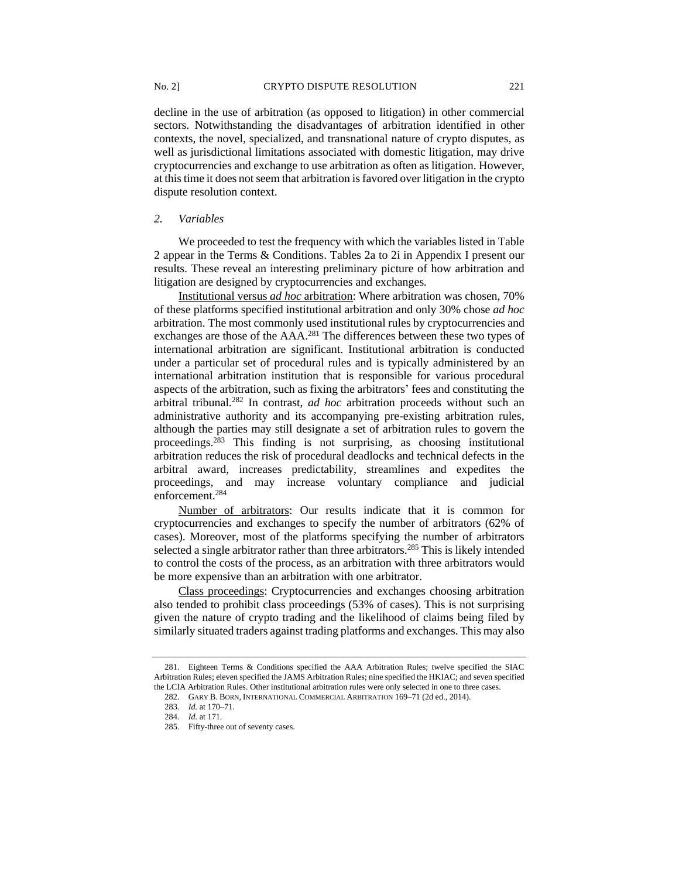decline in the use of arbitration (as opposed to litigation) in other commercial sectors. Notwithstanding the disadvantages of arbitration identified in other contexts, the novel, specialized, and transnational nature of crypto disputes, as well as jurisdictional limitations associated with domestic litigation, may drive cryptocurrencies and exchange to use arbitration as often as litigation. However, at this time it does not seem that arbitration is favored over litigation in the crypto dispute resolution context.

### *2. Variables*

We proceeded to test the frequency with which the variables listed in Table 2 appear in the Terms & Conditions. Tables 2a to 2i in Appendix I present our results. These reveal an interesting preliminary picture of how arbitration and litigation are designed by cryptocurrencies and exchanges.

Institutional versus *ad hoc* arbitration: Where arbitration was chosen, 70% of these platforms specified institutional arbitration and only 30% chose *ad hoc* arbitration. The most commonly used institutional rules by cryptocurrencies and exchanges are those of the AAA.[281] The differences between these two types of international arbitration are significant. Institutional arbitration is conducted under a particular set of procedural rules and is typically administered by an international arbitration institution that is responsible for various procedural aspects of the arbitration, such as fixing the arbitrators' fees and constituting the arbitral tribunal.[282] In contrast, *ad hoc* arbitration proceeds without such an administrative authority and its accompanying pre-existing arbitration rules, although the parties may still designate a set of arbitration rules to govern the proceedings.[283] This finding is not surprising, as choosing institutional arbitration reduces the risk of procedural deadlocks and technical defects in the arbitral award, increases predictability, streamlines and expedites the proceedings, and may increase voluntary compliance and judicial enforcement.[284]

Number of arbitrators: Our results indicate that it is common for cryptocurrencies and exchanges to specify the number of arbitrators (62% of cases). Moreover, most of the platforms specifying the number of arbitrators selected a single arbitrator rather than three arbitrators.[285] This is likely intended to control the costs of the process, as an arbitration with three arbitrators would be more expensive than an arbitration with one arbitrator.

Class proceedings: Cryptocurrencies and exchanges choosing arbitration also tended to prohibit class proceedings (53% of cases). This is not surprising given the nature of crypto trading and the likelihood of claims being filed by similarly situated traders against trading platforms and exchanges. This may also

---

281. Eighteen Terms & Conditions specified the AAA Arbitration Rules; twelve specified the SIAC Arbitration Rules; eleven specified the JAMS Arbitration Rules; nine specified the HKIAC; and seven specified the LCIA Arbitration Rules. Other institutional arbitration rules were only selected in one to three cases.

282. GARY B. BORN, INTERNATIONAL COMMERCIAL ARBITRATION 169–71 (2d ed., 2014).

283. *Id.* at 170–71.

284. *Id.* at 171.

285. Fifty-three out of seventy cases.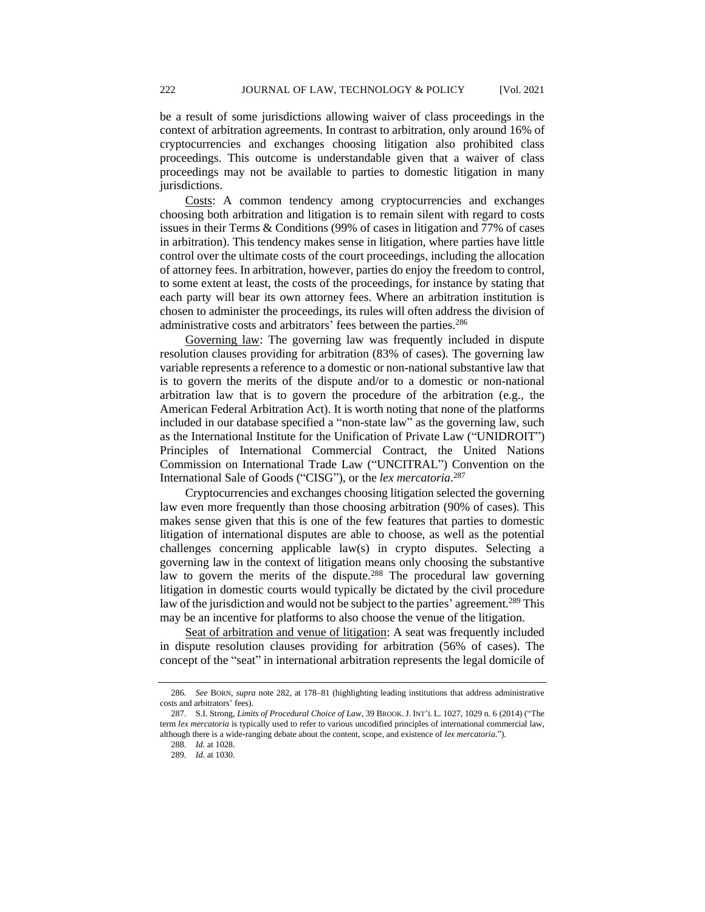be a result of some jurisdictions allowing waiver of class proceedings in the context of arbitration agreements. In contrast to arbitration, only around 16% of cryptocurrencies and exchanges choosing litigation also prohibited class proceedings. This outcome is understandable given that a waiver of class proceedings may not be available to parties to domestic litigation in many jurisdictions.

Costs: A common tendency among cryptocurrencies and exchanges choosing both arbitration and litigation is to remain silent with regard to costs issues in their Terms & Conditions (99% of cases in litigation and 77% of cases in arbitration). This tendency makes sense in litigation, where parties have little control over the ultimate costs of the court proceedings, including the allocation of attorney fees. In arbitration, however, parties do enjoy the freedom to control, to some extent at least, the costs of the proceedings, for instance by stating that each party will bear its own attorney fees. Where an arbitration institution is chosen to administer the proceedings, its rules will often address the division of administrative costs and arbitrators' fees between the parties.[286]

Governing law: The governing law was frequently included in dispute resolution clauses providing for arbitration (83% of cases). The governing law variable represents a reference to a domestic or non-national substantive law that is to govern the merits of the dispute and/or to a domestic or non-national arbitration law that is to govern the procedure of the arbitration (e.g., the American Federal Arbitration Act). It is worth noting that none of the platforms included in our database specified a "non-state law" as the governing law, such as the International Institute for the Unification of Private Law ("UNIDROIT") Principles of International Commercial Contract, the United Nations Commission on International Trade Law ("UNCITRAL") Convention on the International Sale of Goods ("CISG"), or the *lex mercatoria*.[287]

Cryptocurrencies and exchanges choosing litigation selected the governing law even more frequently than those choosing arbitration (90% of cases). This makes sense given that this is one of the few features that parties to domestic litigation of international disputes are able to choose, as well as the potential challenges concerning applicable law(s) in crypto disputes. Selecting a governing law in the context of litigation means only choosing the substantive law to govern the merits of the dispute.[288] The procedural law governing litigation in domestic courts would typically be dictated by the civil procedure law of the jurisdiction and would not be subject to the parties' agreement.[289] This may be an incentive for platforms to also choose the venue of the litigation.

Seat of arbitration and venue of litigation: A seat was frequently included in dispute resolution clauses providing for arbitration (56% of cases). The concept of the "seat" in international arbitration represents the legal domicile of

---

286. *See* BORN, *supra* note 282, at 178–81 (highlighting leading institutions that address administrative costs and arbitrators' fees).

287. S.I. Strong, *Limits of Procedural Choice of Law*, 39 BROOK. J. INT'L L. 1027, 1029 n. 6 (2014) ("The term *lex mercatoria* is typically used to refer to various uncodified principles of international commercial law, although there is a wide-ranging debate about the content, scope, and existence of *lex mercatoria*.").

288. *Id.* at 1028.

289. *Id.* at 1030.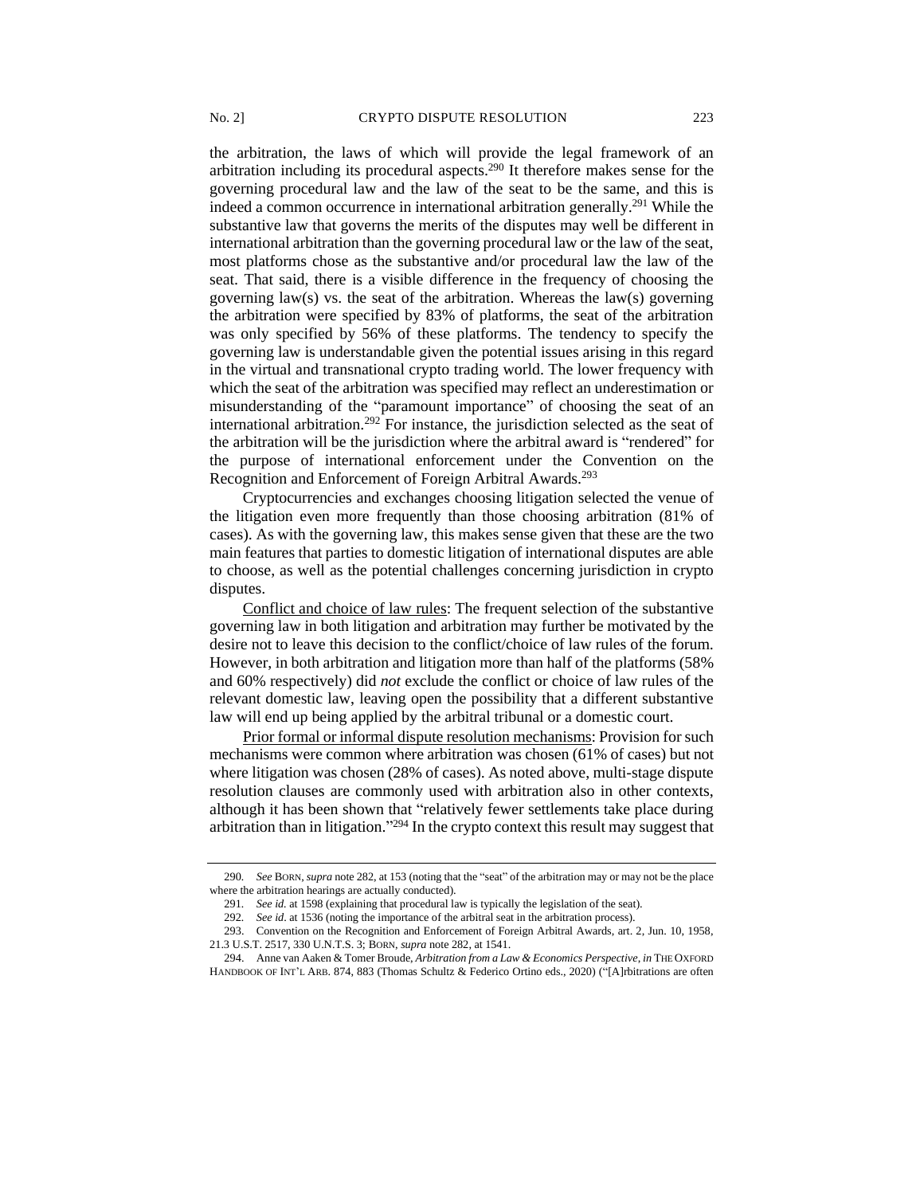the arbitration, the laws of which will provide the legal framework of an arbitration including its procedural aspects.[290] It therefore makes sense for the governing procedural law and the law of the seat to be the same, and this is indeed a common occurrence in international arbitration generally.[291] While the substantive law that governs the merits of the disputes may well be different in international arbitration than the governing procedural law or the law of the seat, most platforms chose as the substantive and/or procedural law the law of the seat. That said, there is a visible difference in the frequency of choosing the governing law(s) vs. the seat of the arbitration. Whereas the law(s) governing the arbitration were specified by 83% of platforms, the seat of the arbitration was only specified by 56% of these platforms. The tendency to specify the governing law is understandable given the potential issues arising in this regard in the virtual and transnational crypto trading world. The lower frequency with which the seat of the arbitration was specified may reflect an underestimation or misunderstanding of the "paramount importance" of choosing the seat of an international arbitration.[292] For instance, the jurisdiction selected as the seat of the arbitration will be the jurisdiction where the arbitral award is "rendered" for the purpose of international enforcement under the Convention on the Recognition and Enforcement of Foreign Arbitral Awards.[293]

Cryptocurrencies and exchanges choosing litigation selected the venue of the litigation even more frequently than those choosing arbitration (81% of cases). As with the governing law, this makes sense given that these are the two main features that parties to domestic litigation of international disputes are able to choose, as well as the potential challenges concerning jurisdiction in crypto disputes.

<u>Conflict and choice of law rules</u>: The frequent selection of the substantive governing law in both litigation and arbitration may further be motivated by the desire not to leave this decision to the conflict/choice of law rules of the forum. However, in both arbitration and litigation more than half of the platforms (58% and 60% respectively) did *not* exclude the conflict or choice of law rules of the relevant domestic law, leaving open the possibility that a different substantive law will end up being applied by the arbitral tribunal or a domestic court.

<u>Prior formal or informal dispute resolution mechanisms</u>: Provision for such mechanisms were common where arbitration was chosen (61% of cases) but not where litigation was chosen (28% of cases). As noted above, multi-stage dispute resolution clauses are commonly used with arbitration also in other contexts, although it has been shown that "relatively fewer settlements take place during arbitration than in litigation."[294] In the crypto context this result may suggest that

---

290. *See* BORN, *supra* note 282, at 153 (noting that the "seat" of the arbitration may or may not be the place where the arbitration hearings are actually conducted).

291. *See id.* at 1598 (explaining that procedural law is typically the legislation of the seat).

292. *See id*. at 1536 (noting the importance of the arbitral seat in the arbitration process).

293. Convention on the Recognition and Enforcement of Foreign Arbitral Awards, art. 2, Jun. 10, 1958, 21.3 U.S.T. 2517, 330 U.N.T.S. 3; BORN, *supra* note 282, at 1541.

294. Anne van Aaken & Tomer Broude, *Arbitration from a Law & Economics Perspective*, *in* THE OXFORD HANDBOOK OF INT'L ARB. 874, 883 (Thomas Schultz & Federico Ortino eds., 2020) ("[A]rbitrations are often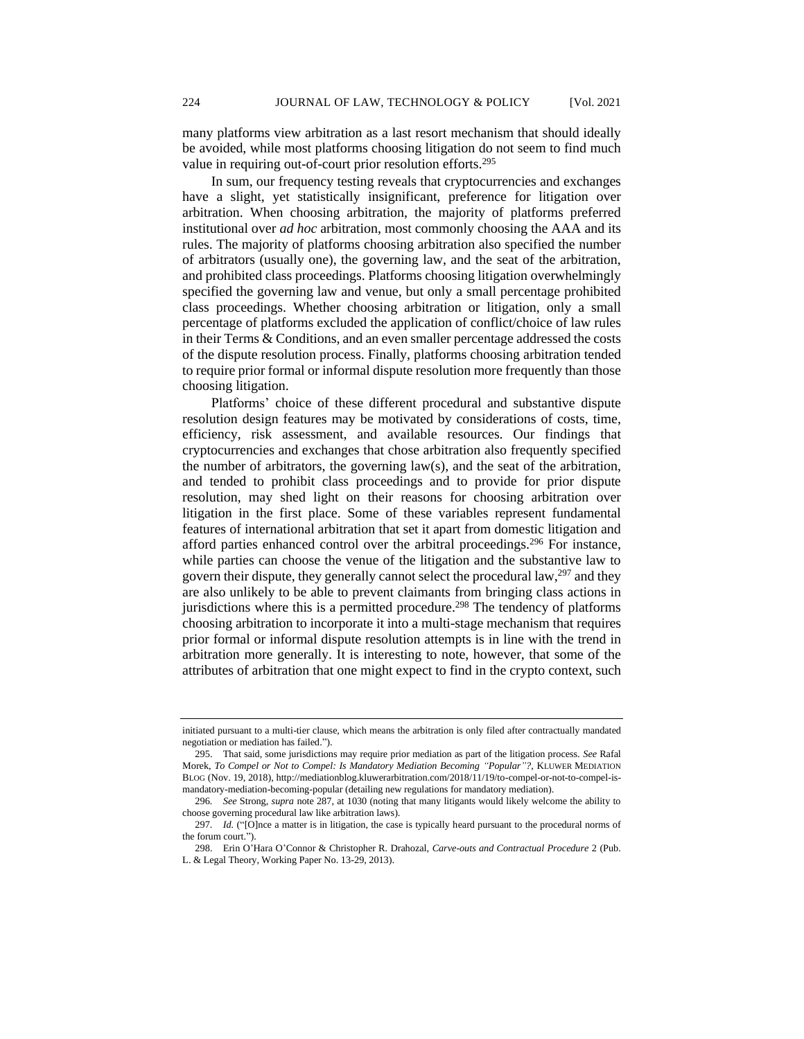many platforms view arbitration as a last resort mechanism that should ideally be avoided, while most platforms choosing litigation do not seem to find much value in requiring out-of-court prior resolution efforts.[295]

In sum, our frequency testing reveals that cryptocurrencies and exchanges have a slight, yet statistically insignificant, preference for litigation over arbitration. When choosing arbitration, the majority of platforms preferred institutional over *ad hoc* arbitration, most commonly choosing the AAA and its rules. The majority of platforms choosing arbitration also specified the number of arbitrators (usually one), the governing law, and the seat of the arbitration, and prohibited class proceedings. Platforms choosing litigation overwhelmingly specified the governing law and venue, but only a small percentage prohibited class proceedings. Whether choosing arbitration or litigation, only a small percentage of platforms excluded the application of conflict/choice of law rules in their Terms & Conditions, and an even smaller percentage addressed the costs of the dispute resolution process. Finally, platforms choosing arbitration tended to require prior formal or informal dispute resolution more frequently than those choosing litigation.

Platforms' choice of these different procedural and substantive dispute resolution design features may be motivated by considerations of costs, time, efficiency, risk assessment, and available resources. Our findings that cryptocurrencies and exchanges that chose arbitration also frequently specified the number of arbitrators, the governing law(s), and the seat of the arbitration, and tended to prohibit class proceedings and to provide for prior dispute resolution, may shed light on their reasons for choosing arbitration over litigation in the first place. Some of these variables represent fundamental features of international arbitration that set it apart from domestic litigation and afford parties enhanced control over the arbitral proceedings.[296] For instance, while parties can choose the venue of the litigation and the substantive law to govern their dispute, they generally cannot select the procedural law,[297] and they are also unlikely to be able to prevent claimants from bringing class actions in jurisdictions where this is a permitted procedure.[298] The tendency of platforms choosing arbitration to incorporate it into a multi-stage mechanism that requires prior formal or informal dispute resolution attempts is in line with the trend in arbitration more generally. It is interesting to note, however, that some of the attributes of arbitration that one might expect to find in the crypto context, such

---

initiated pursuant to a multi-tier clause, which means the arbitration is only filed after contractually mandated negotiation or mediation has failed.").

295. That said, some jurisdictions may require prior mediation as part of the litigation process. *See* Rafal Morek, *To Compel or Not to Compel: Is Mandatory Mediation Becoming "Popular"?*, KLUWER MEDIATION BLOG (Nov. 19, 2018), http://mediationblog.kluwerarbitration.com/2018/11/19/to-compel-or-not-to-compel-is-mandatory-mediation-becoming-popular (detailing new regulations for mandatory mediation).

296. *See* Strong, *supra* note 287, at 1030 (noting that many litigants would likely welcome the ability to choose governing procedural law like arbitration laws).

297. *Id.* ("[O]nce a matter is in litigation, the case is typically heard pursuant to the procedural norms of the forum court.").

298. Erin O'Hara O'Connor & Christopher R. Drahozal, *Carve-outs and Contractual Procedure* 2 (Pub. L. & Legal Theory, Working Paper No. 13-29, 2013).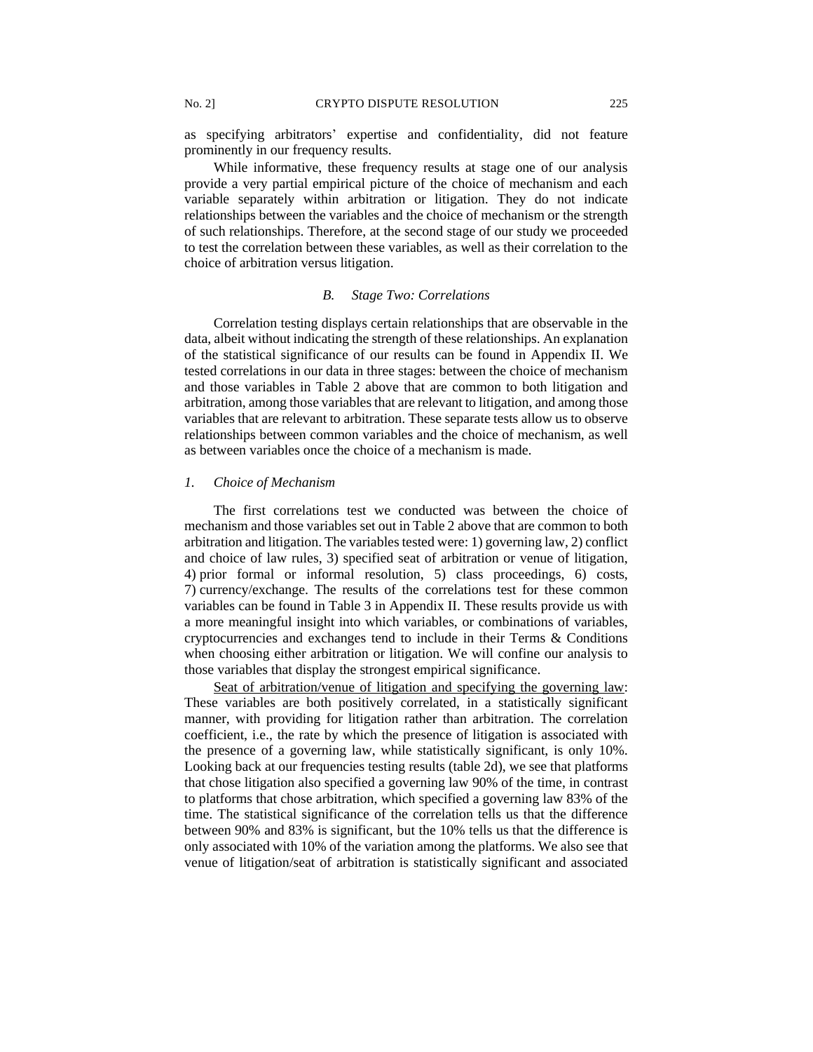as specifying arbitrators' expertise and confidentiality, did not feature prominently in our frequency results.

While informative, these frequency results at stage one of our analysis provide a very partial empirical picture of the choice of mechanism and each variable separately within arbitration or litigation. They do not indicate relationships between the variables and the choice of mechanism or the strength of such relationships. Therefore, at the second stage of our study we proceeded to test the correlation between these variables, as well as their correlation to the choice of arbitration versus litigation.

### *B. Stage Two: Correlations*

Correlation testing displays certain relationships that are observable in the data, albeit without indicating the strength of these relationships. An explanation of the statistical significance of our results can be found in Appendix II. We tested correlations in our data in three stages: between the choice of mechanism and those variables in Table 2 above that are common to both litigation and arbitration, among those variables that are relevant to litigation, and among those variables that are relevant to arbitration. These separate tests allow us to observe relationships between common variables and the choice of mechanism, as well as between variables once the choice of a mechanism is made.

#### *1. Choice of Mechanism*

The first correlations test we conducted was between the choice of mechanism and those variables set out in Table 2 above that are common to both arbitration and litigation. The variables tested were: 1) governing law, 2) conflict and choice of law rules, 3) specified seat of arbitration or venue of litigation, 4) prior formal or informal resolution, 5) class proceedings, 6) costs, 7) currency/exchange. The results of the correlations test for these common variables can be found in Table 3 in Appendix II. These results provide us with a more meaningful insight into which variables, or combinations of variables, cryptocurrencies and exchanges tend to include in their Terms & Conditions when choosing either arbitration or litigation. We will confine our analysis to those variables that display the strongest empirical significance.

<u>Seat of arbitration/venue of litigation and specifying the governing law</u>: These variables are both positively correlated, in a statistically significant manner, with providing for litigation rather than arbitration. The correlation coefficient, i.e., the rate by which the presence of litigation is associated with the presence of a governing law, while statistically significant, is only 10%. Looking back at our frequencies testing results (table 2d), we see that platforms that chose litigation also specified a governing law 90% of the time, in contrast to platforms that chose arbitration, which specified a governing law 83% of the time. The statistical significance of the correlation tells us that the difference between 90% and 83% is significant, but the 10% tells us that the difference is only associated with 10% of the variation among the platforms. We also see that venue of litigation/seat of arbitration is statistically significant and associated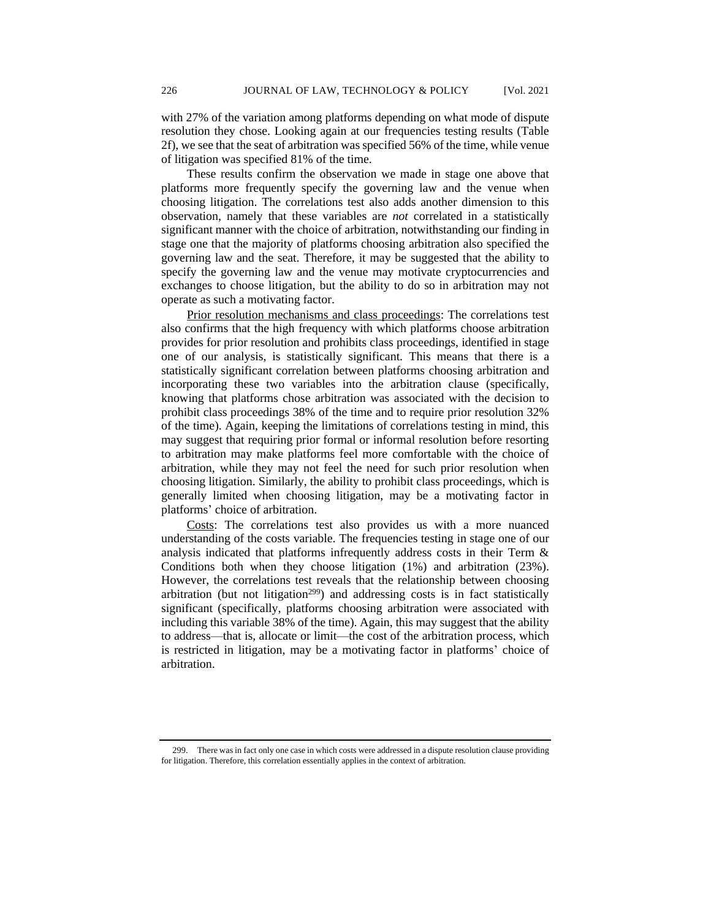with 27% of the variation among platforms depending on what mode of dispute resolution they chose. Looking again at our frequencies testing results (Table 2f), we see that the seat of arbitration was specified 56% of the time, while venue of litigation was specified 81% of the time.

These results confirm the observation we made in stage one above that platforms more frequently specify the governing law and the venue when choosing litigation. The correlations test also adds another dimension to this observation, namely that these variables are *not* correlated in a statistically significant manner with the choice of arbitration, notwithstanding our finding in stage one that the majority of platforms choosing arbitration also specified the governing law and the seat. Therefore, it may be suggested that the ability to specify the governing law and the venue may motivate cryptocurrencies and exchanges to choose litigation, but the ability to do so in arbitration may not operate as such a motivating factor.

<u>Prior resolution mechanisms and class proceedings</u>: The correlations test also confirms that the high frequency with which platforms choose arbitration provides for prior resolution and prohibits class proceedings, identified in stage one of our analysis, is statistically significant. This means that there is a statistically significant correlation between platforms choosing arbitration and incorporating these two variables into the arbitration clause (specifically, knowing that platforms chose arbitration was associated with the decision to prohibit class proceedings 38% of the time and to require prior resolution 32% of the time). Again, keeping the limitations of correlations testing in mind, this may suggest that requiring prior formal or informal resolution before resorting to arbitration may make platforms feel more comfortable with the choice of arbitration, while they may not feel the need for such prior resolution when choosing litigation. Similarly, the ability to prohibit class proceedings, which is generally limited when choosing litigation, may be a motivating factor in platforms' choice of arbitration.

<u>Costs</u>: The correlations test also provides us with a more nuanced understanding of the costs variable. The frequencies testing in stage one of our analysis indicated that platforms infrequently address costs in their Term & Conditions both when they choose litigation (1%) and arbitration (23%). However, the correlations test reveals that the relationship between choosing arbitration (but not litigation[299]) and addressing costs is in fact statistically significant (specifically, platforms choosing arbitration were associated with including this variable 38% of the time). Again, this may suggest that the ability to address—that is, allocate or limit—the cost of the arbitration process, which is restricted in litigation, may be a motivating factor in platforms' choice of arbitration.

---

299. There was in fact only one case in which costs were addressed in a dispute resolution clause providing for litigation. Therefore, this correlation essentially applies in the context of arbitration.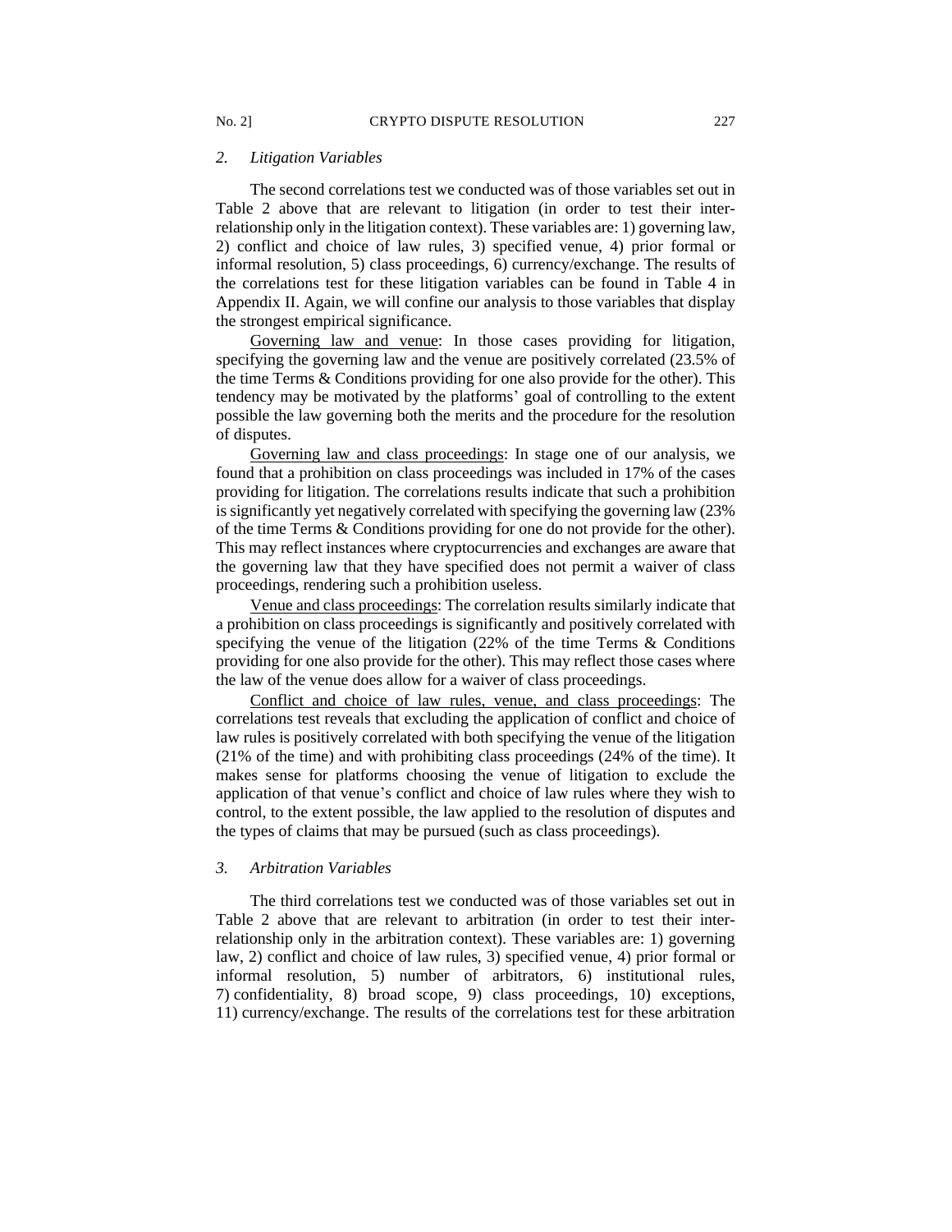### 2. *Litigation Variables*

The second correlations test we conducted was of those variables set out in Table 2 above that are relevant to litigation (in order to test their inter-relationship only in the litigation context). These variables are: 1) governing law, 2) conflict and choice of law rules, 3) specified venue, 4) prior formal or informal resolution, 5) class proceedings, 6) currency/exchange. The results of the correlations test for these litigation variables can be found in Table 4 in Appendix II. Again, we will confine our analysis to those variables that display the strongest empirical significance.

<u>Governing law and venue</u>: In those cases providing for litigation, specifying the governing law and the venue are positively correlated (23.5% of the time Terms & Conditions providing for one also provide for the other). This tendency may be motivated by the platforms' goal of controlling to the extent possible the law governing both the merits and the procedure for the resolution of disputes.

<u>Governing law and class proceedings</u>: In stage one of our analysis, we found that a prohibition on class proceedings was included in 17% of the cases providing for litigation. The correlations results indicate that such a prohibition is significantly yet negatively correlated with specifying the governing law (23% of the time Terms & Conditions providing for one do not provide for the other). This may reflect instances where cryptocurrencies and exchanges are aware that the governing law that they have specified does not permit a waiver of class proceedings, rendering such a prohibition useless.

<u>Venue and class proceedings</u>: The correlation results similarly indicate that a prohibition on class proceedings is significantly and positively correlated with specifying the venue of the litigation (22% of the time Terms & Conditions providing for one also provide for the other). This may reflect those cases where the law of the venue does allow for a waiver of class proceedings.

<u>Conflict and choice of law rules, venue, and class proceedings</u>: The correlations test reveals that excluding the application of conflict and choice of law rules is positively correlated with both specifying the venue of the litigation (21% of the time) and with prohibiting class proceedings (24% of the time). It makes sense for platforms choosing the venue of litigation to exclude the application of that venue's conflict and choice of law rules where they wish to control, to the extent possible, the law applied to the resolution of disputes and the types of claims that may be pursued (such as class proceedings).

### 3. *Arbitration Variables*

The third correlations test we conducted was of those variables set out in Table 2 above that are relevant to arbitration (in order to test their inter-relationship only in the arbitration context). These variables are: 1) governing law, 2) conflict and choice of law rules, 3) specified venue, 4) prior formal or informal resolution, 5) number of arbitrators, 6) institutional rules, 7) confidentiality, 8) broad scope, 9) class proceedings, 10) exceptions, 11) currency/exchange. The results of the correlations test for these arbitration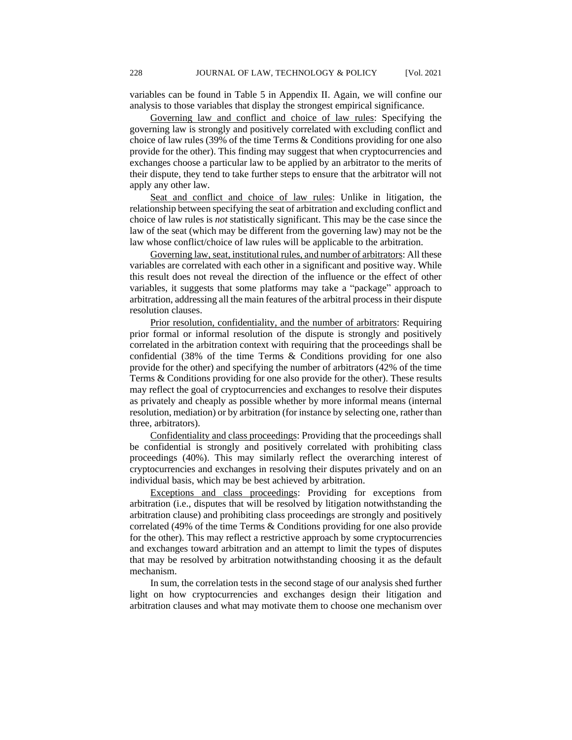variables can be found in Table 5 in Appendix II. Again, we will confine our analysis to those variables that display the strongest empirical significance.

<u>Governing law and conflict and choice of law rules</u>: Specifying the governing law is strongly and positively correlated with excluding conflict and choice of law rules (39% of the time Terms & Conditions providing for one also provide for the other). This finding may suggest that when cryptocurrencies and exchanges choose a particular law to be applied by an arbitrator to the merits of their dispute, they tend to take further steps to ensure that the arbitrator will not apply any other law.

<u>Seat and conflict and choice of law rules</u>: Unlike in litigation, the relationship between specifying the seat of arbitration and excluding conflict and choice of law rules is *not* statistically significant. This may be the case since the law of the seat (which may be different from the governing law) may not be the law whose conflict/choice of law rules will be applicable to the arbitration.

<u>Governing law, seat, institutional rules, and number of arbitrators</u>: All these variables are correlated with each other in a significant and positive way. While this result does not reveal the direction of the influence or the effect of other variables, it suggests that some platforms may take a "package" approach to arbitration, addressing all the main features of the arbitral process in their dispute resolution clauses.

<u>Prior resolution, confidentiality, and the number of arbitrators</u>: Requiring prior formal or informal resolution of the dispute is strongly and positively correlated in the arbitration context with requiring that the proceedings shall be confidential (38% of the time Terms & Conditions providing for one also provide for the other) and specifying the number of arbitrators (42% of the time Terms & Conditions providing for one also provide for the other). These results may reflect the goal of cryptocurrencies and exchanges to resolve their disputes as privately and cheaply as possible whether by more informal means (internal resolution, mediation) or by arbitration (for instance by selecting one, rather than three, arbitrators).

<u>Confidentiality and class proceedings</u>: Providing that the proceedings shall be confidential is strongly and positively correlated with prohibiting class proceedings (40%). This may similarly reflect the overarching interest of cryptocurrencies and exchanges in resolving their disputes privately and on an individual basis, which may be best achieved by arbitration.

<u>Exceptions and class proceedings</u>: Providing for exceptions from arbitration (i.e., disputes that will be resolved by litigation notwithstanding the arbitration clause) and prohibiting class proceedings are strongly and positively correlated (49% of the time Terms & Conditions providing for one also provide for the other). This may reflect a restrictive approach by some cryptocurrencies and exchanges toward arbitration and an attempt to limit the types of disputes that may be resolved by arbitration notwithstanding choosing it as the default mechanism.

In sum, the correlation tests in the second stage of our analysis shed further light on how cryptocurrencies and exchanges design their litigation and arbitration clauses and what may motivate them to choose one mechanism over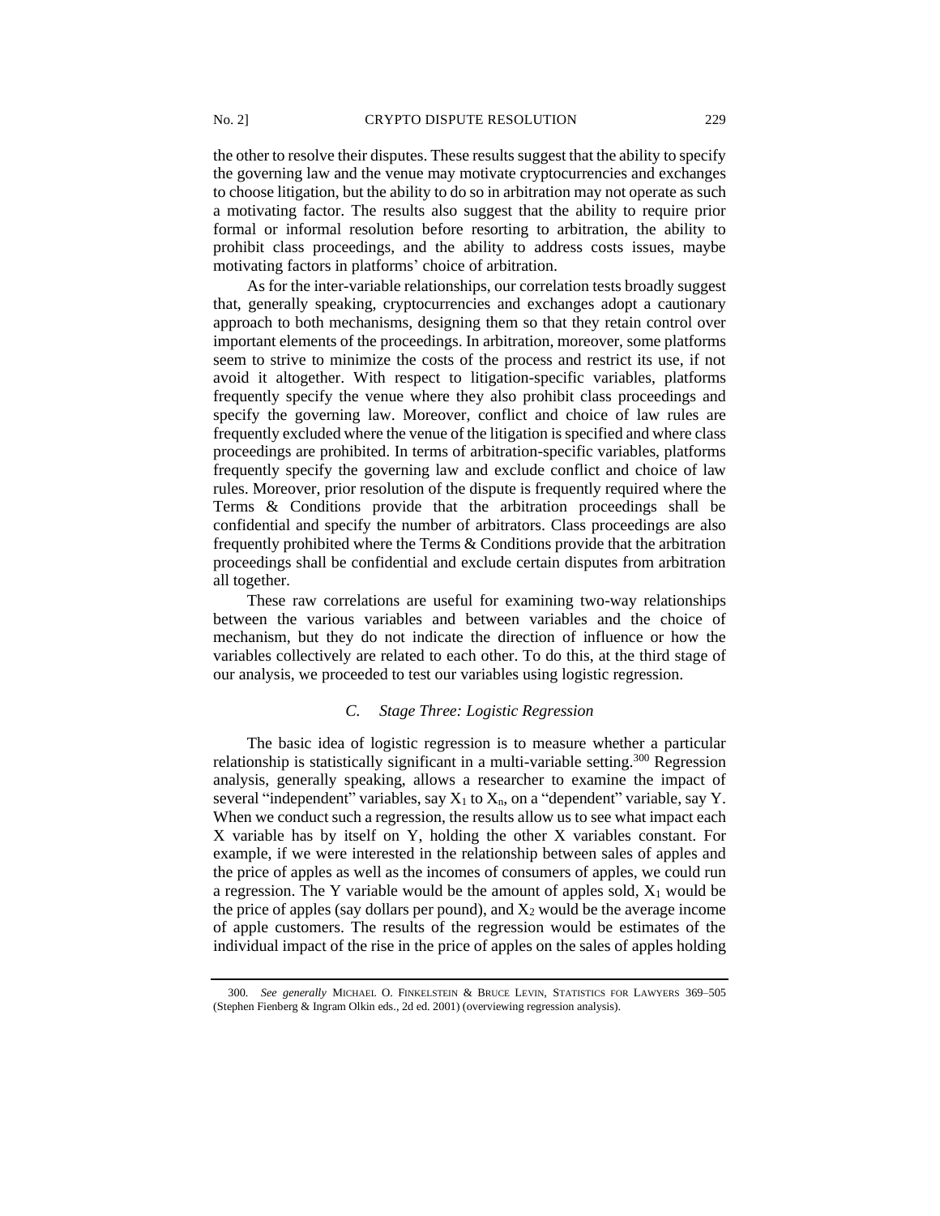the other to resolve their disputes. These results suggest that the ability to specify the governing law and the venue may motivate cryptocurrencies and exchanges to choose litigation, but the ability to do so in arbitration may not operate as such a motivating factor. The results also suggest that the ability to require prior formal or informal resolution before resorting to arbitration, the ability to prohibit class proceedings, and the ability to address costs issues, maybe motivating factors in platforms' choice of arbitration.

As for the inter-variable relationships, our correlation tests broadly suggest that, generally speaking, cryptocurrencies and exchanges adopt a cautionary approach to both mechanisms, designing them so that they retain control over important elements of the proceedings. In arbitration, moreover, some platforms seem to strive to minimize the costs of the process and restrict its use, if not avoid it altogether. With respect to litigation-specific variables, platforms frequently specify the venue where they also prohibit class proceedings and specify the governing law. Moreover, conflict and choice of law rules are frequently excluded where the venue of the litigation is specified and where class proceedings are prohibited. In terms of arbitration-specific variables, platforms frequently specify the governing law and exclude conflict and choice of law rules. Moreover, prior resolution of the dispute is frequently required where the Terms & Conditions provide that the arbitration proceedings shall be confidential and specify the number of arbitrators. Class proceedings are also frequently prohibited where the Terms & Conditions provide that the arbitration proceedings shall be confidential and exclude certain disputes from arbitration all together.

These raw correlations are useful for examining two-way relationships between the various variables and between variables and the choice of mechanism, but they do not indicate the direction of influence or how the variables collectively are related to each other. To do this, at the third stage of our analysis, we proceeded to test our variables using logistic regression.

### *C. Stage Three: Logistic Regression*

The basic idea of logistic regression is to measure whether a particular relationship is statistically significant in a multi-variable setting.[300] Regression analysis, generally speaking, allows a researcher to examine the impact of several "independent" variables, say $X_1$ to $X_n$, on a "dependent" variable, say Y. When we conduct such a regression, the results allow us to see what impact each X variable has by itself on Y, holding the other X variables constant. For example, if we were interested in the relationship between sales of apples and the price of apples as well as the incomes of consumers of apples, we could run a regression. The Y variable would be the amount of apples sold, $X_1$ would be the price of apples (say dollars per pound), and $X_2$ would be the average income of apple customers. The results of the regression would be estimates of the individual impact of the rise in the price of apples on the sales of apples holding

---

300. *See generally* MICHAEL O. FINKELSTEIN & BRUCE LEVIN, STATISTICS FOR LAWYERS 369–505 (Stephen Fienberg & Ingram Olkin eds., 2d ed. 2001) (overviewing regression analysis).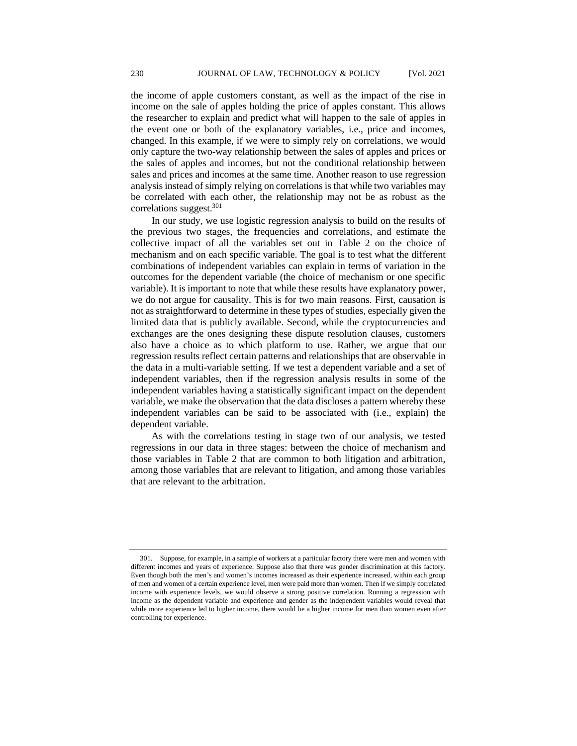the income of apple customers constant, as well as the impact of the rise in income on the sale of apples holding the price of apples constant. This allows the researcher to explain and predict what will happen to the sale of apples in the event one or both of the explanatory variables, i.e., price and incomes, changed. In this example, if we were to simply rely on correlations, we would only capture the two-way relationship between the sales of apples and prices or the sales of apples and incomes, but not the conditional relationship between sales and prices and incomes at the same time. Another reason to use regression analysis instead of simply relying on correlations is that while two variables may be correlated with each other, the relationship may not be as robust as the correlations suggest.[301]

In our study, we use logistic regression analysis to build on the results of the previous two stages, the frequencies and correlations, and estimate the collective impact of all the variables set out in Table 2 on the choice of mechanism and on each specific variable. The goal is to test what the different combinations of independent variables can explain in terms of variation in the outcomes for the dependent variable (the choice of mechanism or one specific variable). It is important to note that while these results have explanatory power, we do not argue for causality. This is for two main reasons. First, causation is not as straightforward to determine in these types of studies, especially given the limited data that is publicly available. Second, while the cryptocurrencies and exchanges are the ones designing these dispute resolution clauses, customers also have a choice as to which platform to use. Rather, we argue that our regression results reflect certain patterns and relationships that are observable in the data in a multi-variable setting. If we test a dependent variable and a set of independent variables, then if the regression analysis results in some of the independent variables having a statistically significant impact on the dependent variable, we make the observation that the data discloses a pattern whereby these independent variables can be said to be associated with (i.e., explain) the dependent variable.

As with the correlations testing in stage two of our analysis, we tested regressions in our data in three stages: between the choice of mechanism and those variables in Table 2 that are common to both litigation and arbitration, among those variables that are relevant to litigation, and among those variables that are relevant to the arbitration.

---

301. Suppose, for example, in a sample of workers at a particular factory there were men and women with different incomes and years of experience. Suppose also that there was gender discrimination at this factory. Even though both the men's and women's incomes increased as their experience increased, within each group of men and women of a certain experience level, men were paid more than women. Then if we simply correlated income with experience levels, we would observe a strong positive correlation. Running a regression with income as the dependent variable and experience and gender as the independent variables would reveal that while more experience led to higher income, there would be a higher income for men than women even after controlling for experience.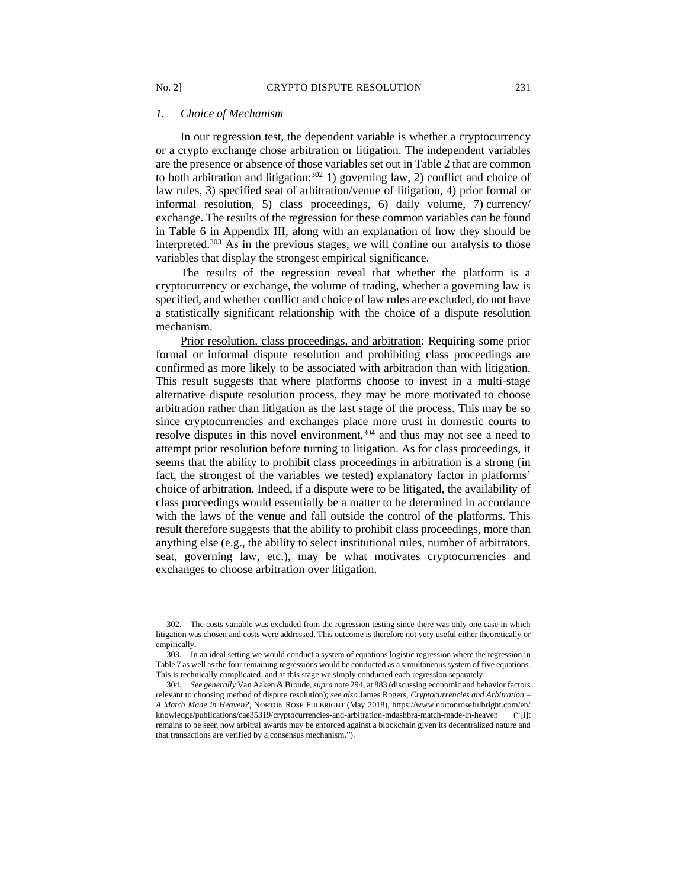### 1. *Choice of Mechanism*

In our regression test, the dependent variable is whether a cryptocurrency or a crypto exchange chose arbitration or litigation. The independent variables are the presence or absence of those variables set out in Table 2 that are common to both arbitration and litigation:[302] 1) governing law, 2) conflict and choice of law rules, 3) specified seat of arbitration/venue of litigation, 4) prior formal or informal resolution, 5) class proceedings, 6) daily volume, 7) currency/ exchange. The results of the regression for these common variables can be found in Table 6 in Appendix III, along with an explanation of how they should be interpreted.[303] As in the previous stages, we will confine our analysis to those variables that display the strongest empirical significance.

The results of the regression reveal that whether the platform is a cryptocurrency or exchange, the volume of trading, whether a governing law is specified, and whether conflict and choice of law rules are excluded, do not have a statistically significant relationship with the choice of a dispute resolution mechanism.

Prior resolution, class proceedings, and arbitration: Requiring some prior formal or informal dispute resolution and prohibiting class proceedings are confirmed as more likely to be associated with arbitration than with litigation. This result suggests that where platforms choose to invest in a multi-stage alternative dispute resolution process, they may be more motivated to choose arbitration rather than litigation as the last stage of the process. This may be so since cryptocurrencies and exchanges place more trust in domestic courts to resolve disputes in this novel environment,[304] and thus may not see a need to attempt prior resolution before turning to litigation. As for class proceedings, it seems that the ability to prohibit class proceedings in arbitration is a strong (in fact, the strongest of the variables we tested) explanatory factor in platforms' choice of arbitration. Indeed, if a dispute were to be litigated, the availability of class proceedings would essentially be a matter to be determined in accordance with the laws of the venue and fall outside the control of the platforms. This result therefore suggests that the ability to prohibit class proceedings, more than anything else (e.g., the ability to select institutional rules, number of arbitrators, seat, governing law, etc.), may be what motivates cryptocurrencies and exchanges to choose arbitration over litigation.

---

302. The costs variable was excluded from the regression testing since there was only one case in which litigation was chosen and costs were addressed. This outcome is therefore not very useful either theoretically or empirically.

303. In an ideal setting we would conduct a system of equations logistic regression where the regression in Table 7 as well as the four remaining regressions would be conducted as a simultaneous system of five equations. This is technically complicated, and at this stage we simply conducted each regression separately.

304. *See generally* Van Aaken & Broude, *supra* note 294, at 883 (discussing economic and behavior factors relevant to choosing method of dispute resolution); *see also* James Rogers, *Cryptocurrencies and Arbitration – A Match Made in Heaven?*, NORTON ROSE FULBRIGHT (May 2018), https://www.nortonrosefulbright.com/en/knowledge/publications/cae35319/cryptocurrencies-and-arbitration-mdashbra-match-made-in-heaven ("[I]t remains to be seen how arbitral awards may be enforced against a blockchain given its decentralized nature and that transactions are verified by a consensus mechanism.").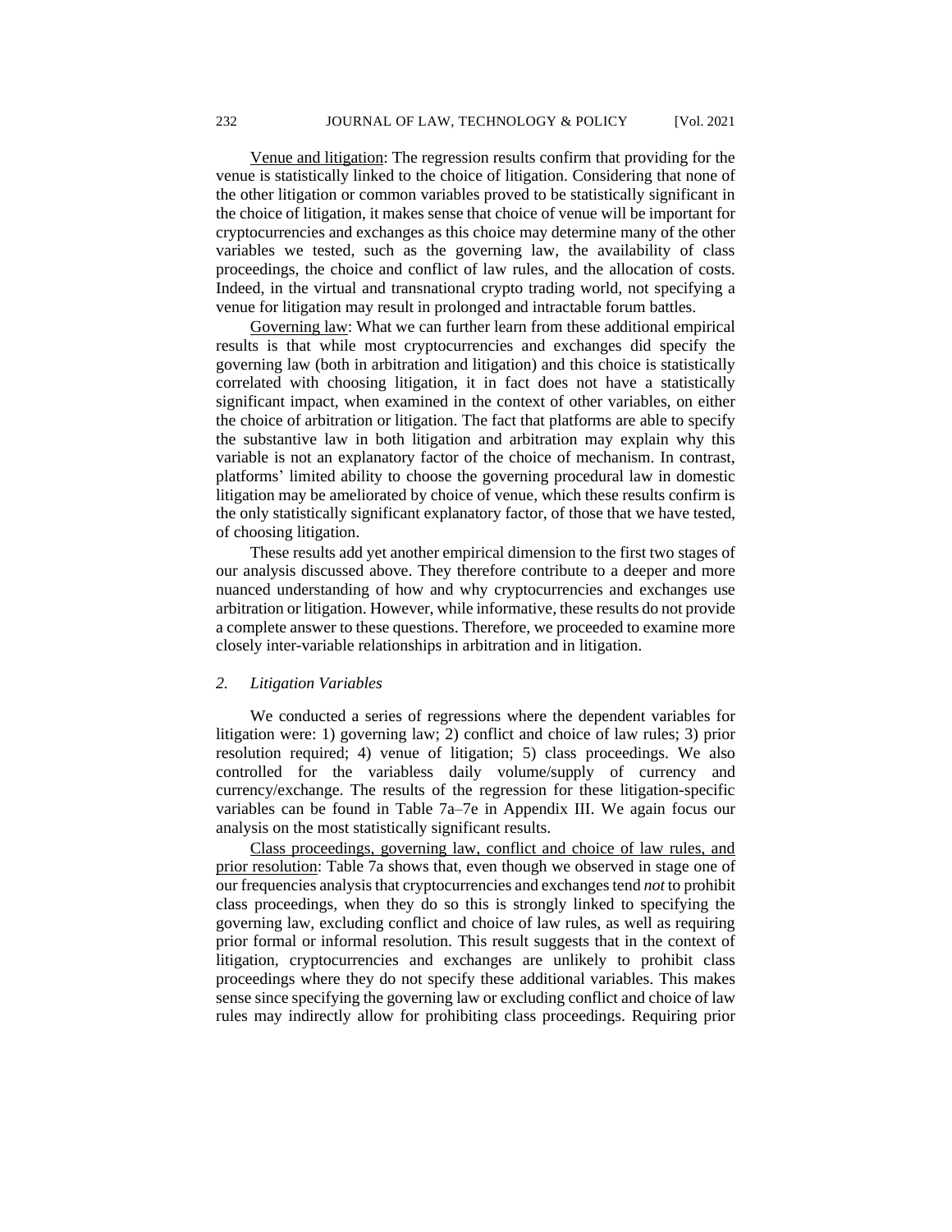Venue and litigation: The regression results confirm that providing for the venue is statistically linked to the choice of litigation. Considering that none of the other litigation or common variables proved to be statistically significant in the choice of litigation, it makes sense that choice of venue will be important for cryptocurrencies and exchanges as this choice may determine many of the other variables we tested, such as the governing law, the availability of class proceedings, the choice and conflict of law rules, and the allocation of costs. Indeed, in the virtual and transnational crypto trading world, not specifying a venue for litigation may result in prolonged and intractable forum battles.

Governing law: What we can further learn from these additional empirical results is that while most cryptocurrencies and exchanges did specify the governing law (both in arbitration and litigation) and this choice is statistically correlated with choosing litigation, it in fact does not have a statistically significant impact, when examined in the context of other variables, on either the choice of arbitration or litigation. The fact that platforms are able to specify the substantive law in both litigation and arbitration may explain why this variable is not an explanatory factor of the choice of mechanism. In contrast, platforms' limited ability to choose the governing procedural law in domestic litigation may be ameliorated by choice of venue, which these results confirm is the only statistically significant explanatory factor, of those that we have tested, of choosing litigation.

These results add yet another empirical dimension to the first two stages of our analysis discussed above. They therefore contribute to a deeper and more nuanced understanding of how and why cryptocurrencies and exchanges use arbitration or litigation. However, while informative, these results do not provide a complete answer to these questions. Therefore, we proceeded to examine more closely inter-variable relationships in arbitration and in litigation.

### 2. *Litigation Variables*

We conducted a series of regressions where the dependent variables for litigation were: 1) governing law; 2) conflict and choice of law rules; 3) prior resolution required; 4) venue of litigation; 5) class proceedings. We also controlled for the variabless daily volume/supply of currency and currency/exchange. The results of the regression for these litigation-specific variables can be found in Table 7a–7e in Appendix III. We again focus our analysis on the most statistically significant results.

Class proceedings, governing law, conflict and choice of law rules, and prior resolution: Table 7a shows that, even though we observed in stage one of our frequencies analysis that cryptocurrencies and exchanges tend *not* to prohibit class proceedings, when they do so this is strongly linked to specifying the governing law, excluding conflict and choice of law rules, as well as requiring prior formal or informal resolution. This result suggests that in the context of litigation, cryptocurrencies and exchanges are unlikely to prohibit class proceedings where they do not specify these additional variables. This makes sense since specifying the governing law or excluding conflict and choice of law rules may indirectly allow for prohibiting class proceedings. Requiring prior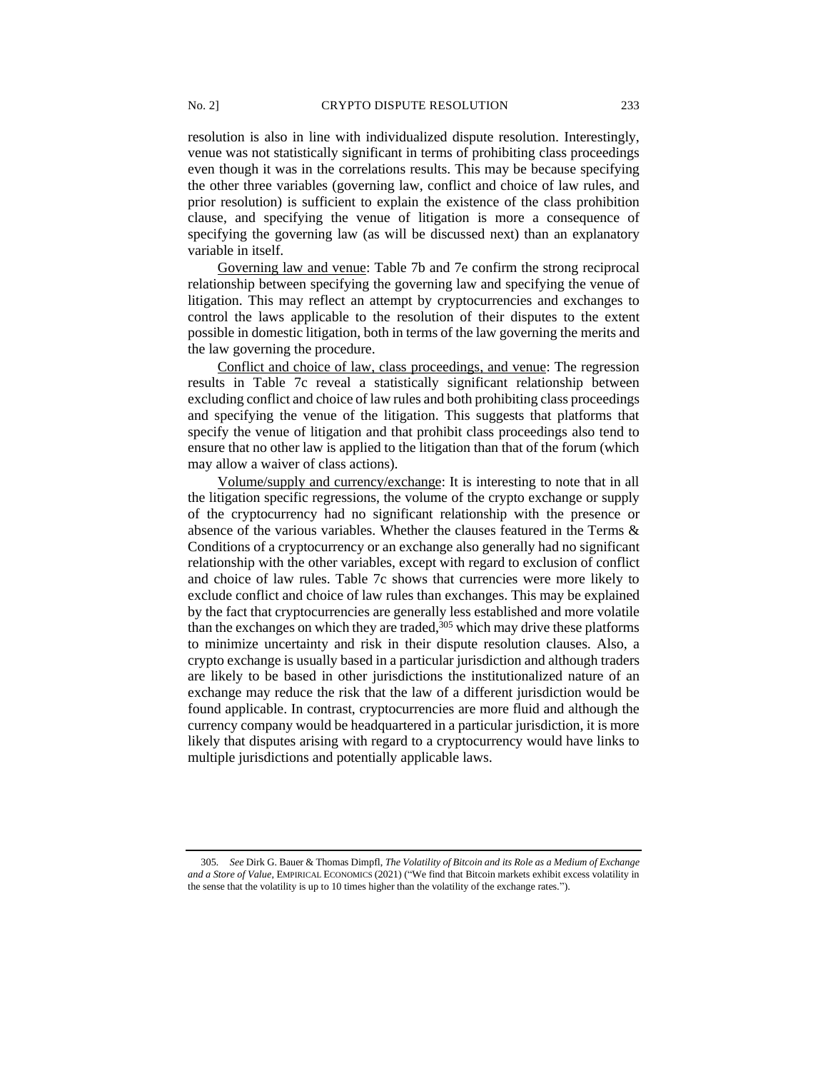resolution is also in line with individualized dispute resolution. Interestingly, venue was not statistically significant in terms of prohibiting class proceedings even though it was in the correlations results. This may be because specifying the other three variables (governing law, conflict and choice of law rules, and prior resolution) is sufficient to explain the existence of the class prohibition clause, and specifying the venue of litigation is more a consequence of specifying the governing law (as will be discussed next) than an explanatory variable in itself.

<u>Governing law and venue</u>: Table 7b and 7e confirm the strong reciprocal relationship between specifying the governing law and specifying the venue of litigation. This may reflect an attempt by cryptocurrencies and exchanges to control the laws applicable to the resolution of their disputes to the extent possible in domestic litigation, both in terms of the law governing the merits and the law governing the procedure.

<u>Conflict and choice of law, class proceedings, and venue</u>: The regression results in Table 7c reveal a statistically significant relationship between excluding conflict and choice of law rules and both prohibiting class proceedings and specifying the venue of the litigation. This suggests that platforms that specify the venue of litigation and that prohibit class proceedings also tend to ensure that no other law is applied to the litigation than that of the forum (which may allow a waiver of class actions).

<u>Volume/supply and currency/exchange</u>: It is interesting to note that in all the litigation specific regressions, the volume of the crypto exchange or supply of the cryptocurrency had no significant relationship with the presence or absence of the various variables. Whether the clauses featured in the Terms & Conditions of a cryptocurrency or an exchange also generally had no significant relationship with the other variables, except with regard to exclusion of conflict and choice of law rules. Table 7c shows that currencies were more likely to exclude conflict and choice of law rules than exchanges. This may be explained by the fact that cryptocurrencies are generally less established and more volatile than the exchanges on which they are traded,[305] which may drive these platforms to minimize uncertainty and risk in their dispute resolution clauses. Also, a crypto exchange is usually based in a particular jurisdiction and although traders are likely to be based in other jurisdictions the institutionalized nature of an exchange may reduce the risk that the law of a different jurisdiction would be found applicable. In contrast, cryptocurrencies are more fluid and although the currency company would be headquartered in a particular jurisdiction, it is more likely that disputes arising with regard to a cryptocurrency would have links to multiple jurisdictions and potentially applicable laws.

---

305. *See* Dirk G. Bauer & Thomas Dimpfl, *The Volatility of Bitcoin and its Role as a Medium of Exchange and a Store of Value*, EMPIRICAL ECONOMICS (2021) ("We find that Bitcoin markets exhibit excess volatility in the sense that the volatility is up to 10 times higher than the volatility of the exchange rates.").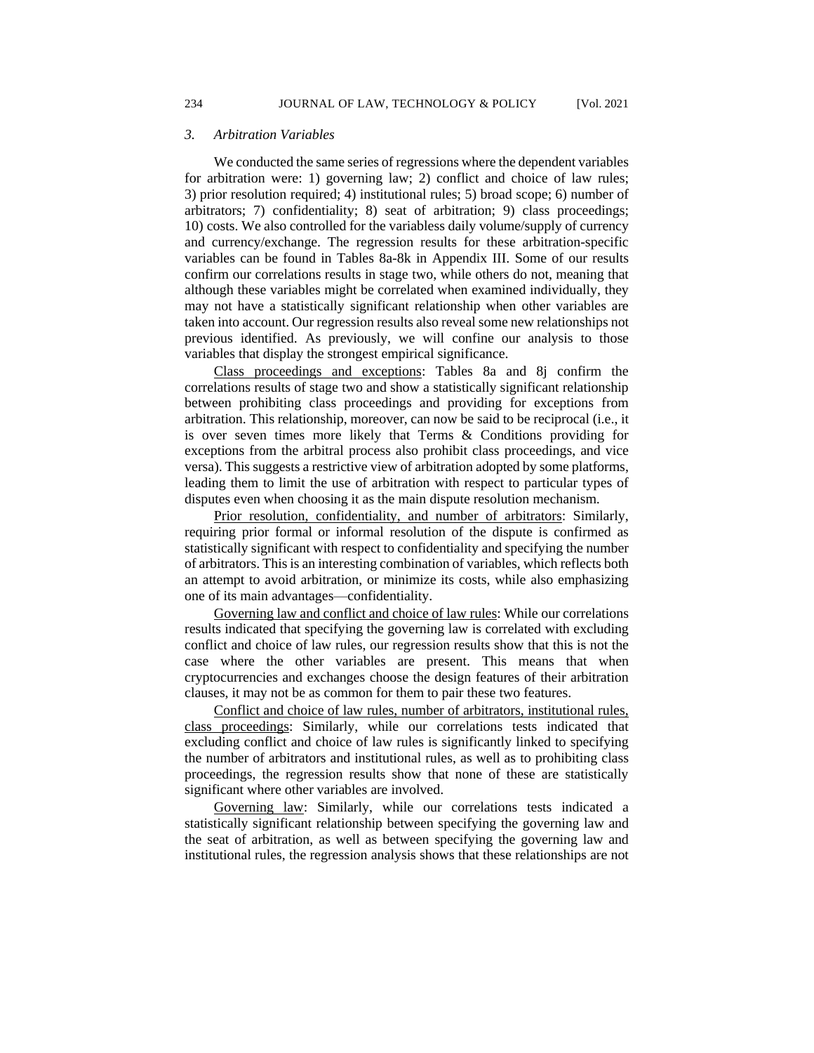### 3. *Arbitration Variables*

We conducted the same series of regressions where the dependent variables for arbitration were: 1) governing law; 2) conflict and choice of law rules; 3) prior resolution required; 4) institutional rules; 5) broad scope; 6) number of arbitrators; 7) confidentiality; 8) seat of arbitration; 9) class proceedings; 10) costs. We also controlled for the variabless daily volume/supply of currency and currency/exchange. The regression results for these arbitration-specific variables can be found in Tables 8a-8k in Appendix III. Some of our results confirm our correlations results in stage two, while others do not, meaning that although these variables might be correlated when examined individually, they may not have a statistically significant relationship when other variables are taken into account. Our regression results also reveal some new relationships not previous identified. As previously, we will confine our analysis to those variables that display the strongest empirical significance.

<u>Class proceedings and exceptions</u>: Tables 8a and 8j confirm the correlations results of stage two and show a statistically significant relationship between prohibiting class proceedings and providing for exceptions from arbitration. This relationship, moreover, can now be said to be reciprocal (i.e., it is over seven times more likely that Terms & Conditions providing for exceptions from the arbitral process also prohibit class proceedings, and vice versa). This suggests a restrictive view of arbitration adopted by some platforms, leading them to limit the use of arbitration with respect to particular types of disputes even when choosing it as the main dispute resolution mechanism.

<u>Prior resolution, confidentiality, and number of arbitrators</u>: Similarly, requiring prior formal or informal resolution of the dispute is confirmed as statistically significant with respect to confidentiality and specifying the number of arbitrators. This is an interesting combination of variables, which reflects both an attempt to avoid arbitration, or minimize its costs, while also emphasizing one of its main advantages—confidentiality.

<u>Governing law and conflict and choice of law rules</u>: While our correlations results indicated that specifying the governing law is correlated with excluding conflict and choice of law rules, our regression results show that this is not the case where the other variables are present. This means that when cryptocurrencies and exchanges choose the design features of their arbitration clauses, it may not be as common for them to pair these two features.

<u>Conflict and choice of law rules, number of arbitrators, institutional rules, class proceedings</u>: Similarly, while our correlations tests indicated that excluding conflict and choice of law rules is significantly linked to specifying the number of arbitrators and institutional rules, as well as to prohibiting class proceedings, the regression results show that none of these are statistically significant where other variables are involved.

<u>Governing law</u>: Similarly, while our correlations tests indicated a statistically significant relationship between specifying the governing law and the seat of arbitration, as well as between specifying the governing law and institutional rules, the regression analysis shows that these relationships are not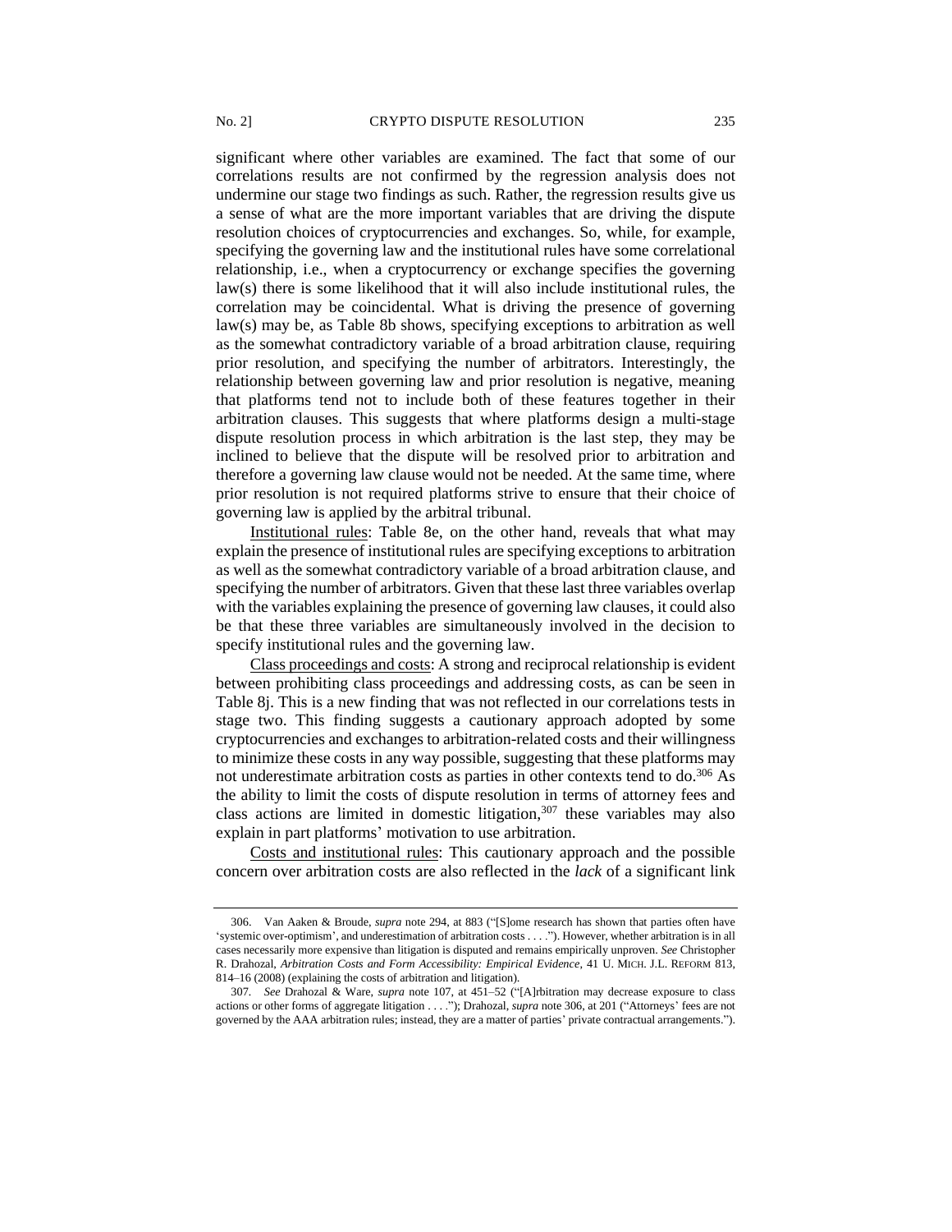significant where other variables are examined. The fact that some of our correlations results are not confirmed by the regression analysis does not undermine our stage two findings as such. Rather, the regression results give us a sense of what are the more important variables that are driving the dispute resolution choices of cryptocurrencies and exchanges. So, while, for example, specifying the governing law and the institutional rules have some correlational relationship, i.e., when a cryptocurrency or exchange specifies the governing law(s) there is some likelihood that it will also include institutional rules, the correlation may be coincidental. What is driving the presence of governing law(s) may be, as Table 8b shows, specifying exceptions to arbitration as well as the somewhat contradictory variable of a broad arbitration clause, requiring prior resolution, and specifying the number of arbitrators. Interestingly, the relationship between governing law and prior resolution is negative, meaning that platforms tend not to include both of these features together in their arbitration clauses. This suggests that where platforms design a multi-stage dispute resolution process in which arbitration is the last step, they may be inclined to believe that the dispute will be resolved prior to arbitration and therefore a governing law clause would not be needed. At the same time, where prior resolution is not required platforms strive to ensure that their choice of governing law is applied by the arbitral tribunal.

<u>Institutional rules</u>: Table 8e, on the other hand, reveals that what may explain the presence of institutional rules are specifying exceptions to arbitration as well as the somewhat contradictory variable of a broad arbitration clause, and specifying the number of arbitrators. Given that these last three variables overlap with the variables explaining the presence of governing law clauses, it could also be that these three variables are simultaneously involved in the decision to specify institutional rules and the governing law.

<u>Class proceedings and costs</u>: A strong and reciprocal relationship is evident between prohibiting class proceedings and addressing costs, as can be seen in Table 8j. This is a new finding that was not reflected in our correlations tests in stage two. This finding suggests a cautionary approach adopted by some cryptocurrencies and exchanges to arbitration-related costs and their willingness to minimize these costs in any way possible, suggesting that these platforms may not underestimate arbitration costs as parties in other contexts tend to do.[306] As the ability to limit the costs of dispute resolution in terms of attorney fees and class actions are limited in domestic litigation,[307] these variables may also explain in part platforms' motivation to use arbitration.

<u>Costs and institutional rules</u>: This cautionary approach and the possible concern over arbitration costs are also reflected in the *lack* of a significant link

---

306. Van Aaken & Broude, *supra* note 294, at 883 ("[S]ome research has shown that parties often have 'systemic over-optimism', and underestimation of arbitration costs . . . ."). However, whether arbitration is in all cases necessarily more expensive than litigation is disputed and remains empirically unproven. *See* Christopher R. Drahozal, *Arbitration Costs and Form Accessibility: Empirical Evidence*, 41 U. MICH. J.L. REFORM 813, 814–16 (2008) (explaining the costs of arbitration and litigation).

307. *See* Drahozal & Ware, *supra* note 107, at 451–52 ("[A]rbitration may decrease exposure to class actions or other forms of aggregate litigation . . . ."); Drahozal, *supra* note 306, at 201 ("Attorneys' fees are not governed by the AAA arbitration rules; instead, they are a matter of parties' private contractual arrangements.").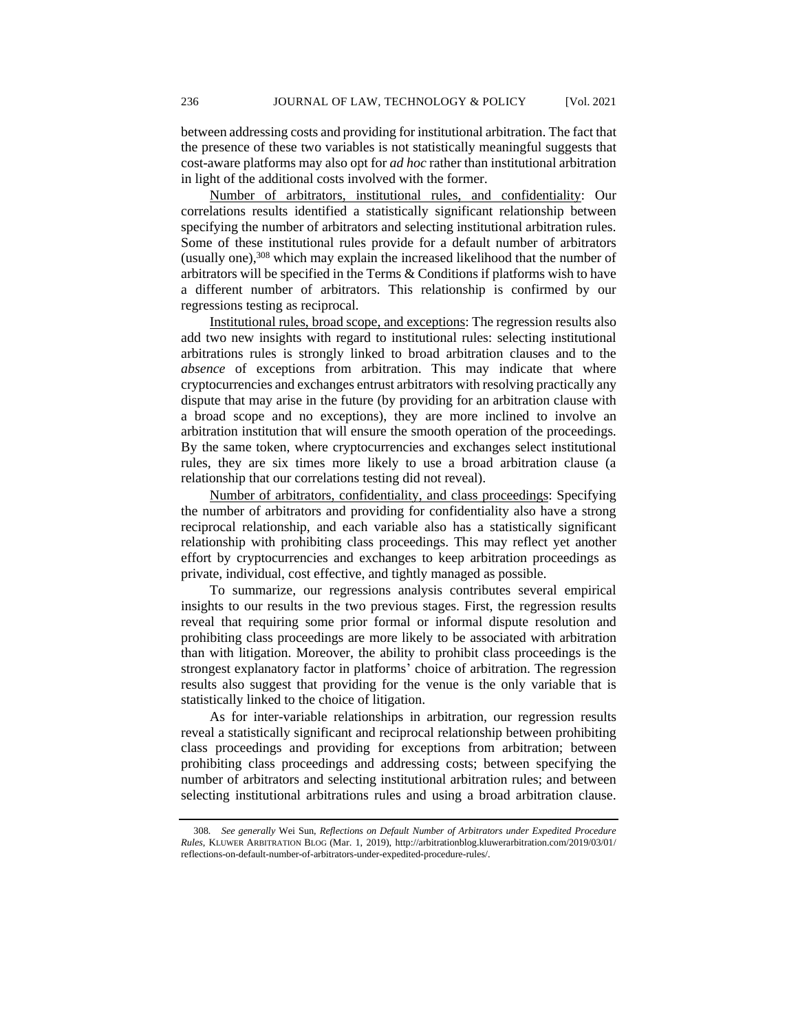between addressing costs and providing for institutional arbitration. The fact that the presence of these two variables is not statistically meaningful suggests that cost-aware platforms may also opt for *ad hoc* rather than institutional arbitration in light of the additional costs involved with the former.

<u>Number of arbitrators, institutional rules, and confidentiality</u>: Our correlations results identified a statistically significant relationship between specifying the number of arbitrators and selecting institutional arbitration rules. Some of these institutional rules provide for a default number of arbitrators (usually one),[308] which may explain the increased likelihood that the number of arbitrators will be specified in the Terms & Conditions if platforms wish to have a different number of arbitrators. This relationship is confirmed by our regressions testing as reciprocal.

<u>Institutional rules, broad scope, and exceptions</u>: The regression results also add two new insights with regard to institutional rules: selecting institutional arbitrations rules is strongly linked to broad arbitration clauses and to the *absence* of exceptions from arbitration. This may indicate that where cryptocurrencies and exchanges entrust arbitrators with resolving practically any dispute that may arise in the future (by providing for an arbitration clause with a broad scope and no exceptions), they are more inclined to involve an arbitration institution that will ensure the smooth operation of the proceedings. By the same token, where cryptocurrencies and exchanges select institutional rules, they are six times more likely to use a broad arbitration clause (a relationship that our correlations testing did not reveal).

<u>Number of arbitrators, confidentiality, and class proceedings</u>: Specifying the number of arbitrators and providing for confidentiality also have a strong reciprocal relationship, and each variable also has a statistically significant relationship with prohibiting class proceedings. This may reflect yet another effort by cryptocurrencies and exchanges to keep arbitration proceedings as private, individual, cost effective, and tightly managed as possible.

To summarize, our regressions analysis contributes several empirical insights to our results in the two previous stages. First, the regression results reveal that requiring some prior formal or informal dispute resolution and prohibiting class proceedings are more likely to be associated with arbitration than with litigation. Moreover, the ability to prohibit class proceedings is the strongest explanatory factor in platforms' choice of arbitration. The regression results also suggest that providing for the venue is the only variable that is statistically linked to the choice of litigation.

As for inter-variable relationships in arbitration, our regression results reveal a statistically significant and reciprocal relationship between prohibiting class proceedings and providing for exceptions from arbitration; between prohibiting class proceedings and addressing costs; between specifying the number of arbitrators and selecting institutional arbitration rules; and between selecting institutional arbitrations rules and using a broad arbitration clause.

---

308. *See generally* Wei Sun, *Reflections on Default Number of Arbitrators under Expedited Procedure Rules*, KLUWER ARBITRATION BLOG (Mar. 1, 2019), http://arbitrationblog.kluwerarbitration.com/2019/03/01/reflections-on-default-number-of-arbitrators-under-expedited-procedure-rules/.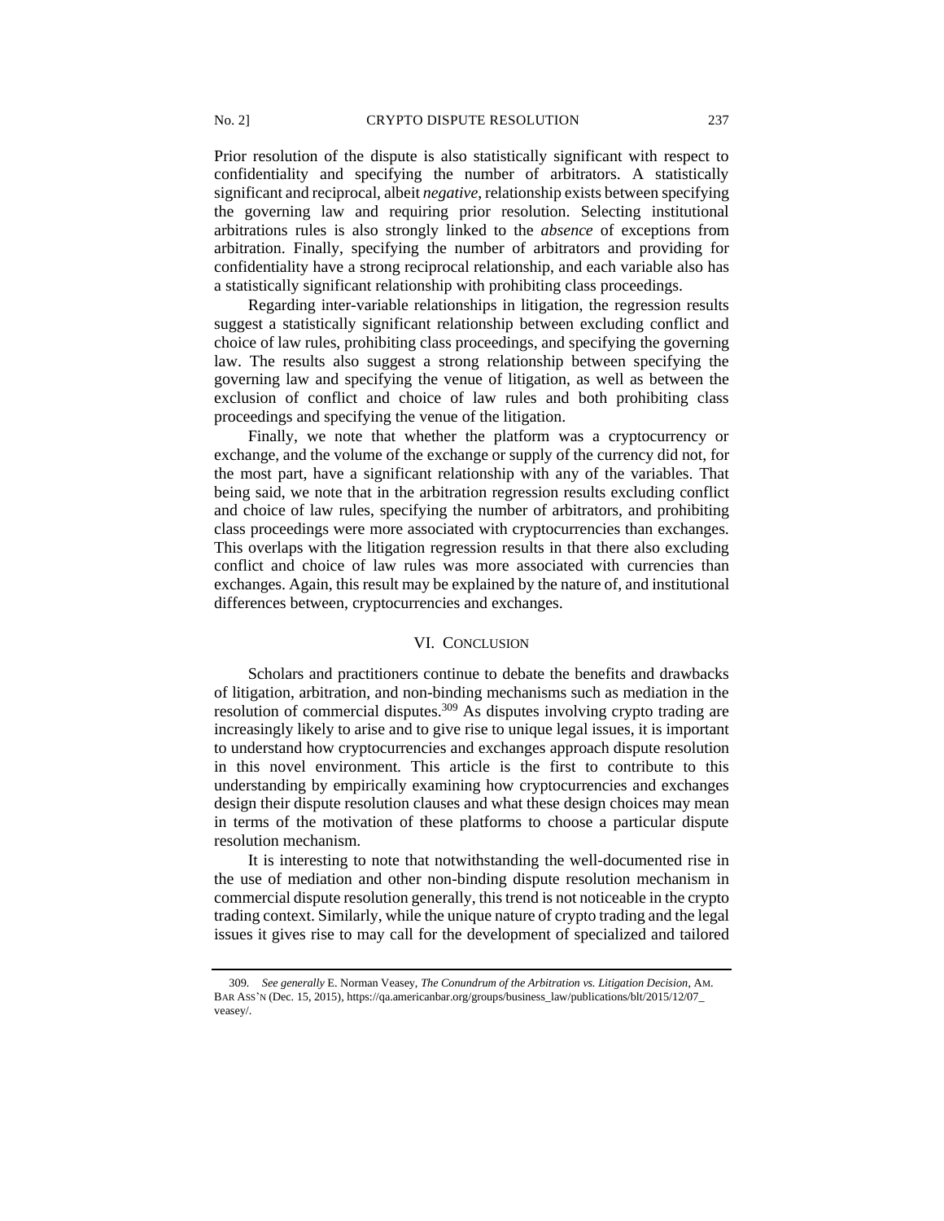Prior resolution of the dispute is also statistically significant with respect to confidentiality and specifying the number of arbitrators. A statistically significant and reciprocal, albeit *negative*, relationship exists between specifying the governing law and requiring prior resolution. Selecting institutional arbitrations rules is also strongly linked to the *absence* of exceptions from arbitration. Finally, specifying the number of arbitrators and providing for confidentiality have a strong reciprocal relationship, and each variable also has a statistically significant relationship with prohibiting class proceedings.

Regarding inter-variable relationships in litigation, the regression results suggest a statistically significant relationship between excluding conflict and choice of law rules, prohibiting class proceedings, and specifying the governing law. The results also suggest a strong relationship between specifying the governing law and specifying the venue of litigation, as well as between the exclusion of conflict and choice of law rules and both prohibiting class proceedings and specifying the venue of the litigation.

Finally, we note that whether the platform was a cryptocurrency or exchange, and the volume of the exchange or supply of the currency did not, for the most part, have a significant relationship with any of the variables. That being said, we note that in the arbitration regression results excluding conflict and choice of law rules, specifying the number of arbitrators, and prohibiting class proceedings were more associated with cryptocurrencies than exchanges. This overlaps with the litigation regression results in that there also excluding conflict and choice of law rules was more associated with currencies than exchanges. Again, this result may be explained by the nature of, and institutional differences between, cryptocurrencies and exchanges.

## VI. Conclusion

Scholars and practitioners continue to debate the benefits and drawbacks of litigation, arbitration, and non-binding mechanisms such as mediation in the resolution of commercial disputes.[309] As disputes involving crypto trading are increasingly likely to arise and to give rise to unique legal issues, it is important to understand how cryptocurrencies and exchanges approach dispute resolution in this novel environment. This article is the first to contribute to this understanding by empirically examining how cryptocurrencies and exchanges design their dispute resolution clauses and what these design choices may mean in terms of the motivation of these platforms to choose a particular dispute resolution mechanism.

It is interesting to note that notwithstanding the well-documented rise in the use of mediation and other non-binding dispute resolution mechanism in commercial dispute resolution generally, this trend is not noticeable in the crypto trading context. Similarly, while the unique nature of crypto trading and the legal issues it gives rise to may call for the development of specialized and tailored

309. *See generally* E. Norman Veasey, *The Conundrum of the Arbitration vs. Litigation Decision*, AM. BAR ASS'N (Dec. 15, 2015), https://qa.americanbar.org/groups/business_law/publications/blt/2015/12/07_veasey/.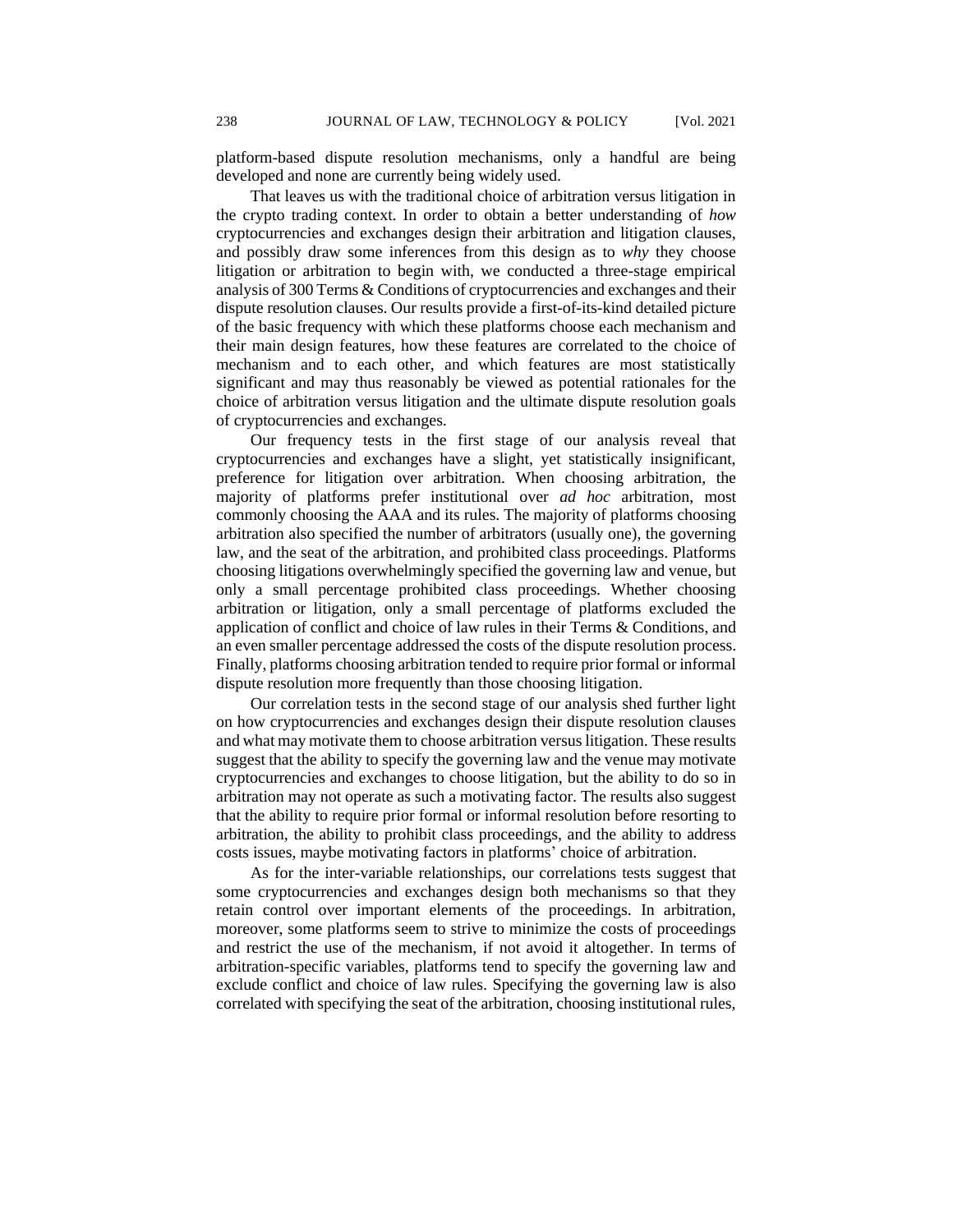platform-based dispute resolution mechanisms, only a handful are being developed and none are currently being widely used.

That leaves us with the traditional choice of arbitration versus litigation in the crypto trading context. In order to obtain a better understanding of *how* cryptocurrencies and exchanges design their arbitration and litigation clauses, and possibly draw some inferences from this design as to *why* they choose litigation or arbitration to begin with, we conducted a three-stage empirical analysis of 300 Terms & Conditions of cryptocurrencies and exchanges and their dispute resolution clauses. Our results provide a first-of-its-kind detailed picture of the basic frequency with which these platforms choose each mechanism and their main design features, how these features are correlated to the choice of mechanism and to each other, and which features are most statistically significant and may thus reasonably be viewed as potential rationales for the choice of arbitration versus litigation and the ultimate dispute resolution goals of cryptocurrencies and exchanges.

Our frequency tests in the first stage of our analysis reveal that cryptocurrencies and exchanges have a slight, yet statistically insignificant, preference for litigation over arbitration. When choosing arbitration, the majority of platforms prefer institutional over *ad hoc* arbitration, most commonly choosing the AAA and its rules. The majority of platforms choosing arbitration also specified the number of arbitrators (usually one), the governing law, and the seat of the arbitration, and prohibited class proceedings. Platforms choosing litigations overwhelmingly specified the governing law and venue, but only a small percentage prohibited class proceedings. Whether choosing arbitration or litigation, only a small percentage of platforms excluded the application of conflict and choice of law rules in their Terms & Conditions, and an even smaller percentage addressed the costs of the dispute resolution process. Finally, platforms choosing arbitration tended to require prior formal or informal dispute resolution more frequently than those choosing litigation.

Our correlation tests in the second stage of our analysis shed further light on how cryptocurrencies and exchanges design their dispute resolution clauses and what may motivate them to choose arbitration versus litigation. These results suggest that the ability to specify the governing law and the venue may motivate cryptocurrencies and exchanges to choose litigation, but the ability to do so in arbitration may not operate as such a motivating factor. The results also suggest that the ability to require prior formal or informal resolution before resorting to arbitration, the ability to prohibit class proceedings, and the ability to address costs issues, maybe motivating factors in platforms' choice of arbitration.

As for the inter-variable relationships, our correlations tests suggest that some cryptocurrencies and exchanges design both mechanisms so that they retain control over important elements of the proceedings. In arbitration, moreover, some platforms seem to strive to minimize the costs of proceedings and restrict the use of the mechanism, if not avoid it altogether. In terms of arbitration-specific variables, platforms tend to specify the governing law and exclude conflict and choice of law rules. Specifying the governing law is also correlated with specifying the seat of the arbitration, choosing institutional rules,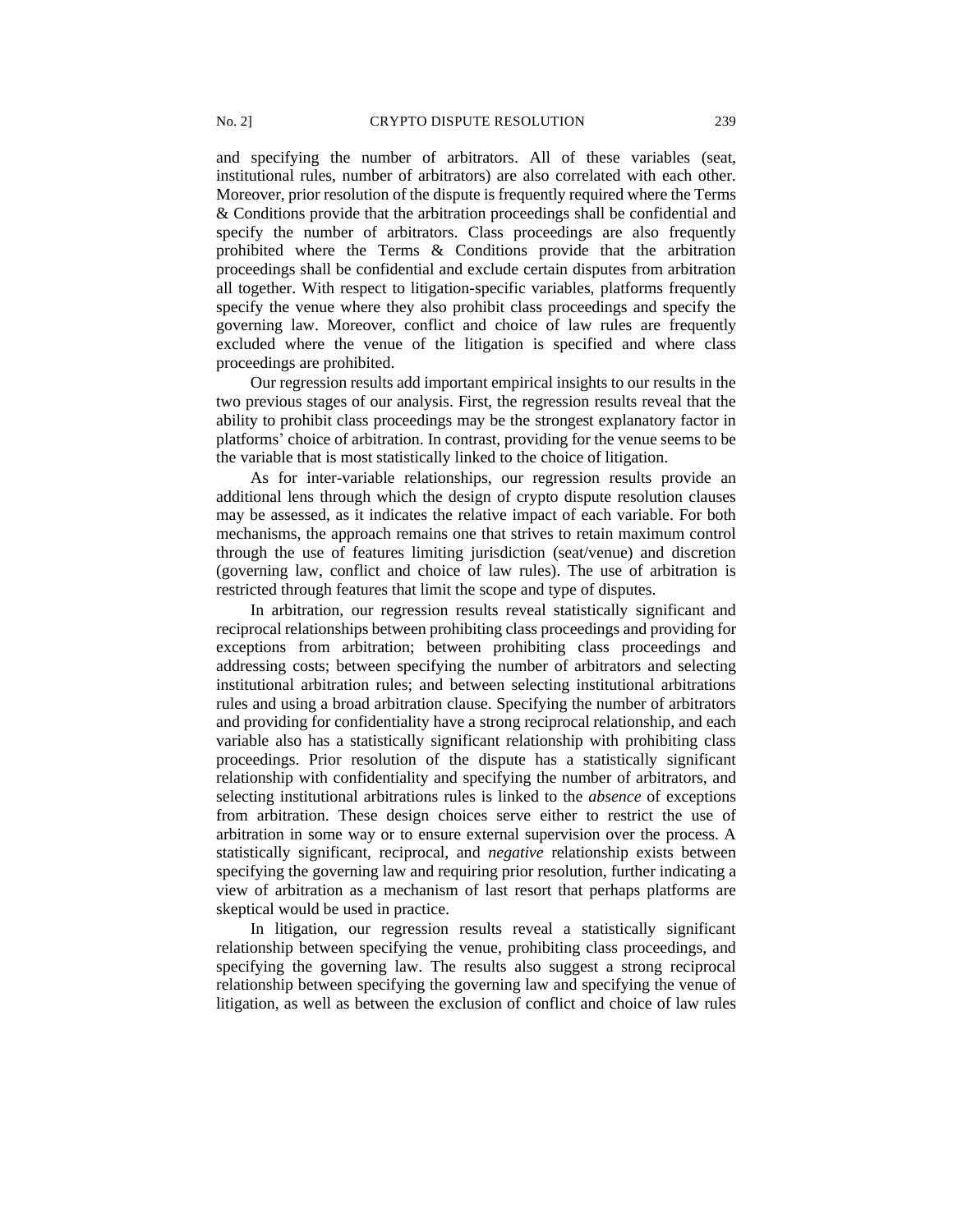and specifying the number of arbitrators. All of these variables (seat, institutional rules, number of arbitrators) are also correlated with each other. Moreover, prior resolution of the dispute is frequently required where the Terms & Conditions provide that the arbitration proceedings shall be confidential and specify the number of arbitrators. Class proceedings are also frequently prohibited where the Terms & Conditions provide that the arbitration proceedings shall be confidential and exclude certain disputes from arbitration all together. With respect to litigation-specific variables, platforms frequently specify the venue where they also prohibit class proceedings and specify the governing law. Moreover, conflict and choice of law rules are frequently excluded where the venue of the litigation is specified and where class proceedings are prohibited.

Our regression results add important empirical insights to our results in the two previous stages of our analysis. First, the regression results reveal that the ability to prohibit class proceedings may be the strongest explanatory factor in platforms' choice of arbitration. In contrast, providing for the venue seems to be the variable that is most statistically linked to the choice of litigation.

As for inter-variable relationships, our regression results provide an additional lens through which the design of crypto dispute resolution clauses may be assessed, as it indicates the relative impact of each variable. For both mechanisms, the approach remains one that strives to retain maximum control through the use of features limiting jurisdiction (seat/venue) and discretion (governing law, conflict and choice of law rules). The use of arbitration is restricted through features that limit the scope and type of disputes.

In arbitration, our regression results reveal statistically significant and reciprocal relationships between prohibiting class proceedings and providing for exceptions from arbitration; between prohibiting class proceedings and addressing costs; between specifying the number of arbitrators and selecting institutional arbitration rules; and between selecting institutional arbitrations rules and using a broad arbitration clause. Specifying the number of arbitrators and providing for confidentiality have a strong reciprocal relationship, and each variable also has a statistically significant relationship with prohibiting class proceedings. Prior resolution of the dispute has a statistically significant relationship with confidentiality and specifying the number of arbitrators, and selecting institutional arbitrations rules is linked to the *absence* of exceptions from arbitration. These design choices serve either to restrict the use of arbitration in some way or to ensure external supervision over the process. A statistically significant, reciprocal, and *negative* relationship exists between specifying the governing law and requiring prior resolution, further indicating a view of arbitration as a mechanism of last resort that perhaps platforms are skeptical would be used in practice.

In litigation, our regression results reveal a statistically significant relationship between specifying the venue, prohibiting class proceedings, and specifying the governing law. The results also suggest a strong reciprocal relationship between specifying the governing law and specifying the venue of litigation, as well as between the exclusion of conflict and choice of law rules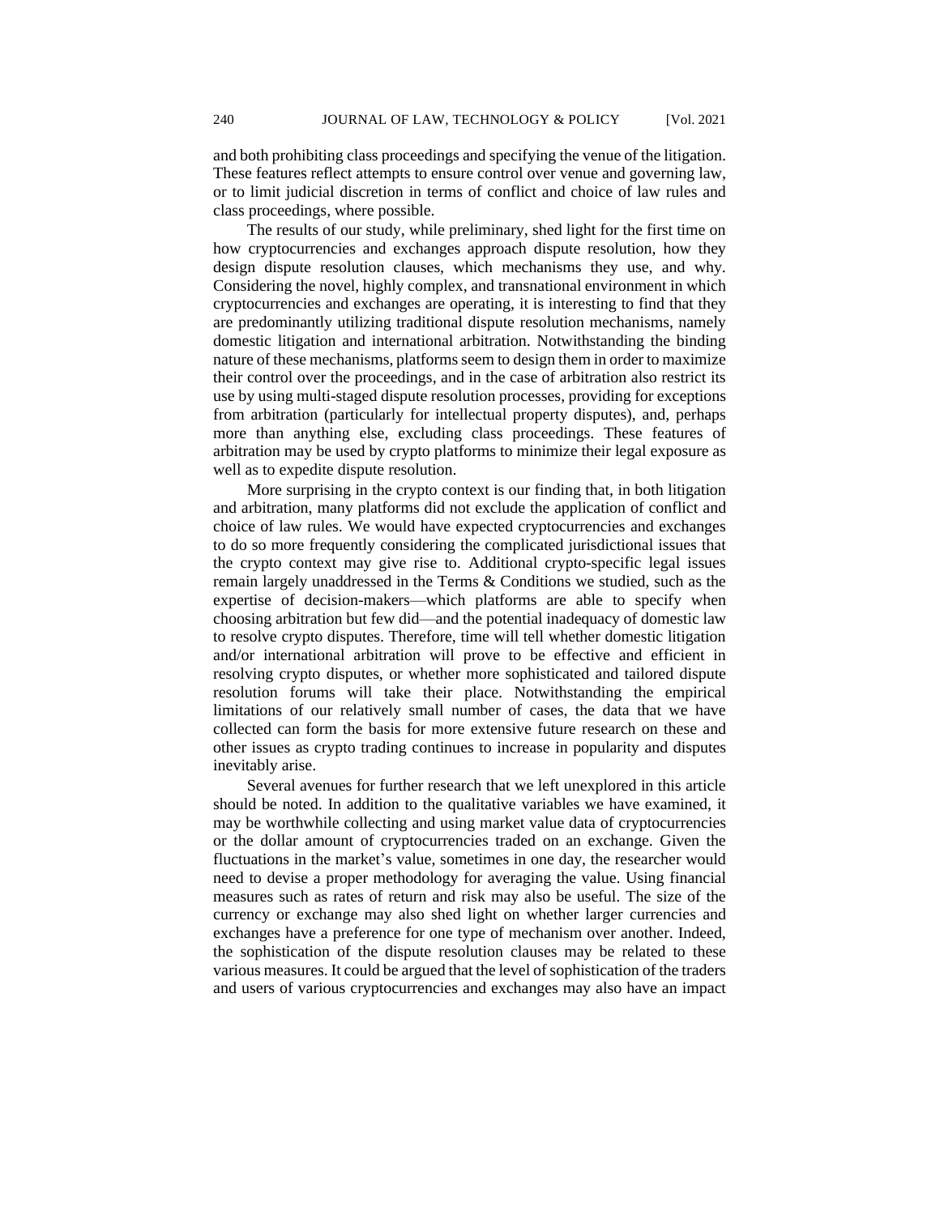and both prohibiting class proceedings and specifying the venue of the litigation. These features reflect attempts to ensure control over venue and governing law, or to limit judicial discretion in terms of conflict and choice of law rules and class proceedings, where possible.

The results of our study, while preliminary, shed light for the first time on how cryptocurrencies and exchanges approach dispute resolution, how they design dispute resolution clauses, which mechanisms they use, and why. Considering the novel, highly complex, and transnational environment in which cryptocurrencies and exchanges are operating, it is interesting to find that they are predominantly utilizing traditional dispute resolution mechanisms, namely domestic litigation and international arbitration. Notwithstanding the binding nature of these mechanisms, platforms seem to design them in order to maximize their control over the proceedings, and in the case of arbitration also restrict its use by using multi-staged dispute resolution processes, providing for exceptions from arbitration (particularly for intellectual property disputes), and, perhaps more than anything else, excluding class proceedings. These features of arbitration may be used by crypto platforms to minimize their legal exposure as well as to expedite dispute resolution.

More surprising in the crypto context is our finding that, in both litigation and arbitration, many platforms did not exclude the application of conflict and choice of law rules. We would have expected cryptocurrencies and exchanges to do so more frequently considering the complicated jurisdictional issues that the crypto context may give rise to. Additional crypto-specific legal issues remain largely unaddressed in the Terms & Conditions we studied, such as the expertise of decision-makers—which platforms are able to specify when choosing arbitration but few did—and the potential inadequacy of domestic law to resolve crypto disputes. Therefore, time will tell whether domestic litigation and/or international arbitration will prove to be effective and efficient in resolving crypto disputes, or whether more sophisticated and tailored dispute resolution forums will take their place. Notwithstanding the empirical limitations of our relatively small number of cases, the data that we have collected can form the basis for more extensive future research on these and other issues as crypto trading continues to increase in popularity and disputes inevitably arise.

Several avenues for further research that we left unexplored in this article should be noted. In addition to the qualitative variables we have examined, it may be worthwhile collecting and using market value data of cryptocurrencies or the dollar amount of cryptocurrencies traded on an exchange. Given the fluctuations in the market's value, sometimes in one day, the researcher would need to devise a proper methodology for averaging the value. Using financial measures such as rates of return and risk may also be useful. The size of the currency or exchange may also shed light on whether larger currencies and exchanges have a preference for one type of mechanism over another. Indeed, the sophistication of the dispute resolution clauses may be related to these various measures. It could be argued that the level of sophistication of the traders and users of various cryptocurrencies and exchanges may also have an impact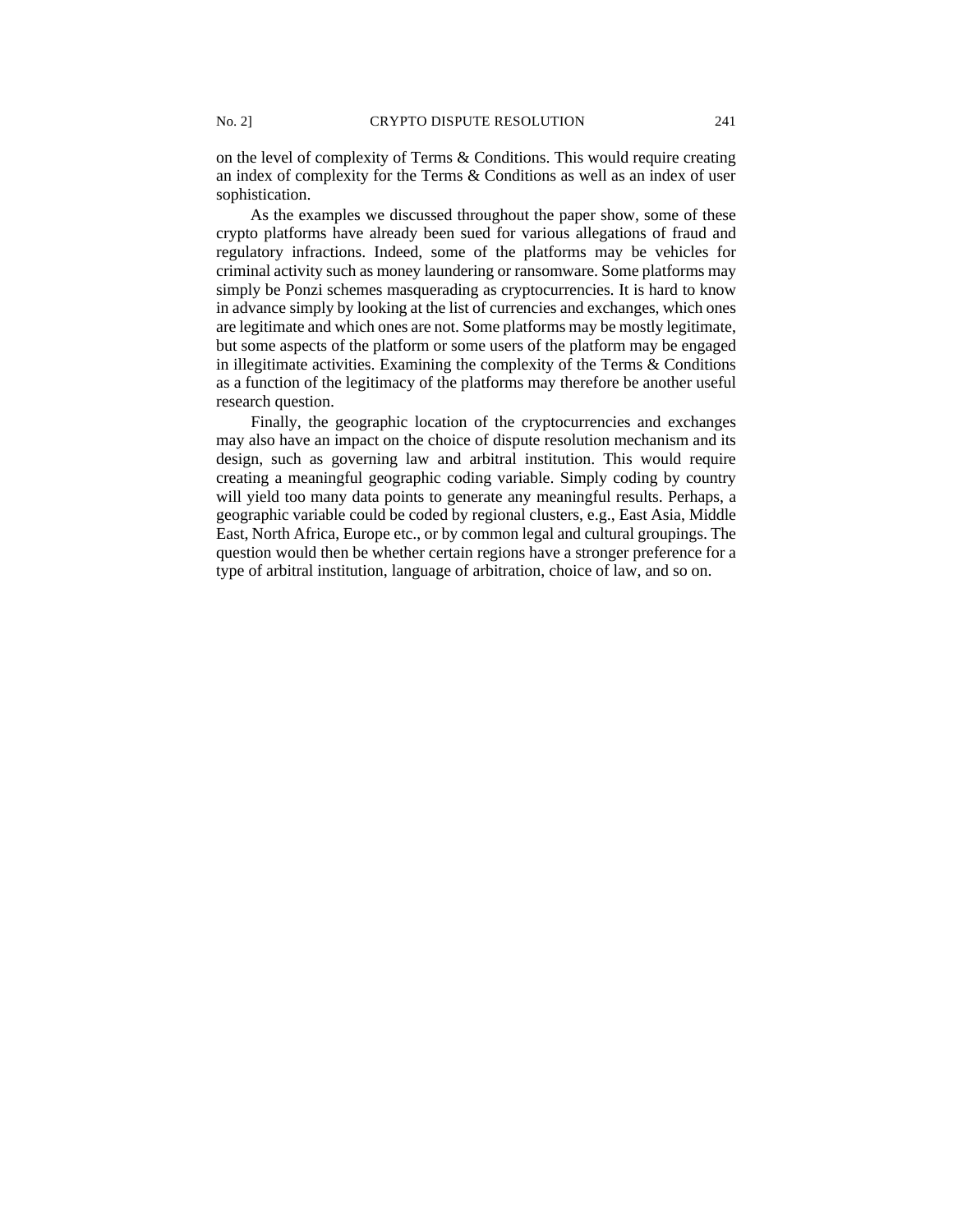on the level of complexity of Terms & Conditions. This would require creating an index of complexity for the Terms & Conditions as well as an index of user sophistication.

As the examples we discussed throughout the paper show, some of these crypto platforms have already been sued for various allegations of fraud and regulatory infractions. Indeed, some of the platforms may be vehicles for criminal activity such as money laundering or ransomware. Some platforms may simply be Ponzi schemes masquerading as cryptocurrencies. It is hard to know in advance simply by looking at the list of currencies and exchanges, which ones are legitimate and which ones are not. Some platforms may be mostly legitimate, but some aspects of the platform or some users of the platform may be engaged in illegitimate activities. Examining the complexity of the Terms & Conditions as a function of the legitimacy of the platforms may therefore be another useful research question.

Finally, the geographic location of the cryptocurrencies and exchanges may also have an impact on the choice of dispute resolution mechanism and its design, such as governing law and arbitral institution. This would require creating a meaningful geographic coding variable. Simply coding by country will yield too many data points to generate any meaningful results. Perhaps, a geographic variable could be coded by regional clusters, e.g., East Asia, Middle East, North Africa, Europe etc., or by common legal and cultural groupings. The question would then be whether certain regions have a stronger preference for a type of arbitral institution, language of arbitration, choice of law, and so on.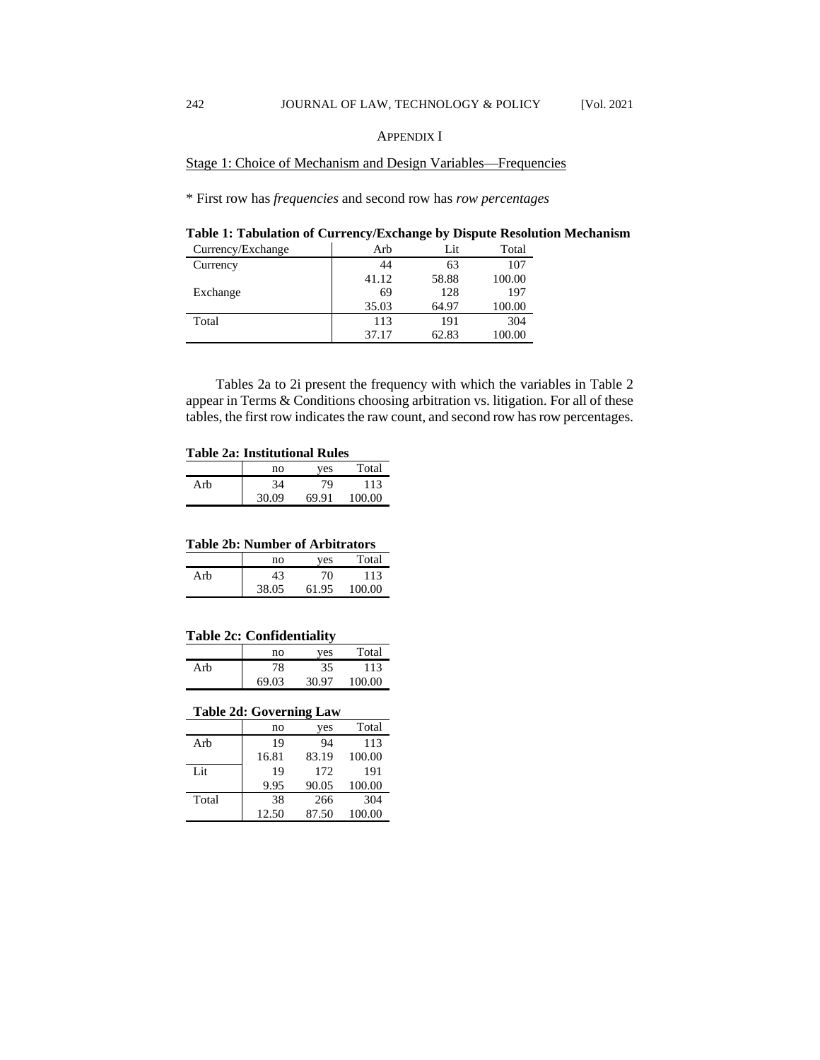## APPENDIX I

Stage 1: Choice of Mechanism and Design Variables—Frequencies

\* First row has *frequencies* and second row has *row percentages*

**Table 1: Tabulation of Currency/Exchange by Dispute Resolution Mechanism**

| Currency/Exchange | Arb | Lit | Total |
|---|---|---|---|
| Currency | 44 | 63 | 107 |
| | 41.12 | 58.88 | 100.00 |
| Exchange | 69 | 128 | 197 |
| | 35.03 | 64.97 | 100.00 |
| Total | 113 | 191 | 304 |
| | 37.17 | 62.83 | 100.00 |

Tables 2a to 2i present the frequency with which the variables in Table 2 appear in Terms & Conditions choosing arbitration vs. litigation. For all of these tables, the first row indicates the raw count, and second row has row percentages.

**Table 2a: Institutional Rules**

| | no | yes | Total |
|---|---|---|---|
| Arb | 34 | 79 | 113 |
| | 30.09 | 69.91 | 100.00 |

**Table 2b: Number of Arbitrators**

| | no | yes | Total |
|---|---|---|---|
| Arb | 43 | 70 | 113 |
| | 38.05 | 61.95 | 100.00 |

**Table 2c: Confidentiality**

| | no | yes | Total |
|---|---|---|---|
| Arb | 78 | 35 | 113 |
| | 69.03 | 30.97 | 100.00 |

**Table 2d: Governing Law**

| | no | yes | Total |
|---|---|---|---|
| Arb | 19 | 94 | 113 |
| | 16.81 | 83.19 | 100.00 |
| Lit | 19 | 172 | 191 |
| | 9.95 | 90.05 | 100.00 |
| Total | 38 | 266 | 304 |
| | 12.50 | 87.50 | 100.00 |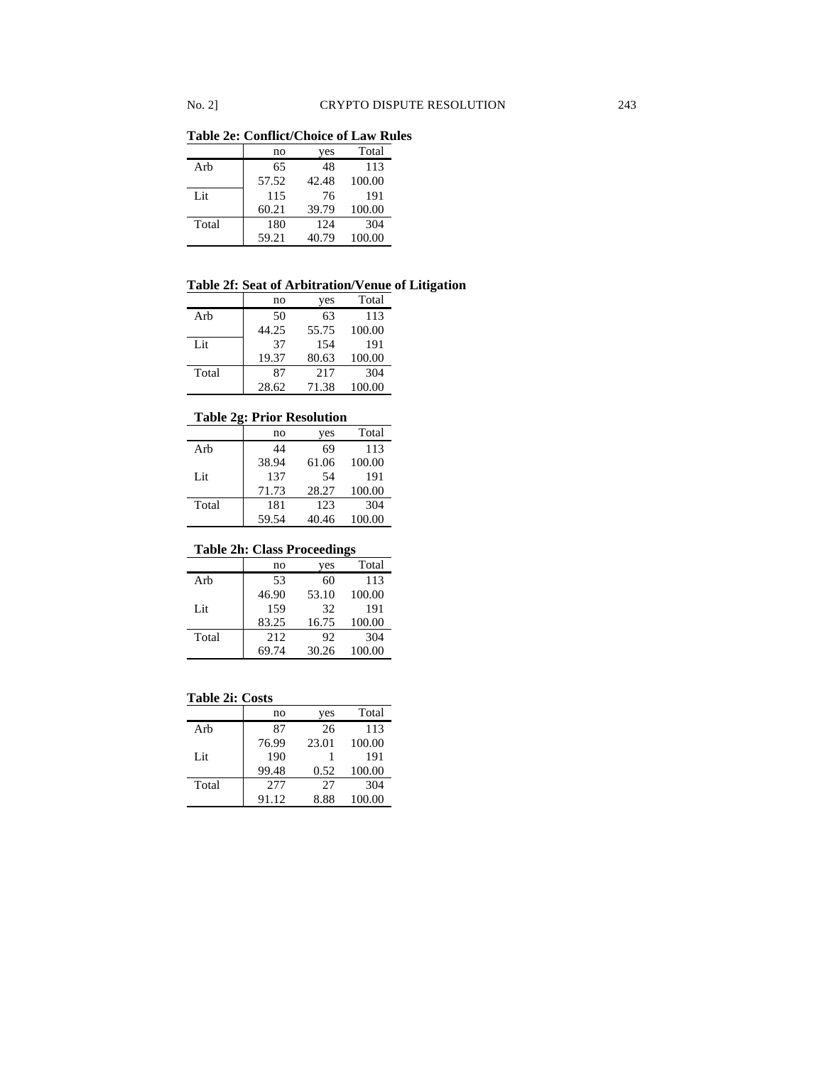**Table 2e: Conflict/Choice of Law Rules**

| | no | yes | Total |
|---|---|---|---|
| Arb | 65 | 48 | 113 |
| | 57.52 | 42.48 | 100.00 |
| Lit | 115 | 76 | 191 |
| | 60.21 | 39.79 | 100.00 |
| Total | 180 | 124 | 304 |
| | 59.21 | 40.79 | 100.00 |

**Table 2f: Seat of Arbitration/Venue of Litigation**

| | no | yes | Total |
|---|---|---|---|
| Arb | 50 | 63 | 113 |
| | 44.25 | 55.75 | 100.00 |
| Lit | 37 | 154 | 191 |
| | 19.37 | 80.63 | 100.00 |
| Total | 87 | 217 | 304 |
| | 28.62 | 71.38 | 100.00 |

**Table 2g: Prior Resolution**

| | no | yes | Total |
|---|---|---|---|
| Arb | 44 | 69 | 113 |
| | 38.94 | 61.06 | 100.00 |
| Lit | 137 | 54 | 191 |
| | 71.73 | 28.27 | 100.00 |
| Total | 181 | 123 | 304 |
| | 59.54 | 40.46 | 100.00 |

**Table 2h: Class Proceedings**

| | no | yes | Total |
|---|---|---|---|
| Arb | 53 | 60 | 113 |
| | 46.90 | 53.10 | 100.00 |
| Lit | 159 | 32 | 191 |
| | 83.25 | 16.75 | 100.00 |
| Total | 212 | 92 | 304 |
| | 69.74 | 30.26 | 100.00 |

**Table 2i: Costs**

| | no | yes | Total |
|---|---|---|---|
| Arb | 87 | 26 | 113 |
| | 76.99 | 23.01 | 100.00 |
| Lit | 190 | 1 | 191 |
| | 99.48 | 0.52 | 100.00 |
| Total | 277 | 27 | 304 |
| | 91.12 | 8.88 | 100.00 |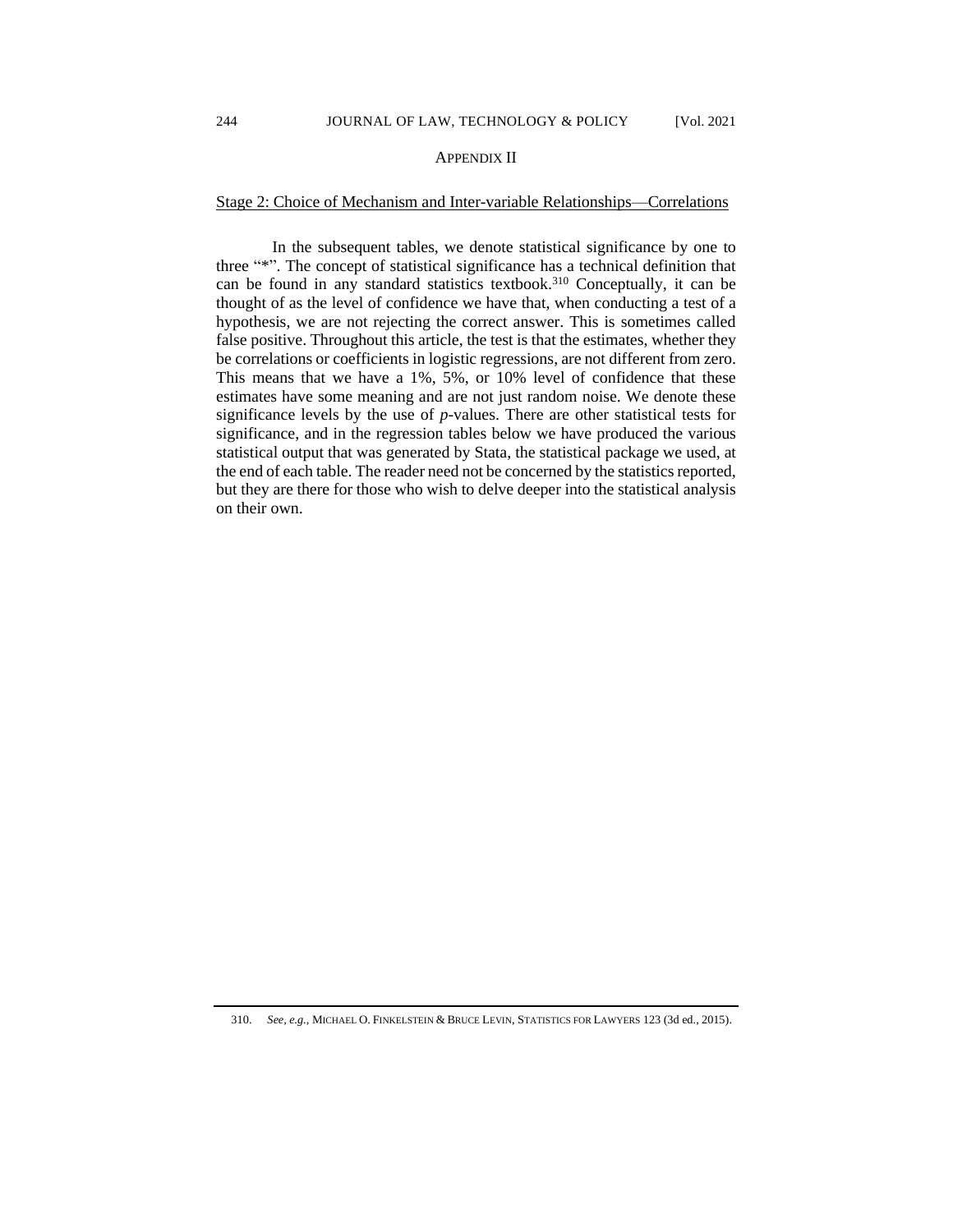## APPENDIX II

Stage 2: Choice of Mechanism and Inter-variable Relationships—Correlations

In the subsequent tables, we denote statistical significance by one to three "*". The concept of statistical significance has a technical definition that can be found in any standard statistics textbook.[310] Conceptually, it can be thought of as the level of confidence we have that, when conducting a test of a hypothesis, we are not rejecting the correct answer. This is sometimes called false positive. Throughout this article, the test is that the estimates, whether they be correlations or coefficients in logistic regressions, are not different from zero. This means that we have a 1%, 5%, or 10% level of confidence that these estimates have some meaning and are not just random noise. We denote these significance levels by the use of *p*-values. There are other statistical tests for significance, and in the regression tables below we have produced the various statistical output that was generated by Stata, the statistical package we used, at the end of each table. The reader need not be concerned by the statistics reported, but they are there for those who wish to delve deeper into the statistical analysis on their own.

---

310. *See, e.g.*, MICHAEL O. FINKELSTEIN & BRUCE LEVIN, STATISTICS FOR LAWYERS 123 (3d ed., 2015).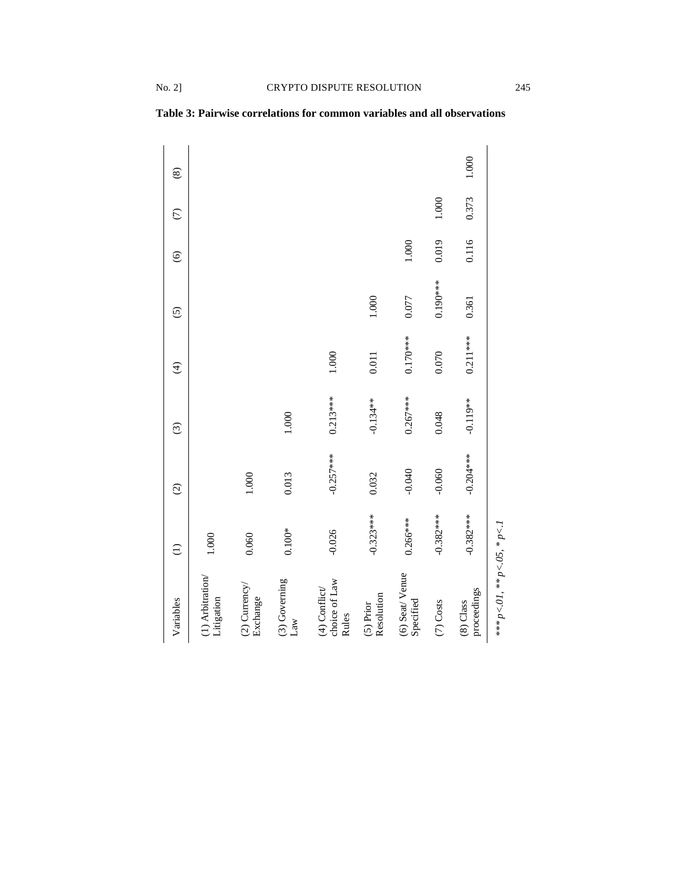**Table 3: Pairwise correlations for common variables and all observations**

| Variables | (1) | (2) | (3) | (4) | (5) | (6) | (7) | (8) |
|---|---|---|---|---|---|---|---|---|
| (1) Arbitration/ Litigation | 1.000 | | | | | | | |
| (2) Currency/ Exchange | 0.060 | 1.000 | | | | | | |
| (3) Governing Law | 0.100* | 0.013 | 1.000 | | | | | |
| (4) Conflict/ choice of Law Rules | -0.026 | -0.257*** | 0.213*** | 1.000 | | | | |
| (5) Prior Resolution | -0.323*** | 0.032 | -0.134** | 0.011 | 1.000 | | | |
| (6) Seat/ Venue Specified | 0.266*** | -0.040 | 0.267*** | 0.170*** | 0.077 | 1.000 | | |
| (7) Costs | -0.382*** | -0.060 | 0.048 | 0.070 | 0.190*** | 0.019 | 1.000 | |
| (8) Class proceedings | -0.382*** | -0.204*** | -0.119** | 0.211*** | 0.361 | 0.116 | 0.373 | 1.000 |

*\*\*\* $p<.01$, \*\* $p<.05$, \* $p<.1$*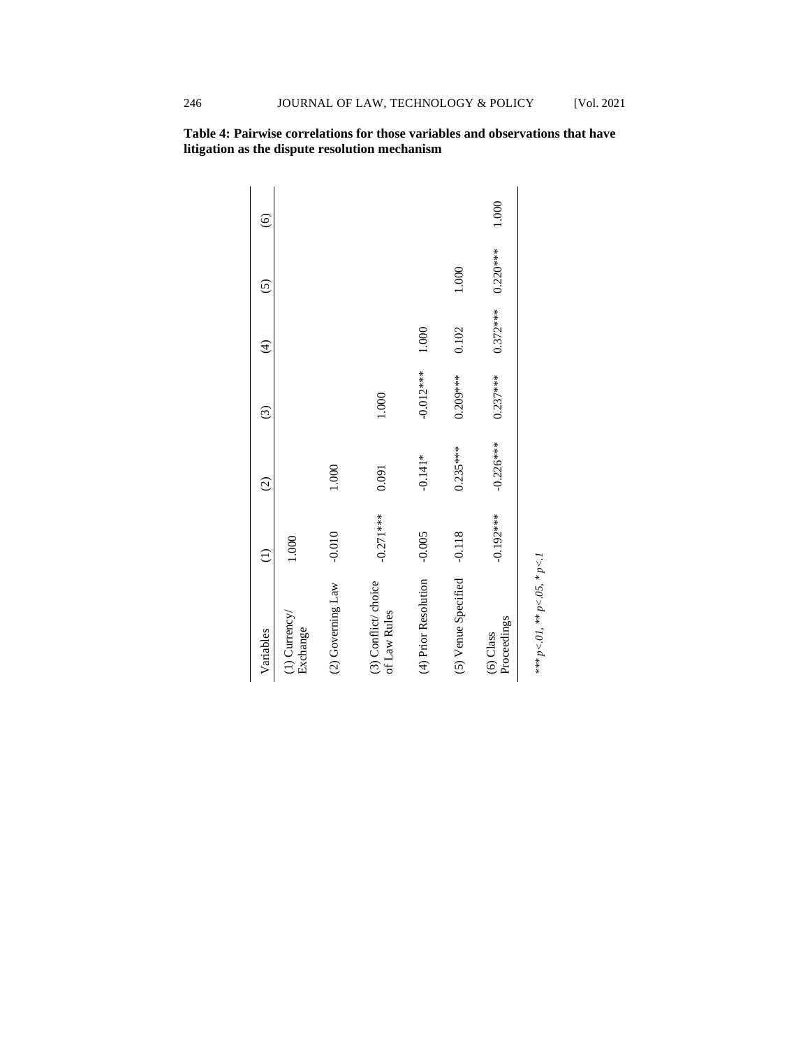**Table 4: Pairwise correlations for those variables and observations that have litigation as the dispute resolution mechanism**

| Variables | (1) | (2) | (3) | (4) | (5) | (6) |
|---|---|---|---|---|---|---|
| (1) Currency/ Exchange | 1.000 | | | | | |
| (2) Governing Law | -0.010 | 1.000 | | | | |
| (3) Conflict/ choice of Law Rules | -0.271*** | 0.091 | 1.000 | | | |
| (4) Prior Resolution | -0.005 | -0.141* | -0.012*** | 1.000 | | |
| (5) Venue Specified | -0.118 | 0.235*** | 0.209*** | 0.102 | 1.000 | |
| (6) Class Proceedings | -0.192*** | -0.226*** | 0.237*** | 0.372*** | 0.220*** | 1.000 |

*\*\*\* $p<.01$, \*\* $p<.05$, \* $p<.1$*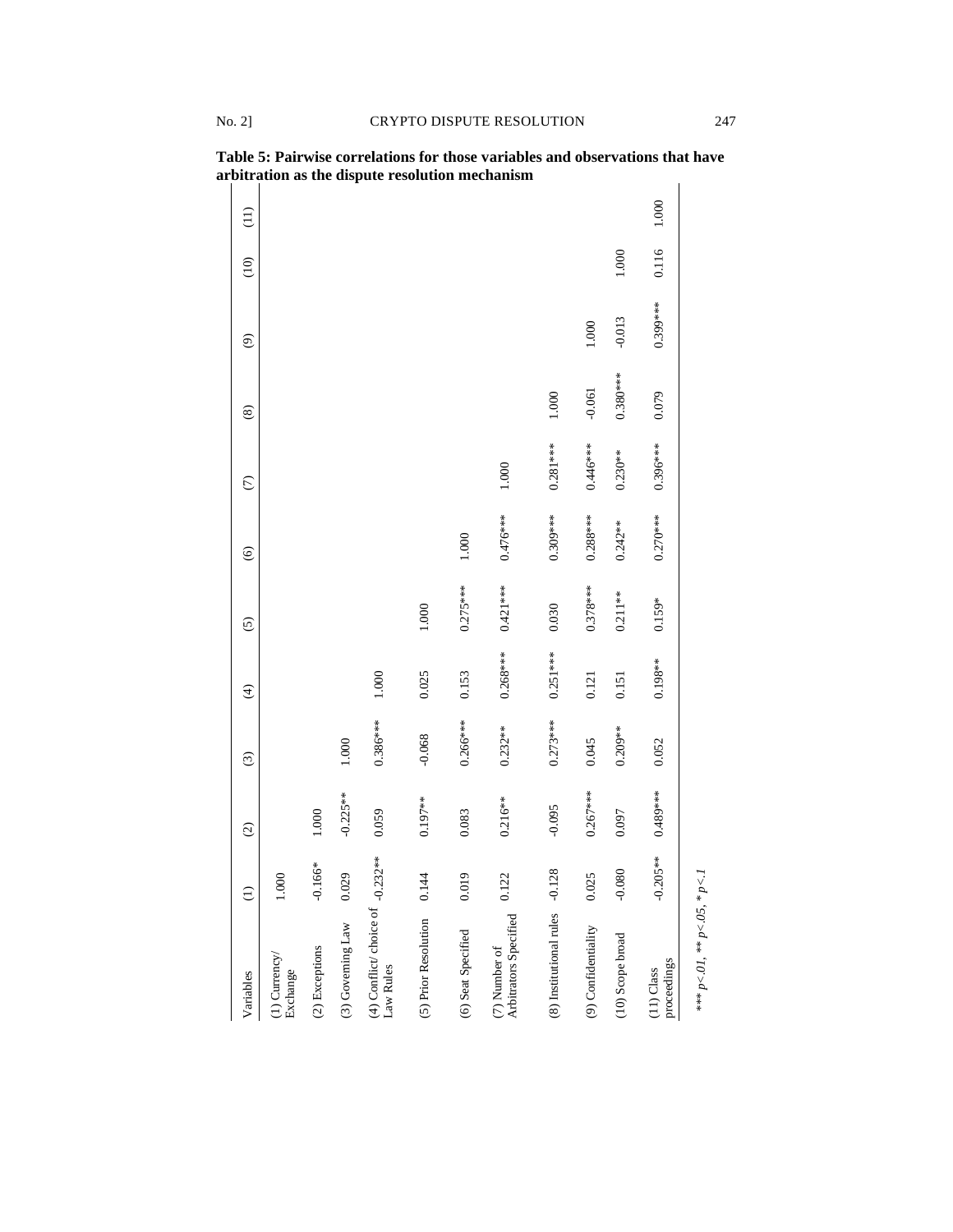**Table 5: Pairwise correlations for those variables and observations that have arbitration as the dispute resolution mechanism**

| Variables | (1) | (2) | (3) | (4) | (5) | (6) | (7) | (8) | (9) | (10) | (11) |
|---|---|---|---|---|---|---|---|---|---|---|---|
| (1) Currency/ Exchange | 1.000 | | | | | | | | | | |
| (2) Exceptions | -0.166* | 1.000 | | | | | | | | | |
| (3) Governing Law | 0.029 | -0.225** | 1.000 | | | | | | | | |
| (4) Conflict/ choice of Law Rules | -0.232** | 0.059 | 0.386*** | 1.000 | | | | | | | |
| (5) Prior Resolution | 0.144 | 0.197** | -0.068 | 0.025 | 1.000 | | | | | | |
| (6) Seat Specified | 0.019 | 0.083 | 0.266*** | 0.153 | 0.275*** | 1.000 | | | | | |
| (7) Number of Arbitrators Specified | 0.122 | 0.216** | 0.232** | 0.268*** | 0.421*** | 0.476*** | 1.000 | | | | |
| (8) Institutional rules | -0.128 | -0.095 | 0.273*** | 0.251*** | 0.030 | 0.309*** | 0.281*** | 1.000 | | | |
| (9) Confidentiality | 0.025 | 0.267*** | 0.045 | 0.121 | 0.378*** | 0.288*** | 0.446*** | -0.061 | 1.000 | | |
| (10) Scope broad | -0.080 | 0.097 | 0.209** | 0.151 | 0.211** | 0.242** | 0.230** | 0.380*** | -0.013 | 1.000 | |
| (11) Class proceedings | -0.205** | 0.489*** | 0.052 | 0.198** | 0.159* | 0.270*** | 0.396*** | 0.079 | 0.399*** | 0.116 | 1.000 |

*\*\*\* p<.01, \*\* p<.05, \* p<.1*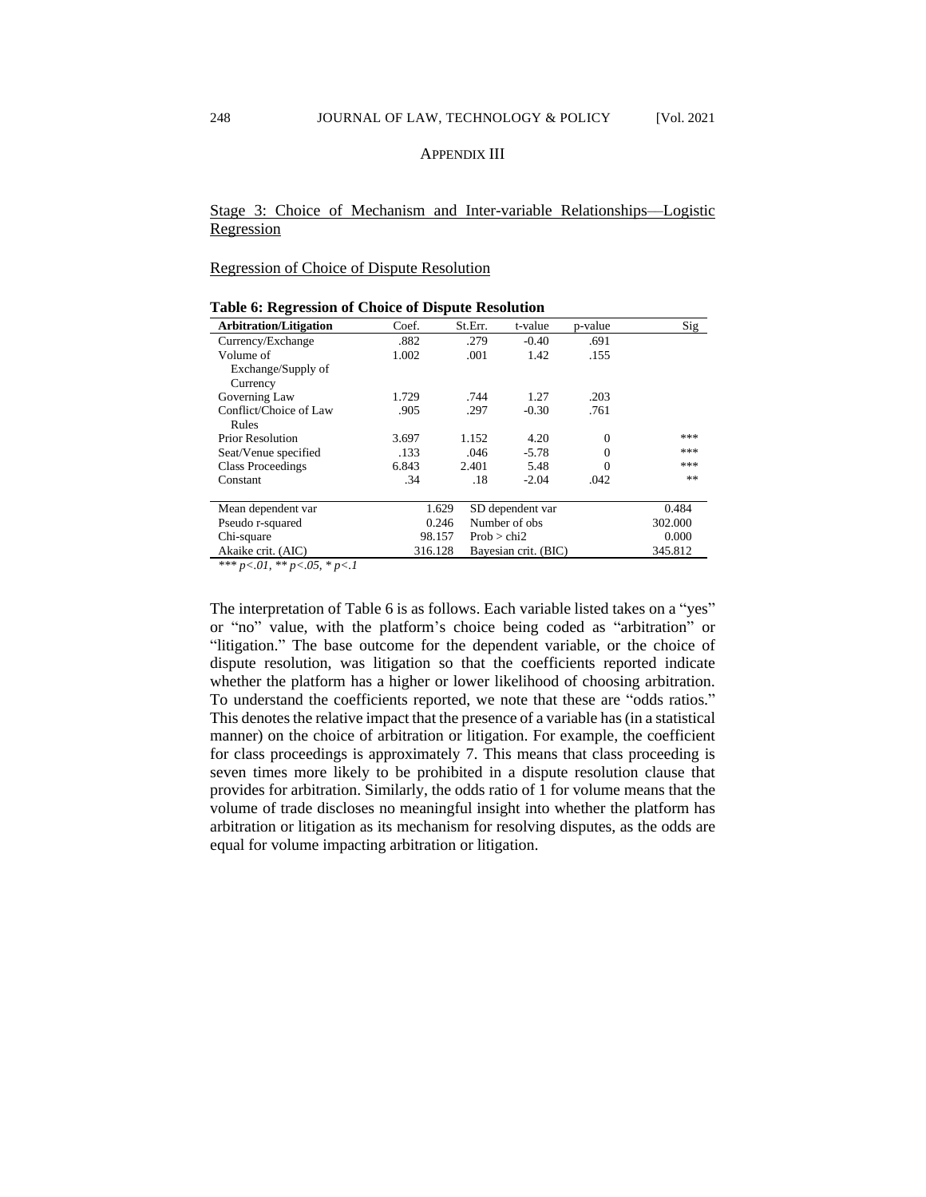## APPENDIX III

### Stage 3: Choice of Mechanism and Inter-variable Relationships—Logistic Regression

### Regression of Choice of Dispute Resolution

**Table 6: Regression of Choice of Dispute Resolution**

| Arbitration/Litigation | Coef. | St.Err. | t-value | p-value | Sig |
|---|---|---|---|---|---|
| Currency/Exchange | .882 | .279 | -0.40 | .691 | |
| Volume of Exchange/Supply of Currency | 1.002 | .001 | 1.42 | .155 | |
| Governing Law | 1.729 | .744 | 1.27 | .203 | |
| Conflict/Choice of Law Rules | .905 | .297 | -0.30 | .761 | |
| Prior Resolution | 3.697 | 1.152 | 4.20 | 0 | *** |
| Seat/Venue specified | .133 | .046 | -5.78 | 0 | *** |
| Class Proceedings | 6.843 | 2.401 | 5.48 | 0 | *** |
| Constant | .34 | .18 | -2.04 | .042 | ** |

| | | | |
|---|---|---|---|
| Mean dependent var | 1.629 | SD dependent var | 0.484 |
| Pseudo r-squared | 0.246 | Number of obs | 302.000 |
| Chi-square | 98.157 | Prob > chi2 | 0.000 |
| Akaike crit. (AIC) | 316.128 | Bayesian crit. (BIC) | 345.812 |

*\*\*\* $p<.01$, \*\* $p<.05$, \* $p<.1$*

The interpretation of Table 6 is as follows. Each variable listed takes on a "yes" or "no" value, with the platform's choice being coded as "arbitration" or "litigation." The base outcome for the dependent variable, or the choice of dispute resolution, was litigation so that the coefficients reported indicate whether the platform has a higher or lower likelihood of choosing arbitration. To understand the coefficients reported, we note that these are "odds ratios." This denotes the relative impact that the presence of a variable has (in a statistical manner) on the choice of arbitration or litigation. For example, the coefficient for class proceedings is approximately 7. This means that class proceeding is seven times more likely to be prohibited in a dispute resolution clause that provides for arbitration. Similarly, the odds ratio of 1 for volume means that the volume of trade discloses no meaningful insight into whether the platform has arbitration or litigation as its mechanism for resolving disputes, as the odds are equal for volume impacting arbitration or litigation.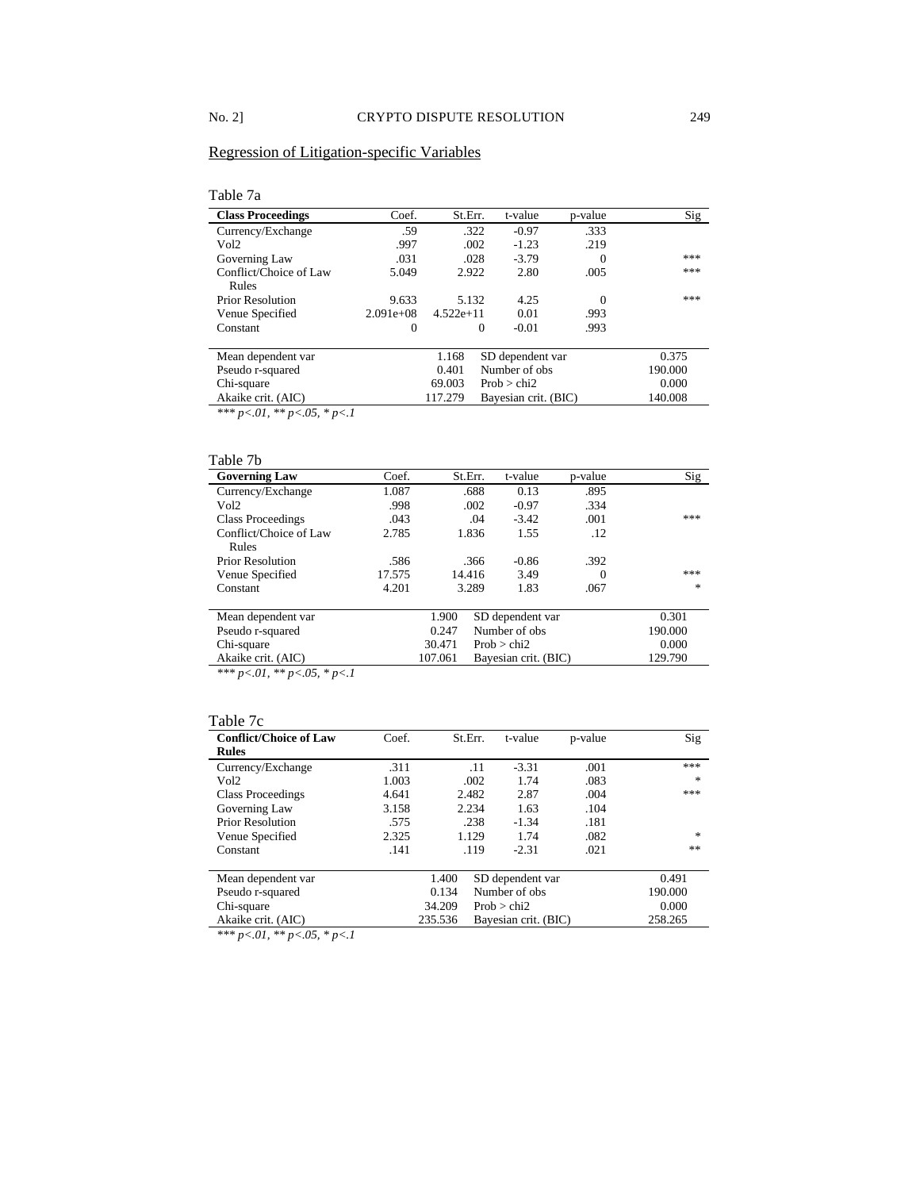## Regression of Litigation-specific Variables

Table 7a

| Class Proceedings | Coef. | St.Err. | t-value | p-value | Sig |
|---|---|---|---|---|---|
| Currency/Exchange | .59 | .322 | -0.97 | .333 | |
| Vol2 | .997 | .002 | -1.23 | .219 | |
| Governing Law | .031 | .028 | -3.79 | 0 | *** |
| Conflict/Choice of Law Rules | 5.049 | 2.922 | 2.80 | .005 | *** |
| Prior Resolution | 9.633 | 5.132 | 4.25 | 0 | *** |
| Venue Specified | 2.091e+08 | 4.522e+11 | 0.01 | .993 | |
| Constant | 0 | 0 | -0.01 | .993 | |

| | | | |
|---|---|---|---|
| Mean dependent var | 1.168 | SD dependent var | 0.375 |
| Pseudo r-squared | 0.401 | Number of obs | 190.000 |
| Chi-square | 69.003 | Prob > chi2 | 0.000 |
| Akaike crit. (AIC) | 117.279 | Bayesian crit. (BIC) | 140.008 |

*\*\*\* p<.01, \*\* p<.05, \* p<.1*

Table 7b

| Governing Law | Coef. | St.Err. | t-value | p-value | Sig |
|---|---|---|---|---|---|
| Currency/Exchange | 1.087 | .688 | 0.13 | .895 | |
| Vol2 | .998 | .002 | -0.97 | .334 | |
| Class Proceedings | .043 | .04 | -3.42 | .001 | *** |
| Conflict/Choice of Law Rules | 2.785 | 1.836 | 1.55 | .12 | |
| Prior Resolution | .586 | .366 | -0.86 | .392 | |
| Venue Specified | 17.575 | 14.416 | 3.49 | 0 | *** |
| Constant | 4.201 | 3.289 | 1.83 | .067 | * |

| | | | |
|---|---|---|---|
| Mean dependent var | 1.900 | SD dependent var | 0.301 |
| Pseudo r-squared | 0.247 | Number of obs | 190.000 |
| Chi-square | 30.471 | Prob > chi2 | 0.000 |
| Akaike crit. (AIC) | 107.061 | Bayesian crit. (BIC) | 129.790 |

*\*\*\* p<.01, \*\* p<.05, \* p<.1*

Table 7c

| Conflict/Choice of Law Rules | Coef. | St.Err. | t-value | p-value | Sig |
|---|---|---|---|---|---|
| Currency/Exchange | .311 | .11 | -3.31 | .001 | *** |
| Vol2 | 1.003 | .002 | 1.74 | .083 | * |
| Class Proceedings | 4.641 | 2.482 | 2.87 | .004 | *** |
| Governing Law | 3.158 | 2.234 | 1.63 | .104 | |
| Prior Resolution | .575 | .238 | -1.34 | .181 | |
| Venue Specified | 2.325 | 1.129 | 1.74 | .082 | * |
| Constant | .141 | .119 | -2.31 | .021 | ** |

| | | | |
|---|---|---|---|
| Mean dependent var | 1.400 | SD dependent var | 0.491 |
| Pseudo r-squared | 0.134 | Number of obs | 190.000 |
| Chi-square | 34.209 | Prob > chi2 | 0.000 |
| Akaike crit. (AIC) | 235.536 | Bayesian crit. (BIC) | 258.265 |

*\*\*\* p<.01, \*\* p<.05, \* p<.1*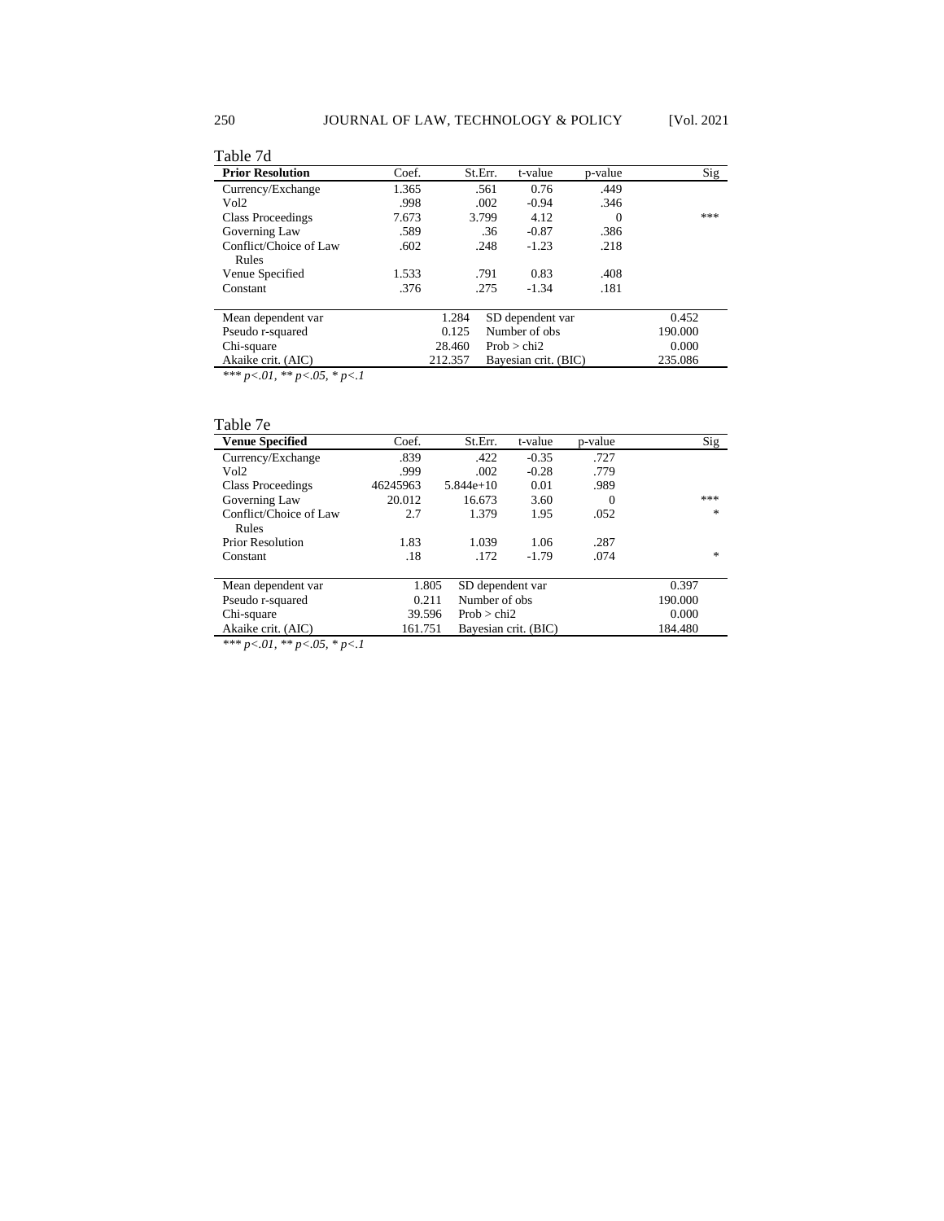Table 7d

| Prior Resolution | Coef. | St.Err. | t-value | p-value | Sig |
|---|---|---|---|---|---|
| Currency/Exchange | 1.365 | .561 | 0.76 | .449 | |
| Vol2 | .998 | .002 | -0.94 | .346 | |
| Class Proceedings | 7.673 | 3.799 | 4.12 | 0 | *** |
| Governing Law | .589 | .36 | -0.87 | .386 | |
| Conflict/Choice of Law Rules | .602 | .248 | -1.23 | .218 | |
| Venue Specified | 1.533 | .791 | 0.83 | .408 | |
| Constant | .376 | .275 | -1.34 | .181 | |

| | | | |
|---|---|---|---|
| Mean dependent var | 1.284 | SD dependent var | 0.452 |
| Pseudo r-squared | 0.125 | Number of obs | 190.000 |
| Chi-square | 28.460 | Prob > chi2 | 0.000 |
| Akaike crit. (AIC) | 212.357 | Bayesian crit. (BIC) | 235.086 |

*\*\*\* p<.01, \*\* p<.05, \* p<.1*

Table 7e

| Venue Specified | Coef. | St.Err. | t-value | p-value | Sig |
|---|---|---|---|---|---|
| Currency/Exchange | .839 | .422 | -0.35 | .727 | |
| Vol2 | .999 | .002 | -0.28 | .779 | |
| Class Proceedings | 46245963 | 5.844e+10 | 0.01 | .989 | |
| Governing Law | 20.012 | 16.673 | 3.60 | 0 | *** |
| Conflict/Choice of Law Rules | 2.7 | 1.379 | 1.95 | .052 | * |
| Prior Resolution | 1.83 | 1.039 | 1.06 | .287 | |
| Constant | .18 | .172 | -1.79 | .074 | * |

| | | | |
|---|---|---|---|
| Mean dependent var | 1.805 | SD dependent var | 0.397 |
| Pseudo r-squared | 0.211 | Number of obs | 190.000 |
| Chi-square | 39.596 | Prob > chi2 | 0.000 |
| Akaike crit. (AIC) | 161.751 | Bayesian crit. (BIC) | 184.480 |

*\*\*\* p<.01, \*\* p<.05, \* p<.1*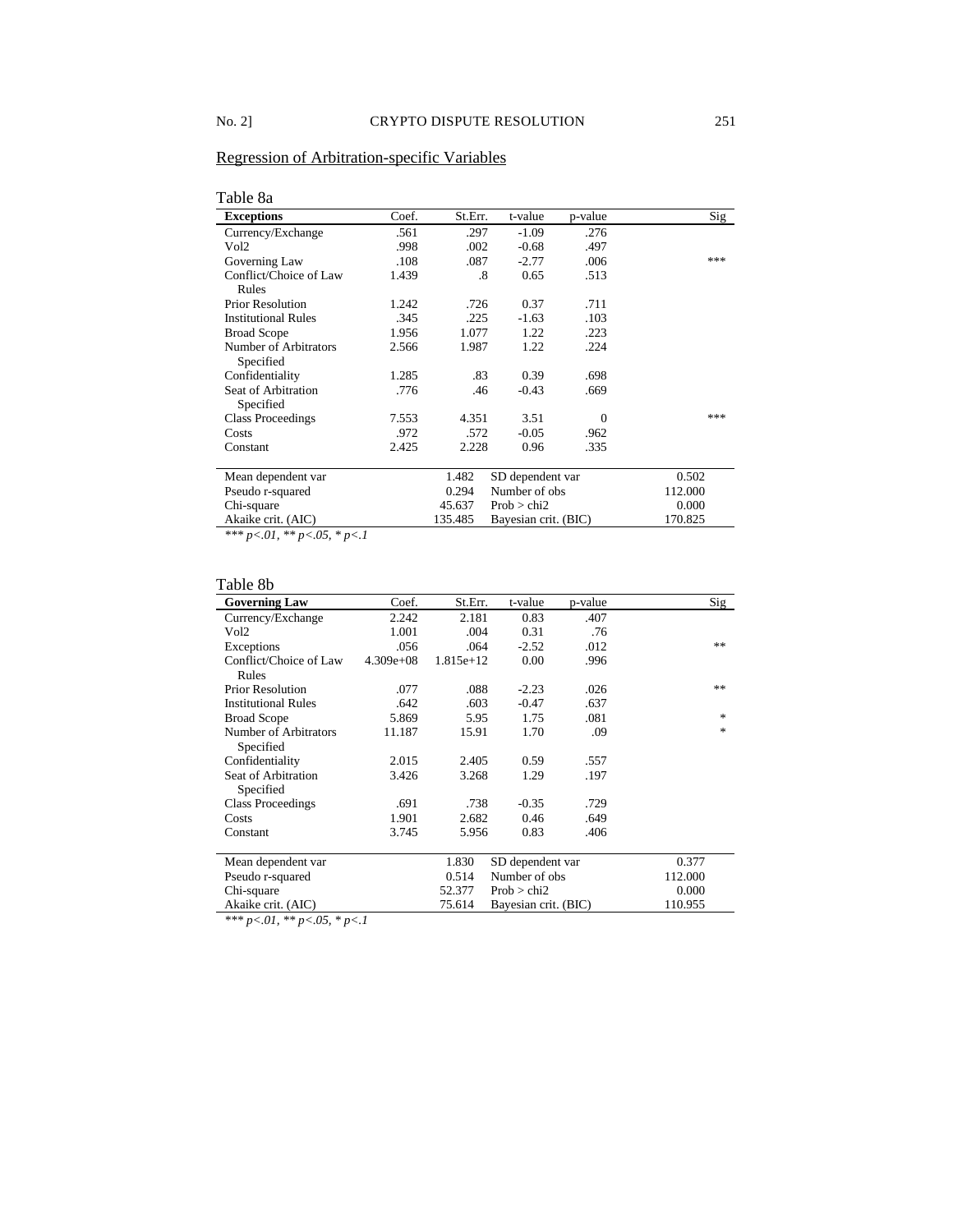Regression of Arbitration-specific Variables

Table 8a

| Exceptions | Coef. | St.Err. | t-value | p-value | Sig |
|---|---|---|---|---|---|
| Currency/Exchange | .561 | .297 | -1.09 | .276 | |
| Vol2 | .998 | .002 | -0.68 | .497 | |
| Governing Law | .108 | .087 | -2.77 | .006 | *** |
| Conflict/Choice of Law Rules | 1.439 | .8 | 0.65 | .513 | |
| Prior Resolution | 1.242 | .726 | 0.37 | .711 | |
| Institutional Rules | .345 | .225 | -1.63 | .103 | |
| Broad Scope | 1.956 | 1.077 | 1.22 | .223 | |
| Number of Arbitrators Specified | 2.566 | 1.987 | 1.22 | .224 | |
| Confidentiality | 1.285 | .83 | 0.39 | .698 | |
| Seat of Arbitration Specified | .776 | .46 | -0.43 | .669 | |
| Class Proceedings | 7.553 | 4.351 | 3.51 | 0 | *** |
| Costs | .972 | .572 | -0.05 | .962 | |
| Constant | 2.425 | 2.228 | 0.96 | .335 | |
| | | | | | |
| Mean dependent var | | 1.482 | SD dependent var | | 0.502 |
| Pseudo r-squared | | 0.294 | Number of obs | | 112.000 |
| Chi-square | | 45.637 | Prob > chi2 | | 0.000 |
| Akaike crit. (AIC) | | 135.485 | Bayesian crit. (BIC) | | 170.825 |

*\*\*\* p<.01, \*\* p<.05, \* p<.1*

Table 8b

| Governing Law | Coef. | St.Err. | t-value | p-value | Sig |
|---|---|---|---|---|---|
| Currency/Exchange | 2.242 | 2.181 | 0.83 | .407 | |
| Vol2 | 1.001 | .004 | 0.31 | .76 | |
| Exceptions | .056 | .064 | -2.52 | .012 | ** |
| Conflict/Choice of Law Rules | 4.309e+08 | 1.815e+12 | 0.00 | .996 | |
| Prior Resolution | .077 | .088 | -2.23 | .026 | ** |
| Institutional Rules | .642 | .603 | -0.47 | .637 | |
| Broad Scope | 5.869 | 5.95 | 1.75 | .081 | * |
| Number of Arbitrators Specified | 11.187 | 15.91 | 1.70 | .09 | * |
| Confidentiality | 2.015 | 2.405 | 0.59 | .557 | |
| Seat of Arbitration Specified | 3.426 | 3.268 | 1.29 | .197 | |
| Class Proceedings | .691 | .738 | -0.35 | .729 | |
| Costs | 1.901 | 2.682 | 0.46 | .649 | |
| Constant | 3.745 | 5.956 | 0.83 | .406 | |
| | | | | | |
| Mean dependent var | | 1.830 | SD dependent var | | 0.377 |
| Pseudo r-squared | | 0.514 | Number of obs | | 112.000 |
| Chi-square | | 52.377 | Prob > chi2 | | 0.000 |
| Akaike crit. (AIC) | | 75.614 | Bayesian crit. (BIC) | | 110.955 |

*\*\*\* p<.01, \*\* p<.05, \* p<.1*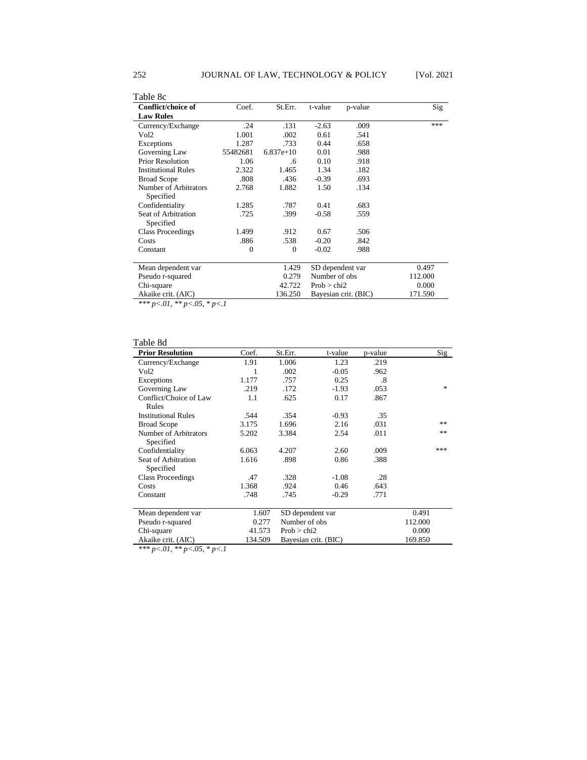Table 8c

| Conflict/choice of Law Rules | Coef. | St.Err. | t-value | p-value | Sig |
|---|---|---|---|---|---|
| Currency/Exchange | .24 | .131 | -2.63 | .009 | *** |
| Vol2 | 1.001 | .002 | 0.61 | .541 | |
| Exceptions | 1.287 | .733 | 0.44 | .658 | |
| Governing Law | 55482681 | 6.837e+10 | 0.01 | .988 | |
| Prior Resolution | 1.06 | .6 | 0.10 | .918 | |
| Institutional Rules | 2.322 | 1.465 | 1.34 | .182 | |
| Broad Scope | .808 | .436 | -0.39 | .693 | |
| Number of Arbitrators Specified | 2.768 | 1.882 | 1.50 | .134 | |
| Confidentiality | 1.285 | .787 | 0.41 | .683 | |
| Seat of Arbitration Specified | .725 | .399 | -0.58 | .559 | |
| Class Proceedings | 1.499 | .912 | 0.67 | .506 | |
| Costs | .886 | .538 | -0.20 | .842 | |
| Constant | 0 | 0 | -0.02 | .988 | |

| | | | |
|---|---|---|---|
| Mean dependent var | 1.429 | SD dependent var | 0.497 |
| Pseudo r-squared | 0.279 | Number of obs | 112.000 |
| Chi-square | 42.722 | Prob > chi2 | 0.000 |
| Akaike crit. (AIC) | 136.250 | Bayesian crit. (BIC) | 171.590 |

*\*\*\* p<.01, \*\* p<.05, \* p<.1*

Table 8d

| Prior Resolution | Coef. | St.Err. | t-value | p-value | Sig |
|---|---|---|---|---|---|
| Currency/Exchange | 1.91 | 1.006 | 1.23 | .219 | |
| Vol2 | 1 | .002 | -0.05 | .962 | |
| Exceptions | 1.177 | .757 | 0.25 | .8 | |
| Governing Law | .219 | .172 | -1.93 | .053 | * |
| Conflict/Choice of Law Rules | 1.1 | .625 | 0.17 | .867 | |
| Institutional Rules | .544 | .354 | -0.93 | .35 | |
| Broad Scope | 3.175 | 1.696 | 2.16 | .031 | ** |
| Number of Arbitrators Specified | 5.202 | 3.384 | 2.54 | .011 | ** |
| Confidentiality | 6.063 | 4.207 | 2.60 | .009 | *** |
| Seat of Arbitration Specified | 1.616 | .898 | 0.86 | .388 | |
| Class Proceedings | .47 | .328 | -1.08 | .28 | |
| Costs | 1.368 | .924 | 0.46 | .643 | |
| Constant | .748 | .745 | -0.29 | .771 | |

| | | | |
|---|---|---|---|
| Mean dependent var | 1.607 | SD dependent var | 0.491 |
| Pseudo r-squared | 0.277 | Number of obs | 112.000 |
| Chi-square | 41.573 | Prob > chi2 | 0.000 |
| Akaike crit. (AIC) | 134.509 | Bayesian crit. (BIC) | 169.850 |

*\*\*\* p<.01, \*\* p<.05, \* p<.1*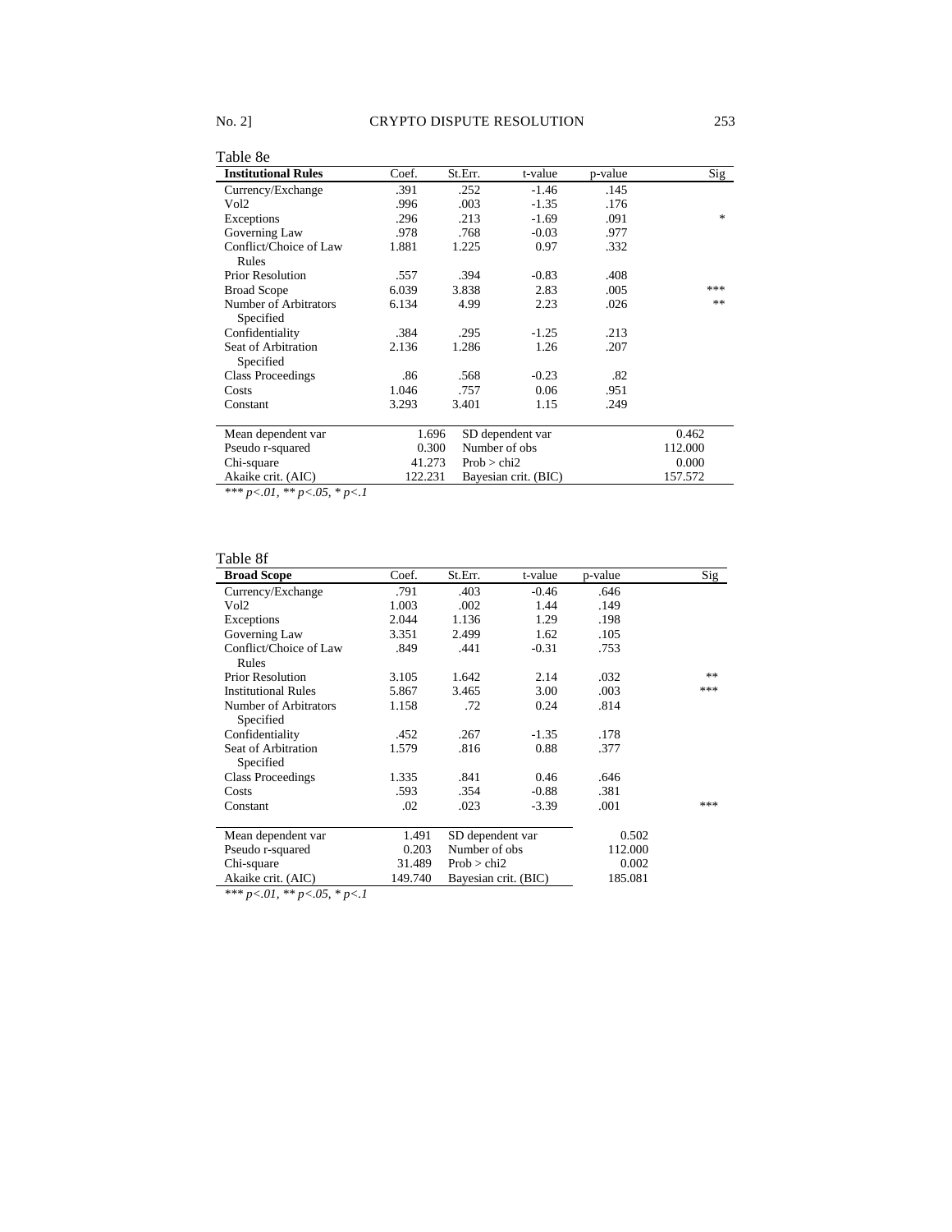Table 8e

| **Institutional Rules** | Coef. | St.Err. | t-value | p-value | Sig |
|---|---|---|---|---|---|
| Currency/Exchange | .391 | .252 | -1.46 | .145 | |
| Vol2 | .996 | .003 | -1.35 | .176 | |
| Exceptions | .296 | .213 | -1.69 | .091 | * |
| Governing Law | .978 | .768 | -0.03 | .977 | |
| Conflict/Choice of Law Rules | 1.881 | 1.225 | 0.97 | .332 | |
| Prior Resolution | .557 | .394 | -0.83 | .408 | |
| Broad Scope | 6.039 | 3.838 | 2.83 | .005 | *** |
| Number of Arbitrators Specified | 6.134 | 4.99 | 2.23 | .026 | ** |
| Confidentiality | .384 | .295 | -1.25 | .213 | |
| Seat of Arbitration Specified | 2.136 | 1.286 | 1.26 | .207 | |
| Class Proceedings | .86 | .568 | -0.23 | .82 | |
| Costs | 1.046 | .757 | 0.06 | .951 | |
| Constant | 3.293 | 3.401 | 1.15 | .249 | |
| | | | | | |
| Mean dependent var | 1.696 | SD dependent var | | | 0.462 |
| Pseudo r-squared | 0.300 | Number of obs | | | 112.000 |
| Chi-square | 41.273 | Prob > chi2 | | | 0.000 |
| Akaike crit. (AIC) | 122.231 | Bayesian crit. (BIC) | | | 157.572 |

*\*\*\* p<.01, \*\* p<.05, \* p<.1*

Table 8f

| **Broad Scope** | Coef. | St.Err. | t-value | p-value | Sig |
|---|---|---|---|---|---|
| Currency/Exchange | .791 | .403 | -0.46 | .646 | |
| Vol2 | 1.003 | .002 | 1.44 | .149 | |
| Exceptions | 2.044 | 1.136 | 1.29 | .198 | |
| Governing Law | 3.351 | 2.499 | 1.62 | .105 | |
| Conflict/Choice of Law Rules | .849 | .441 | -0.31 | .753 | |
| Prior Resolution | 3.105 | 1.642 | 2.14 | .032 | ** |
| Institutional Rules | 5.867 | 3.465 | 3.00 | .003 | *** |
| Number of Arbitrators Specified | 1.158 | .72 | 0.24 | .814 | |
| Confidentiality | .452 | .267 | -1.35 | .178 | |
| Seat of Arbitration Specified | 1.579 | .816 | 0.88 | .377 | |
| Class Proceedings | 1.335 | .841 | 0.46 | .646 | |
| Costs | .593 | .354 | -0.88 | .381 | |
| Constant | .02 | .023 | -3.39 | .001 | *** |
| | | | | | |
| Mean dependent var | 1.491 | SD dependent var | | 0.502 | |
| Pseudo r-squared | 0.203 | Number of obs | | 112.000 | |
| Chi-square | 31.489 | Prob > chi2 | | 0.002 | |
| Akaike crit. (AIC) | 149.740 | Bayesian crit. (BIC) | | 185.081 | |

*\*\*\* p<.01, \*\* p<.05, \* p<.1*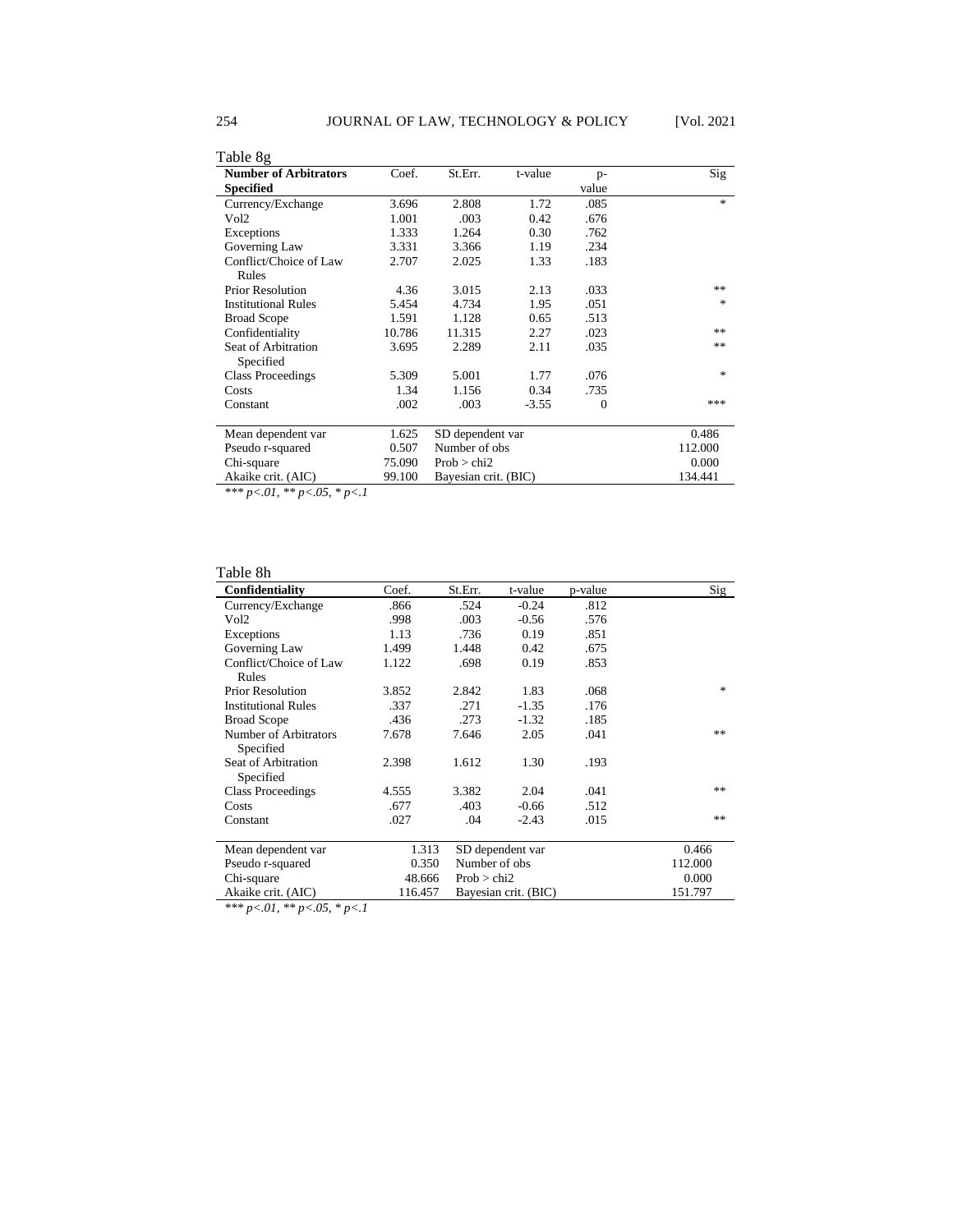Table 8g

| Number of Arbitrators Specified | Coef. | St.Err. | t-value | p-value | Sig |
|---|---|---|---|---|---|
| Currency/Exchange | 3.696 | 2.808 | 1.72 | .085 | * |
| Vol2 | 1.001 | .003 | 0.42 | .676 | |
| Exceptions | 1.333 | 1.264 | 0.30 | .762 | |
| Governing Law | 3.331 | 3.366 | 1.19 | .234 | |
| Conflict/Choice of Law Rules | 2.707 | 2.025 | 1.33 | .183 | |
| Prior Resolution | 4.36 | 3.015 | 2.13 | .033 | ** |
| Institutional Rules | 5.454 | 4.734 | 1.95 | .051 | * |
| Broad Scope | 1.591 | 1.128 | 0.65 | .513 | |
| Confidentiality | 10.786 | 11.315 | 2.27 | .023 | ** |
| Seat of Arbitration Specified | 3.695 | 2.289 | 2.11 | .035 | ** |
| Class Proceedings | 5.309 | 5.001 | 1.77 | .076 | * |
| Costs | 1.34 | 1.156 | 0.34 | .735 | |
| Constant | .002 | .003 | -3.55 | 0 | *** |
| | | | | | |
| Mean dependent var | 1.625 | SD dependent var | | | 0.486 |
| Pseudo r-squared | 0.507 | Number of obs | | | 112.000 |
| Chi-square | 75.090 | Prob > chi2 | | | 0.000 |
| Akaike crit. (AIC) | 99.100 | Bayesian crit. (BIC) | | | 134.441 |

*** $p<.01$, ** $p<.05$, * $p<.1$

Table 8h

| Confidentiality | Coef. | St.Err. | t-value | p-value | Sig |
|---|---|---|---|---|---|
| Currency/Exchange | .866 | .524 | -0.24 | .812 | |
| Vol2 | .998 | .003 | -0.56 | .576 | |
| Exceptions | 1.13 | .736 | 0.19 | .851 | |
| Governing Law | 1.499 | 1.448 | 0.42 | .675 | |
| Conflict/Choice of Law Rules | 1.122 | .698 | 0.19 | .853 | |
| Prior Resolution | 3.852 | 2.842 | 1.83 | .068 | * |
| Institutional Rules | .337 | .271 | -1.35 | .176 | |
| Broad Scope | .436 | .273 | -1.32 | .185 | |
| Number of Arbitrators Specified | 7.678 | 7.646 | 2.05 | .041 | ** |
| Seat of Arbitration Specified | 2.398 | 1.612 | 1.30 | .193 | |
| Class Proceedings | 4.555 | 3.382 | 2.04 | .041 | ** |
| Costs | .677 | .403 | -0.66 | .512 | |
| Constant | .027 | .04 | -2.43 | .015 | ** |
| | | | | | |
| Mean dependent var | 1.313 | SD dependent var | | | 0.466 |
| Pseudo r-squared | 0.350 | Number of obs | | | 112.000 |
| Chi-square | 48.666 | Prob > chi2 | | | 0.000 |
| Akaike crit. (AIC) | 116.457 | Bayesian crit. (BIC) | | | 151.797 |

*** $p<.01$, ** $p<.05$, * $p<.1$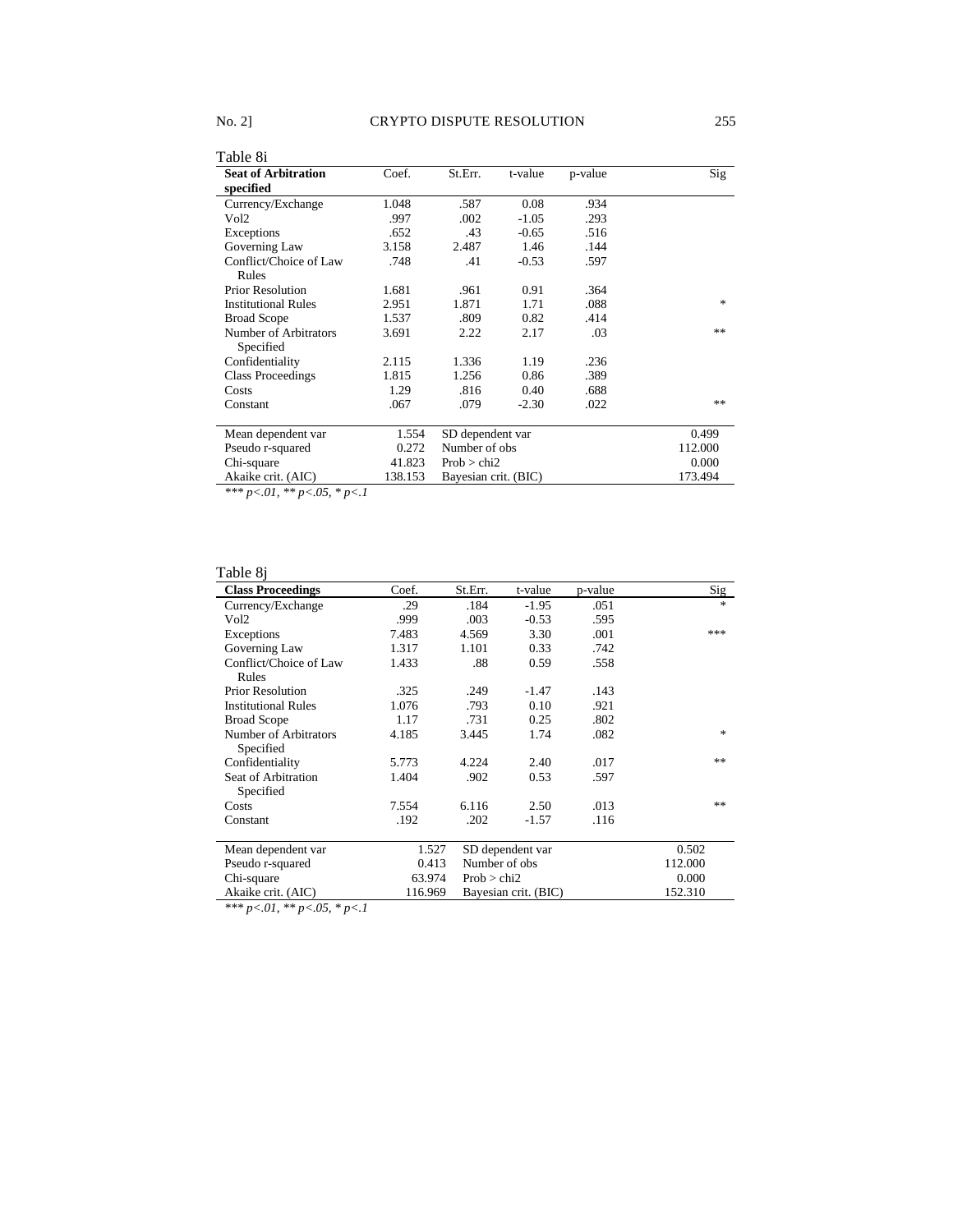Table 8i

| Seat of Arbitration specified | Coef. | St.Err. | t-value | p-value | Sig |
|---|---|---|---|---|---|
| Currency/Exchange | 1.048 | .587 | 0.08 | .934 | |
| Vol2 | .997 | .002 | -1.05 | .293 | |
| Exceptions | .652 | .43 | -0.65 | .516 | |
| Governing Law | 3.158 | 2.487 | 1.46 | .144 | |
| Conflict/Choice of Law Rules | .748 | .41 | -0.53 | .597 | |
| Prior Resolution | 1.681 | .961 | 0.91 | .364 | |
| Institutional Rules | 2.951 | 1.871 | 1.71 | .088 | * |
| Broad Scope | 1.537 | .809 | 0.82 | .414 | |
| Number of Arbitrators Specified | 3.691 | 2.22 | 2.17 | .03 | ** |
| Confidentiality | 2.115 | 1.336 | 1.19 | .236 | |
| Class Proceedings | 1.815 | 1.256 | 0.86 | .389 | |
| Costs | 1.29 | .816 | 0.40 | .688 | |
| Constant | .067 | .079 | -2.30 | .022 | ** |

| | | | |
|---|---|---|---|
| Mean dependent var | 1.554 | SD dependent var | 0.499 |
| Pseudo r-squared | 0.272 | Number of obs | 112.000 |
| Chi-square | 41.823 | Prob > chi2 | 0.000 |
| Akaike crit. (AIC) | 138.153 | Bayesian crit. (BIC) | 173.494 |

*\*\*\* p<.01, \*\* p<.05, \* p<.1*

Table 8j

| Class Proceedings | Coef. | St.Err. | t-value | p-value | Sig |
|---|---|---|---|---|---|
| Currency/Exchange | .29 | .184 | -1.95 | .051 | * |
| Vol2 | .999 | .003 | -0.53 | .595 | |
| Exceptions | 7.483 | 4.569 | 3.30 | .001 | *** |
| Governing Law | 1.317 | 1.101 | 0.33 | .742 | |
| Conflict/Choice of Law Rules | 1.433 | .88 | 0.59 | .558 | |
| Prior Resolution | .325 | .249 | -1.47 | .143 | |
| Institutional Rules | 1.076 | .793 | 0.10 | .921 | |
| Broad Scope | 1.17 | .731 | 0.25 | .802 | |
| Number of Arbitrators Specified | 4.185 | 3.445 | 1.74 | .082 | * |
| Confidentiality | 5.773 | 4.224 | 2.40 | .017 | ** |
| Seat of Arbitration Specified | 1.404 | .902 | 0.53 | .597 | |
| Costs | 7.554 | 6.116 | 2.50 | .013 | ** |
| Constant | .192 | .202 | -1.57 | .116 | |

| | | | |
|---|---|---|---|
| Mean dependent var | 1.527 | SD dependent var | 0.502 |
| Pseudo r-squared | 0.413 | Number of obs | 112.000 |
| Chi-square | 63.974 | Prob > chi2 | 0.000 |
| Akaike crit. (AIC) | 116.969 | Bayesian crit. (BIC) | 152.310 |

*\*\*\* p<.01, \*\* p<.05, \* p<.1*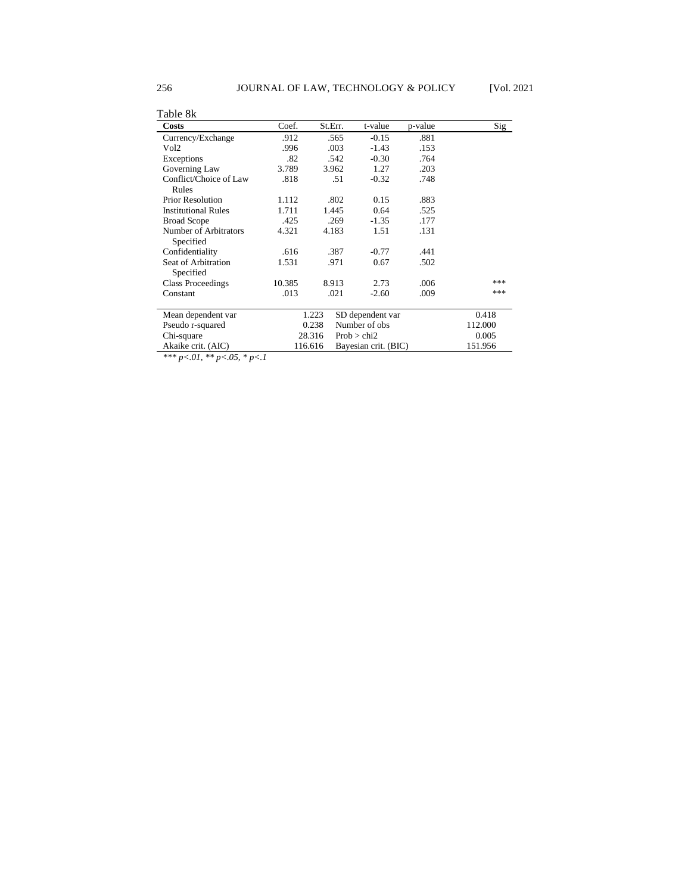Table 8k

| Costs | Coef. | St.Err. | t-value | p-value | Sig |
|---|---|---|---|---|---|
| Currency/Exchange | .912 | .565 | -0.15 | .881 | |
| Vol2 | .996 | .003 | -1.43 | .153 | |
| Exceptions | .82 | .542 | -0.30 | .764 | |
| Governing Law | 3.789 | 3.962 | 1.27 | .203 | |
| Conflict/Choice of Law Rules | .818 | .51 | -0.32 | .748 | |
| Prior Resolution | 1.112 | .802 | 0.15 | .883 | |
| Institutional Rules | 1.711 | 1.445 | 0.64 | .525 | |
| Broad Scope | .425 | .269 | -1.35 | .177 | |
| Number of Arbitrators Specified | 4.321 | 4.183 | 1.51 | .131 | |
| Confidentiality | .616 | .387 | -0.77 | .441 | |
| Seat of Arbitration Specified | 1.531 | .971 | 0.67 | .502 | |
| Class Proceedings | 10.385 | 8.913 | 2.73 | .006 | *** |
| Constant | .013 | .021 | -2.60 | .009 | *** |

| | | | |
|---|---|---|---|
| Mean dependent var | 1.223 | SD dependent var | 0.418 |
| Pseudo r-squared | 0.238 | Number of obs | 112.000 |
| Chi-square | 28.316 | Prob > chi2 | 0.005 |
| Akaike crit. (AIC) | 116.616 | Bayesian crit. (BIC) | 151.956 |

*** $p<.01$, ** $p<.05$, * $p<.1$